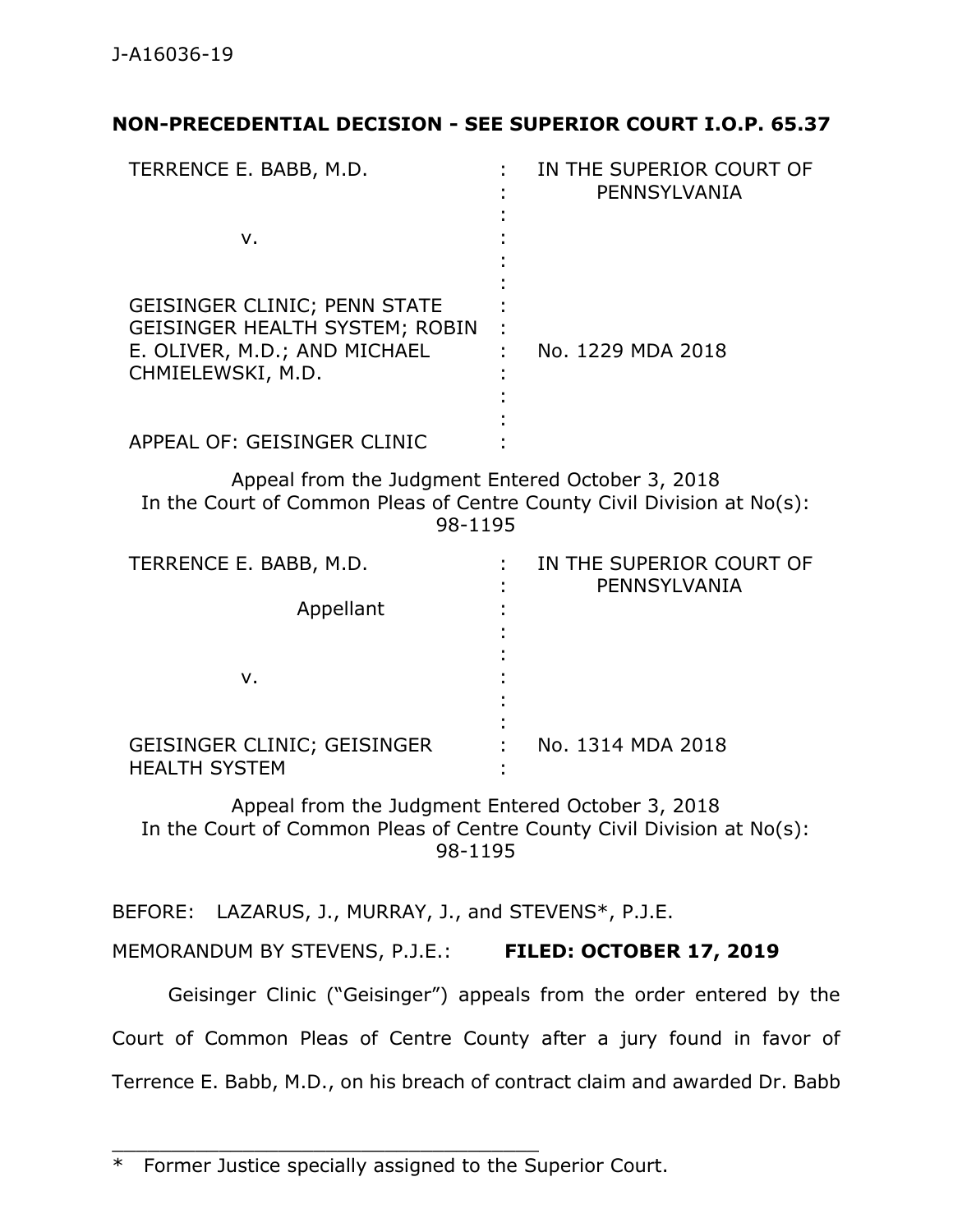J-A16036-19

**NON-PRECEDENTIAL DECISION - SEE SUPERIOR COURT I.O.P. 65.37**

| | | |
|---|---|---|
| TERRENCE E. BABB, M.D. | : | IN THE SUPERIOR COURT OF PENNSYLVANIA |
| v. | : | |
| GEISINGER CLINIC; PENN STATE GEISINGER HEALTH SYSTEM; ROBIN E. OLIVER, M.D.; AND MICHAEL CHMIELEWSKI, M.D. | : | No. 1229 MDA 2018 |
| APPEAL OF: GEISINGER CLINIC | : | |

Appeal from the Judgment Entered October 3, 2018
In the Court of Common Pleas of Centre County Civil Division at No(s): 98-1195

| | | |
|---|---|---|
| TERRENCE E. BABB, M.D. | : | IN THE SUPERIOR COURT OF PENNSYLVANIA |
| Appellant | : | |
| v. | : | |
| GEISINGER CLINIC; GEISINGER HEALTH SYSTEM | : | No. 1314 MDA 2018 |

Appeal from the Judgment Entered October 3, 2018
In the Court of Common Pleas of Centre County Civil Division at No(s): 98-1195

BEFORE: LAZARUS, J., MURRAY, J., and STEVENS*, P.J.E.

MEMORANDUM BY STEVENS, P.J.E.: **FILED: OCTOBER 17, 2019**

Geisinger Clinic ("Geisinger") appeals from the order entered by the Court of Common Pleas of Centre County after a jury found in favor of Terrence E. Babb, M.D., on his breach of contract claim and awarded Dr. Babb

---

\* Former Justice specially assigned to the Superior Court.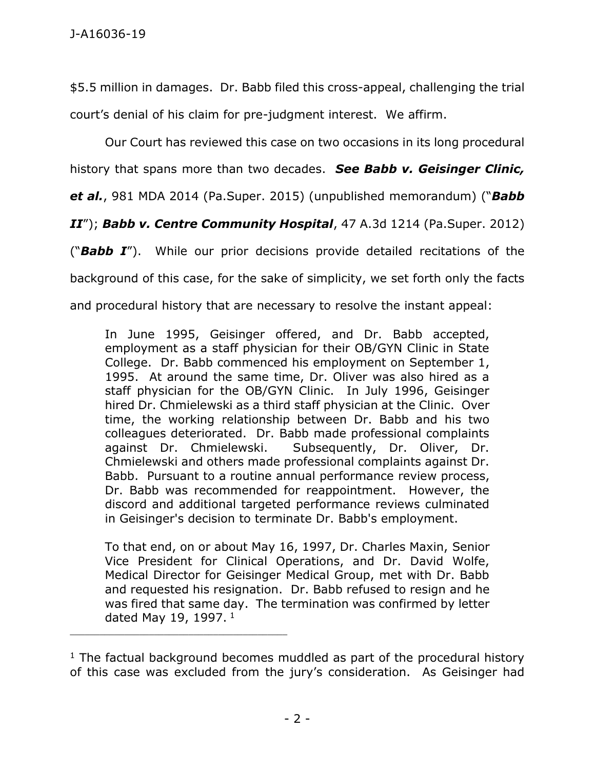$5.5 million in damages. Dr. Babb filed this cross-appeal, challenging the trial court's denial of his claim for pre-judgment interest. We affirm.

Our Court has reviewed this case on two occasions in its long procedural history that spans more than two decades. ***See Babb v. Geisinger Clinic, et al.***, 981 MDA 2014 (Pa.Super. 2015) (unpublished memorandum) ("***Babb II***"); ***Babb v. Centre Community Hospital***, 47 A.3d 1214 (Pa.Super. 2012) ("***Babb I***"). While our prior decisions provide detailed recitations of the background of this case, for the sake of simplicity, we set forth only the facts and procedural history that are necessary to resolve the instant appeal:

> In June 1995, Geisinger offered, and Dr. Babb accepted, employment as a staff physician for their OB/GYN Clinic in State College. Dr. Babb commenced his employment on September 1, 1995. At around the same time, Dr. Oliver was also hired as a staff physician for the OB/GYN Clinic. In July 1996, Geisinger hired Dr. Chmielewski as a third staff physician at the Clinic. Over time, the working relationship between Dr. Babb and his two colleagues deteriorated. Dr. Babb made professional complaints against Dr. Chmielewski. Subsequently, Dr. Oliver, Dr. Chmielewski and others made professional complaints against Dr. Babb. Pursuant to a routine annual performance review process, Dr. Babb was recommended for reappointment. However, the discord and additional targeted performance reviews culminated in Geisinger's decision to terminate Dr. Babb's employment.
>
> To that end, on or about May 16, 1997, Dr. Charles Maxin, Senior Vice President for Clinical Operations, and Dr. David Wolfe, Medical Director for Geisinger Medical Group, met with Dr. Babb and requested his resignation. Dr. Babb refused to resign and he was fired that same day. The termination was confirmed by letter dated May 19, 1997. [1]

---

[1] The factual background becomes muddled as part of the procedural history of this case was excluded from the jury's consideration. As Geisinger had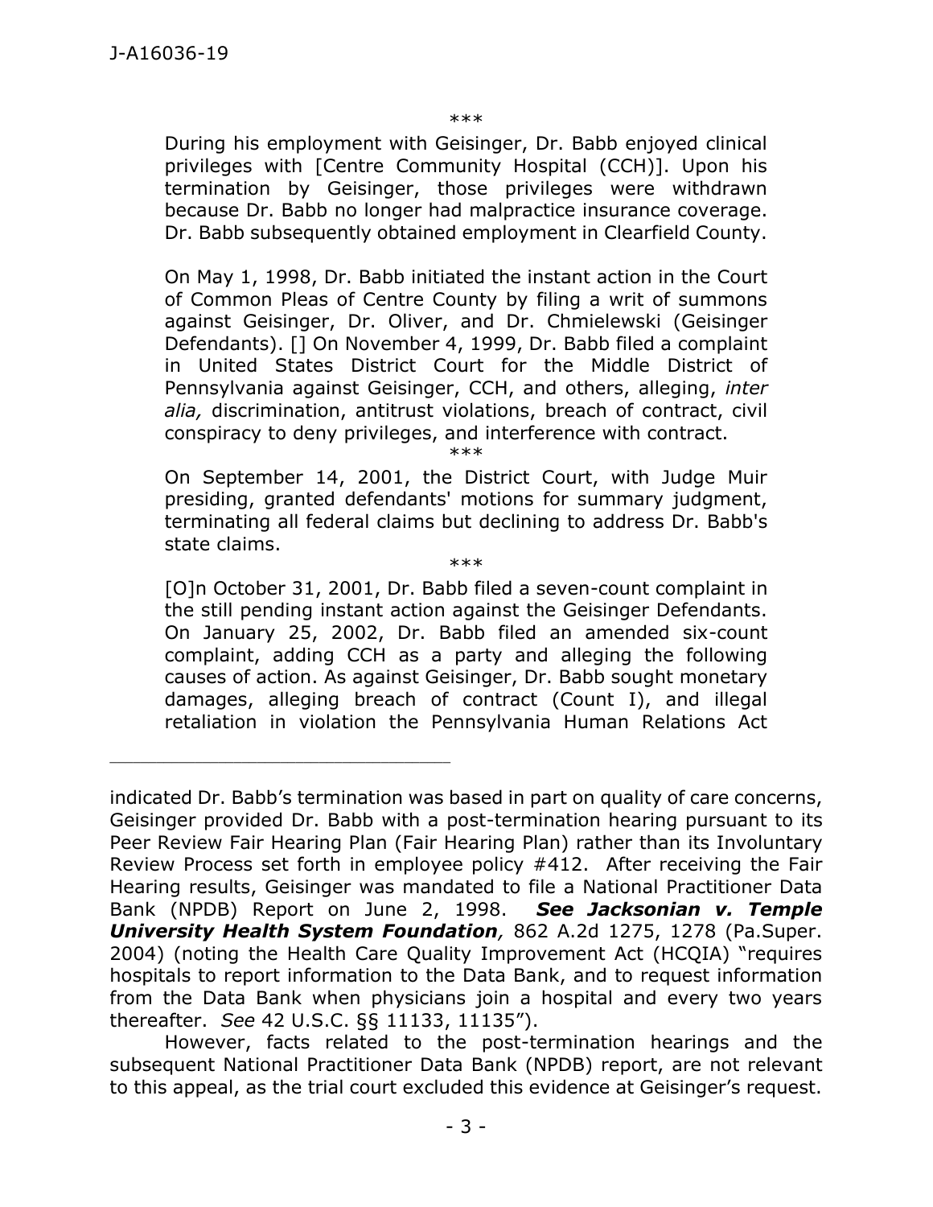\*\*\*

> During his employment with Geisinger, Dr. Babb enjoyed clinical privileges with [Centre Community Hospital (CCH)]. Upon his termination by Geisinger, those privileges were withdrawn because Dr. Babb no longer had malpractice insurance coverage. Dr. Babb subsequently obtained employment in Clearfield County.
>
> On May 1, 1998, Dr. Babb initiated the instant action in the Court of Common Pleas of Centre County by filing a writ of summons against Geisinger, Dr. Oliver, and Dr. Chmielewski (Geisinger Defendants). [] On November 4, 1999, Dr. Babb filed a complaint in United States District Court for the Middle District of Pennsylvania against Geisinger, CCH, and others, alleging, *inter alia,* discrimination, antitrust violations, breach of contract, civil conspiracy to deny privileges, and interference with contract.
>
> \*\*\*
>
> On September 14, 2001, the District Court, with Judge Muir presiding, granted defendants' motions for summary judgment, terminating all federal claims but declining to address Dr. Babb's state claims.
>
> \*\*\*
>
> [O]n October 31, 2001, Dr. Babb filed a seven-count complaint in the still pending instant action against the Geisinger Defendants. On January 25, 2002, Dr. Babb filed an amended six-count complaint, adding CCH as a party and alleging the following causes of action. As against Geisinger, Dr. Babb sought monetary damages, alleging breach of contract (Count I), and illegal retaliation in violation the Pennsylvania Human Relations Act

---

indicated Dr. Babb's termination was based in part on quality of care concerns, Geisinger provided Dr. Babb with a post-termination hearing pursuant to its Peer Review Fair Hearing Plan (Fair Hearing Plan) rather than its Involuntary Review Process set forth in employee policy #412. After receiving the Fair Hearing results, Geisinger was mandated to file a National Practitioner Data Bank (NPDB) Report on June 2, 1998. ***See Jacksonian v. Temple University Health System Foundation**,* 862 A.2d 1275, 1278 (Pa.Super. 2004) (noting the Health Care Quality Improvement Act (HCQIA) "requires hospitals to report information to the Data Bank, and to request information from the Data Bank when physicians join a hospital and every two years thereafter. *See* 42 U.S.C. §§ 11133, 11135").

However, facts related to the post-termination hearings and the subsequent National Practitioner Data Bank (NPDB) report, are not relevant to this appeal, as the trial court excluded this evidence at Geisinger's request.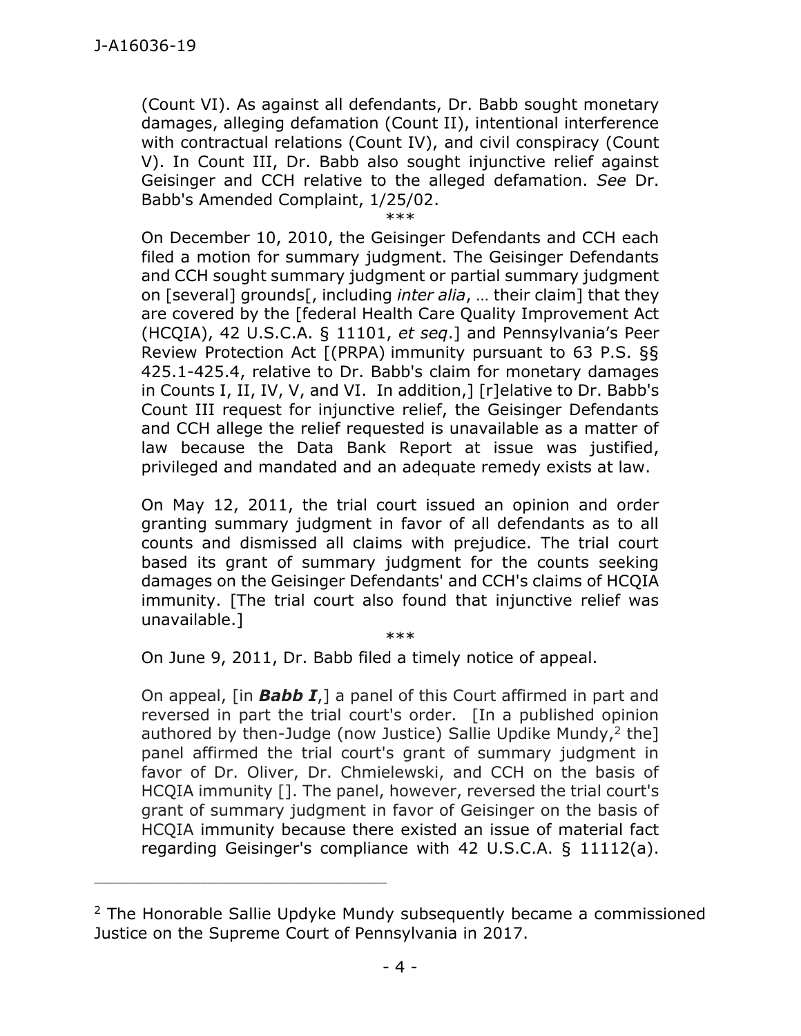(Count VI). As against all defendants, Dr. Babb sought monetary damages, alleging defamation (Count II), intentional interference with contractual relations (Count IV), and civil conspiracy (Count V). In Count III, Dr. Babb also sought injunctive relief against Geisinger and CCH relative to the alleged defamation. *See* Dr. Babb's Amended Complaint, 1/25/02.

\*\*\*

On December 10, 2010, the Geisinger Defendants and CCH each filed a motion for summary judgment. The Geisinger Defendants and CCH sought summary judgment or partial summary judgment on [several] grounds[, including *inter alia*, … their claim] that they are covered by the [federal Health Care Quality Improvement Act (HCQIA), 42 U.S.C.A. § 11101, *et seq*.] and Pennsylvania's Peer Review Protection Act [(PRPA) immunity pursuant to 63 P.S. §§ 425.1-425.4, relative to Dr. Babb's claim for monetary damages in Counts I, II, IV, V, and VI. In addition,] [r]elative to Dr. Babb's Count III request for injunctive relief, the Geisinger Defendants and CCH allege the relief requested is unavailable as a matter of law because the Data Bank Report at issue was justified, privileged and mandated and an adequate remedy exists at law.

On May 12, 2011, the trial court issued an opinion and order granting summary judgment in favor of all defendants as to all counts and dismissed all claims with prejudice. The trial court based its grant of summary judgment for the counts seeking damages on the Geisinger Defendants' and CCH's claims of HCQIA immunity. [The trial court also found that injunctive relief was unavailable.]

\*\*\*

On June 9, 2011, Dr. Babb filed a timely notice of appeal.

On appeal, [in ***Babb I***,] a panel of this Court affirmed in part and reversed in part the trial court's order. [In a published opinion authored by then-Judge (now Justice) Sallie Updike Mundy,[2] the] panel affirmed the trial court's grant of summary judgment in favor of Dr. Oliver, Dr. Chmielewski, and CCH on the basis of HCQIA immunity []. The panel, however, reversed the trial court's grant of summary judgment in favor of Geisinger on the basis of HCQIA immunity because there existed an issue of material fact regarding Geisinger's compliance with 42 U.S.C.A. § 11112(a).

---

[2] The Honorable Sallie Updyke Mundy subsequently became a commissioned Justice on the Supreme Court of Pennsylvania in 2017.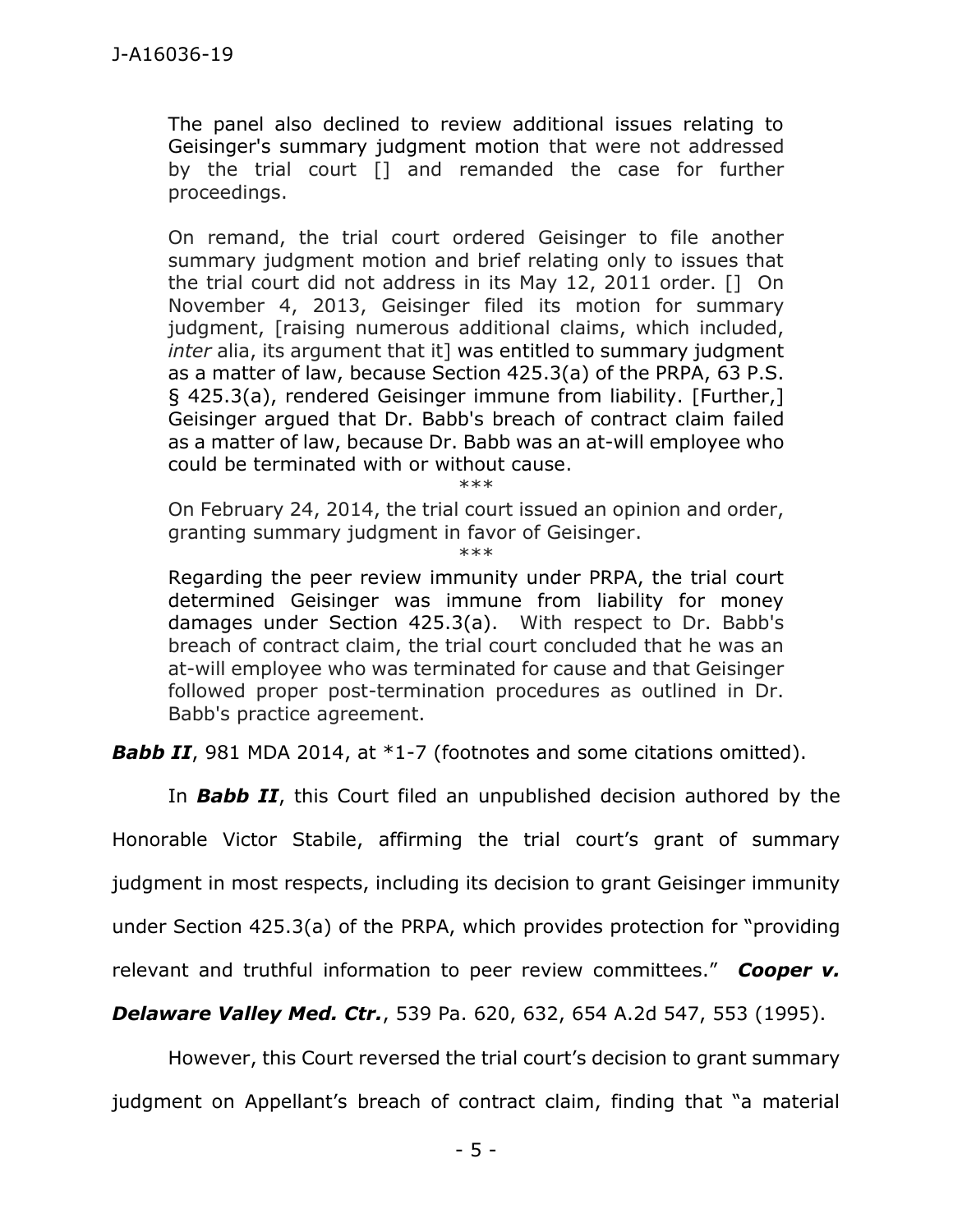> The panel also declined to review additional issues relating to Geisinger's summary judgment motion that were not addressed by the trial court [] and remanded the case for further proceedings.
>
> On remand, the trial court ordered Geisinger to file another summary judgment motion and brief relating only to issues that the trial court did not address in its May 12, 2011 order. [] On November 4, 2013, Geisinger filed its motion for summary judgment, [raising numerous additional claims, which included, *inter* alia, its argument that it] was entitled to summary judgment as a matter of law, because Section 425.3(a) of the PRPA, 63 P.S. § 425.3(a), rendered Geisinger immune from liability. [Further,] Geisinger argued that Dr. Babb's breach of contract claim failed as a matter of law, because Dr. Babb was an at-will employee who could be terminated with or without cause.
>
> \*\*\*
>
> On February 24, 2014, the trial court issued an opinion and order, granting summary judgment in favor of Geisinger.
>
> \*\*\*
>
> Regarding the peer review immunity under PRPA, the trial court determined Geisinger was immune from liability for money damages under Section 425.3(a). With respect to Dr. Babb's breach of contract claim, the trial court concluded that he was an at-will employee who was terminated for cause and that Geisinger followed proper post-termination procedures as outlined in Dr. Babb's practice agreement.

***Babb II***, 981 MDA 2014, at \*1-7 (footnotes and some citations omitted).

In ***Babb II***, this Court filed an unpublished decision authored by the Honorable Victor Stabile, affirming the trial court's grant of summary judgment in most respects, including its decision to grant Geisinger immunity under Section 425.3(a) of the PRPA, which provides protection for "providing relevant and truthful information to peer review committees." ***Cooper v. Delaware Valley Med. Ctr.***, 539 Pa. 620, 632, 654 A.2d 547, 553 (1995).

However, this Court reversed the trial court's decision to grant summary judgment on Appellant's breach of contract claim, finding that "a material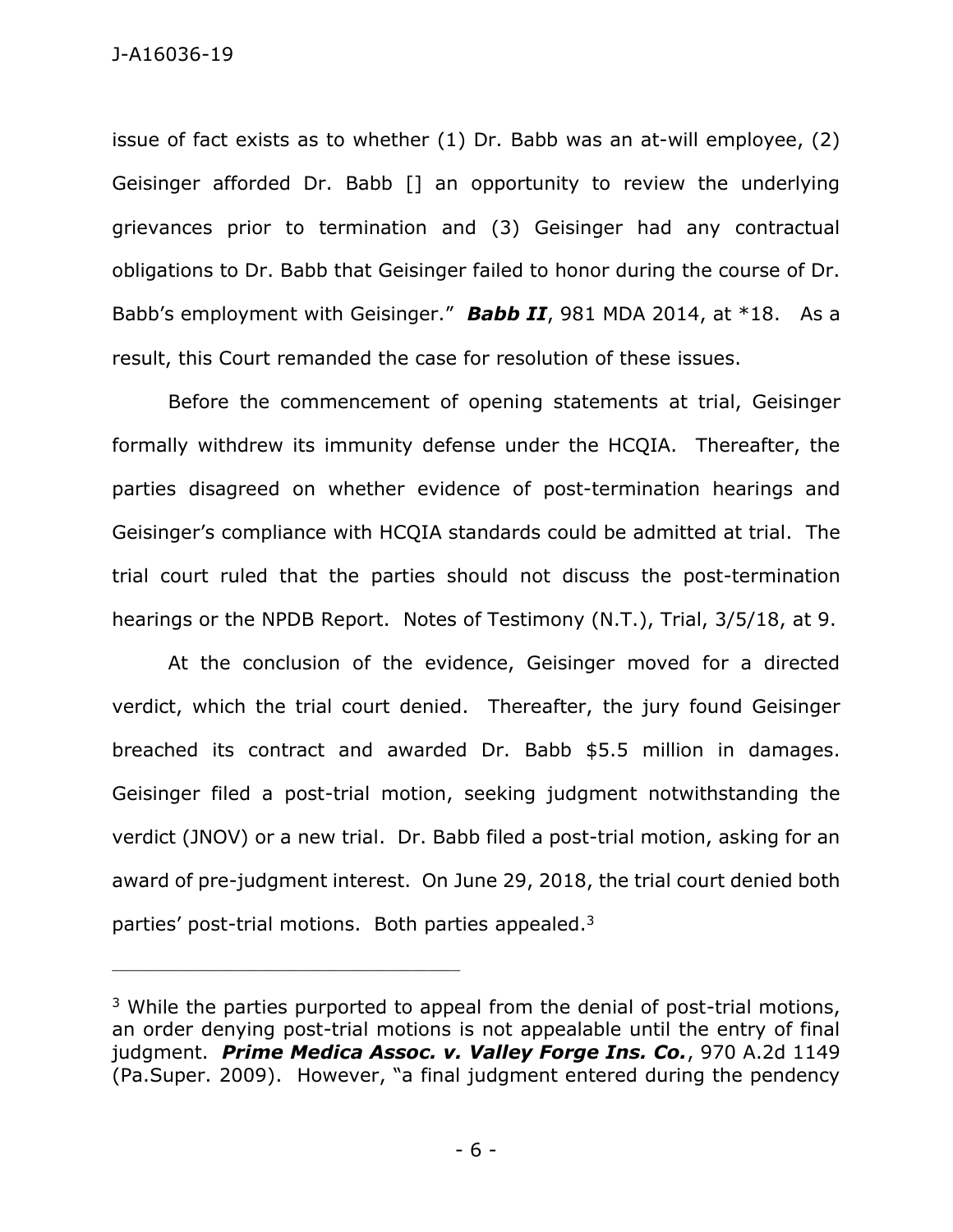issue of fact exists as to whether (1) Dr. Babb was an at-will employee, (2) Geisinger afforded Dr. Babb [] an opportunity to review the underlying grievances prior to termination and (3) Geisinger had any contractual obligations to Dr. Babb that Geisinger failed to honor during the course of Dr. Babb's employment with Geisinger." ***Babb II***, 981 MDA 2014, at *18. As a result, this Court remanded the case for resolution of these issues.

Before the commencement of opening statements at trial, Geisinger formally withdrew its immunity defense under the HCQIA. Thereafter, the parties disagreed on whether evidence of post-termination hearings and Geisinger's compliance with HCQIA standards could be admitted at trial. The trial court ruled that the parties should not discuss the post-termination hearings or the NPDB Report. Notes of Testimony (N.T.), Trial, 3/5/18, at 9.

At the conclusion of the evidence, Geisinger moved for a directed verdict, which the trial court denied. Thereafter, the jury found Geisinger breached its contract and awarded Dr. Babb $5.5 million in damages. Geisinger filed a post-trial motion, seeking judgment notwithstanding the verdict (JNOV) or a new trial. Dr. Babb filed a post-trial motion, asking for an award of pre-judgment interest. On June 29, 2018, the trial court denied both parties' post-trial motions. Both parties appealed.[3]

---

[3] While the parties purported to appeal from the denial of post-trial motions, an order denying post-trial motions is not appealable until the entry of final judgment. ***Prime Medica Assoc. v. Valley Forge Ins. Co.***, 970 A.2d 1149 (Pa.Super. 2009). However, "a final judgment entered during the pendency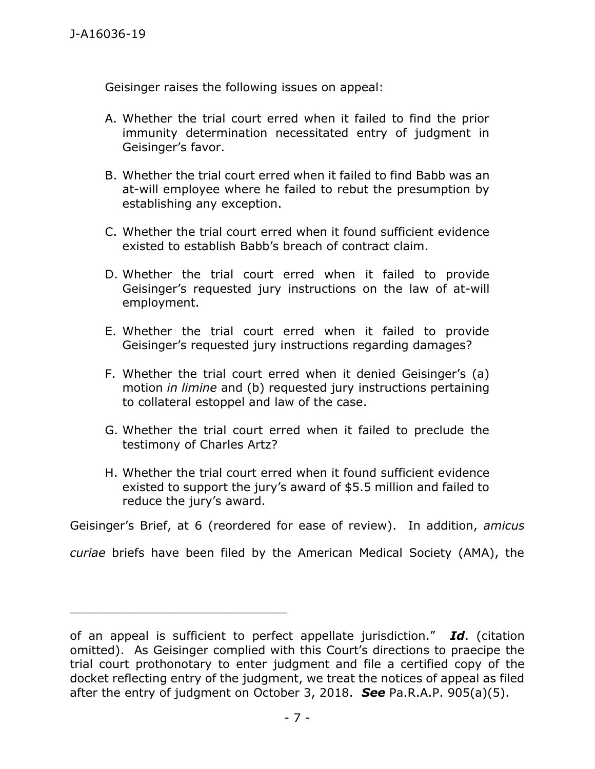Geisinger raises the following issues on appeal:

A. Whether the trial court erred when it failed to find the prior immunity determination necessitated entry of judgment in Geisinger's favor.

B. Whether the trial court erred when it failed to find Babb was an at-will employee where he failed to rebut the presumption by establishing any exception.

C. Whether the trial court erred when it found sufficient evidence existed to establish Babb's breach of contract claim.

D. Whether the trial court erred when it failed to provide Geisinger's requested jury instructions on the law of at-will employment.

E. Whether the trial court erred when it failed to provide Geisinger's requested jury instructions regarding damages?

F. Whether the trial court erred when it denied Geisinger's (a) motion *in limine* and (b) requested jury instructions pertaining to collateral estoppel and law of the case.

G. Whether the trial court erred when it failed to preclude the testimony of Charles Artz?

H. Whether the trial court erred when it found sufficient evidence existed to support the jury's award of $5.5 million and failed to reduce the jury's award.

Geisinger's Brief, at 6 (reordered for ease of review). In addition, *amicus curiae* briefs have been filed by the American Medical Society (AMA), the

---

of an appeal is sufficient to perfect appellate jurisdiction." ***Id***. (citation omitted). As Geisinger complied with this Court's directions to praecipe the trial court prothonotary to enter judgment and file a certified copy of the docket reflecting entry of the judgment, we treat the notices of appeal as filed after the entry of judgment on October 3, 2018. ***See*** Pa.R.A.P. 905(a)(5).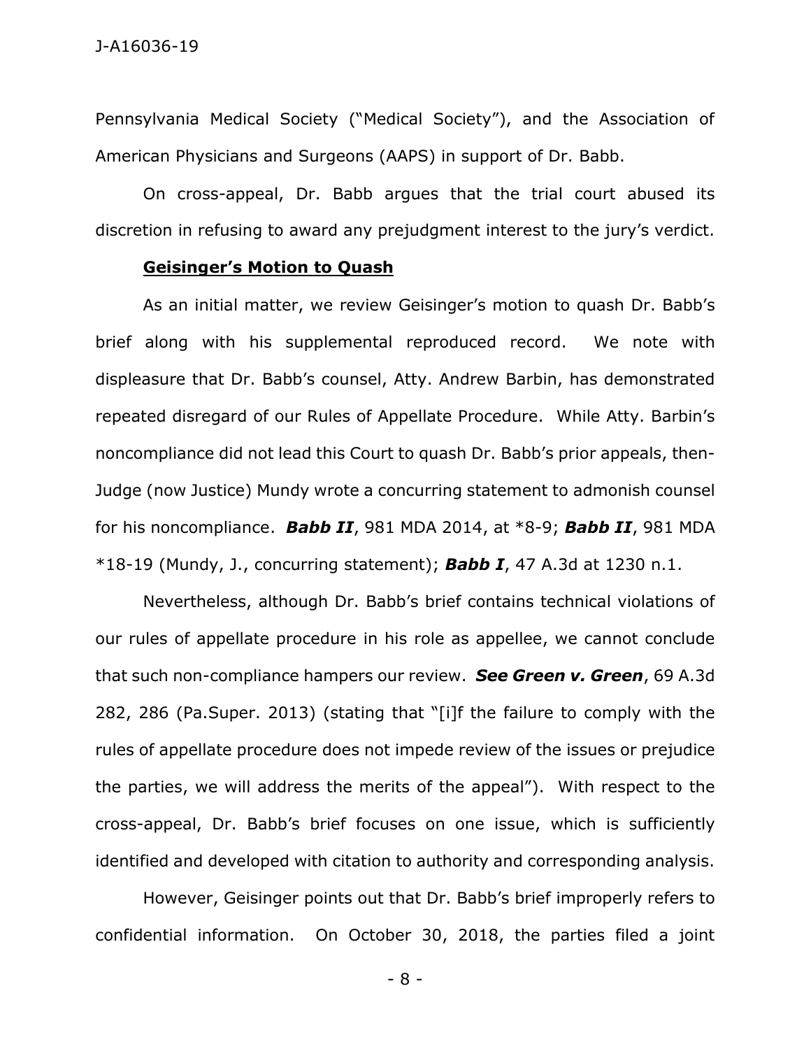Pennsylvania Medical Society ("Medical Society"), and the Association of American Physicians and Surgeons (AAPS) in support of Dr. Babb.

On cross-appeal, Dr. Babb argues that the trial court abused its discretion in refusing to award any prejudgment interest to the jury's verdict.

**Geisinger's Motion to Quash**

As an initial matter, we review Geisinger's motion to quash Dr. Babb's brief along with his supplemental reproduced record. We note with displeasure that Dr. Babb's counsel, Atty. Andrew Barbin, has demonstrated repeated disregard of our Rules of Appellate Procedure. While Atty. Barbin's noncompliance did not lead this Court to quash Dr. Babb's prior appeals, then-Judge (now Justice) Mundy wrote a concurring statement to admonish counsel for his noncompliance. ***Babb II***, 981 MDA 2014, at \*8-9; ***Babb II***, 981 MDA \*18-19 (Mundy, J., concurring statement); ***Babb I***, 47 A.3d at 1230 n.1.

Nevertheless, although Dr. Babb's brief contains technical violations of our rules of appellate procedure in his role as appellee, we cannot conclude that such non-compliance hampers our review. ***See Green v. Green***, 69 A.3d 282, 286 (Pa.Super. 2013) (stating that "[i]f the failure to comply with the rules of appellate procedure does not impede review of the issues or prejudice the parties, we will address the merits of the appeal"). With respect to the cross-appeal, Dr. Babb's brief focuses on one issue, which is sufficiently identified and developed with citation to authority and corresponding analysis.

However, Geisinger points out that Dr. Babb's brief improperly refers to confidential information. On October 30, 2018, the parties filed a joint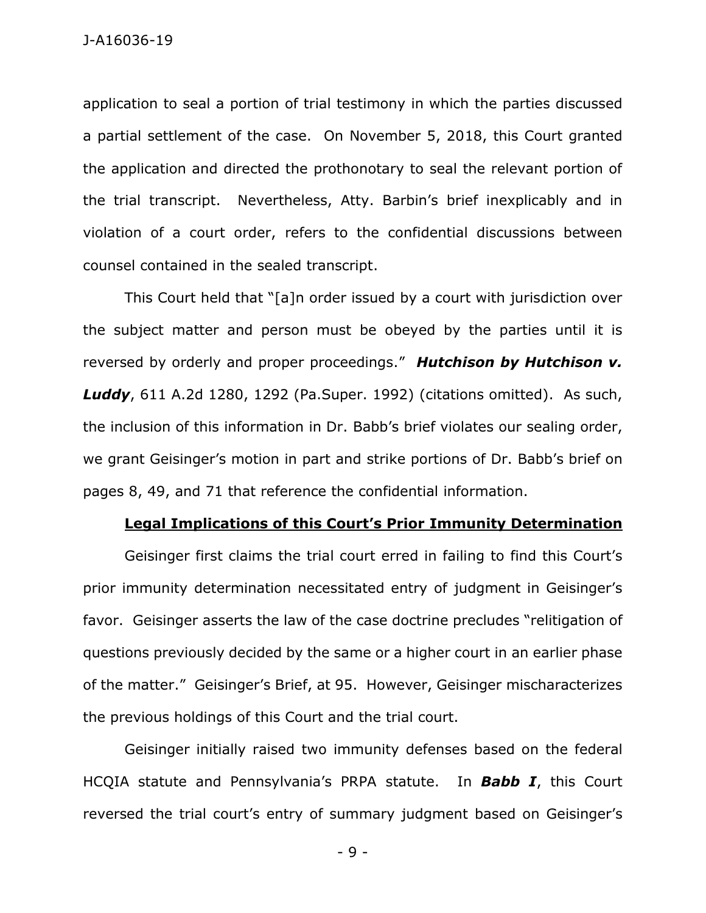application to seal a portion of trial testimony in which the parties discussed a partial settlement of the case. On November 5, 2018, this Court granted the application and directed the prothonotary to seal the relevant portion of the trial transcript. Nevertheless, Atty. Barbin's brief inexplicably and in violation of a court order, refers to the confidential discussions between counsel contained in the sealed transcript.

This Court held that "[a]n order issued by a court with jurisdiction over the subject matter and person must be obeyed by the parties until it is reversed by orderly and proper proceedings." ***Hutchison by Hutchison v. Luddy***, 611 A.2d 1280, 1292 (Pa.Super. 1992) (citations omitted). As such, the inclusion of this information in Dr. Babb's brief violates our sealing order, we grant Geisinger's motion in part and strike portions of Dr. Babb's brief on pages 8, 49, and 71 that reference the confidential information.

**Legal Implications of this Court's Prior Immunity Determination**

Geisinger first claims the trial court erred in failing to find this Court's prior immunity determination necessitated entry of judgment in Geisinger's favor. Geisinger asserts the law of the case doctrine precludes "relitigation of questions previously decided by the same or a higher court in an earlier phase of the matter." Geisinger's Brief, at 95. However, Geisinger mischaracterizes the previous holdings of this Court and the trial court.

Geisinger initially raised two immunity defenses based on the federal HCQIA statute and Pennsylvania's PRPA statute. In ***Babb I***, this Court reversed the trial court's entry of summary judgment based on Geisinger's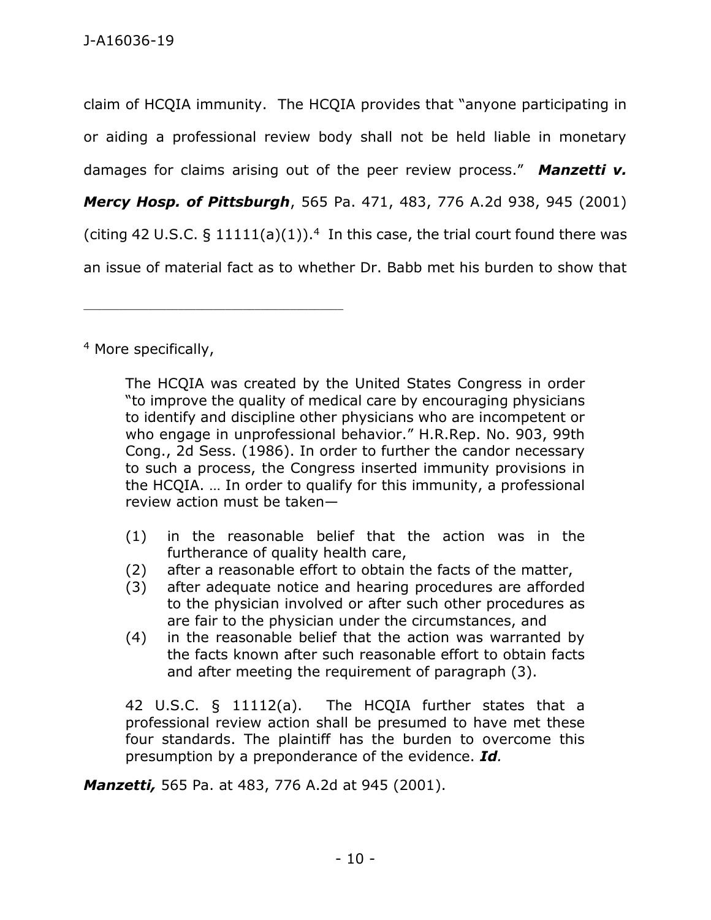claim of HCQIA immunity. The HCQIA provides that "anyone participating in or aiding a professional review body shall not be held liable in monetary damages for claims arising out of the peer review process." ***Manzetti v. Mercy Hosp. of Pittsburgh***, 565 Pa. 471, 483, 776 A.2d 938, 945 (2001) (citing 42 U.S.C. § 11111(a)(1)).[4] In this case, the trial court found there was an issue of material fact as to whether Dr. Babb met his burden to show that

---

[4] More specifically,

> The HCQIA was created by the United States Congress in order "to improve the quality of medical care by encouraging physicians to identify and discipline other physicians who are incompetent or who engage in unprofessional behavior." H.R.Rep. No. 903, 99th Cong., 2d Sess. (1986). In order to further the candor necessary to such a process, the Congress inserted immunity provisions in the HCQIA. … In order to qualify for this immunity, a professional review action must be taken—
>
> (1) in the reasonable belief that the action was in the furtherance of quality health care,
> (2) after a reasonable effort to obtain the facts of the matter,
> (3) after adequate notice and hearing procedures are afforded to the physician involved or after such other procedures as are fair to the physician under the circumstances, and
> (4) in the reasonable belief that the action was warranted by the facts known after such reasonable effort to obtain facts and after meeting the requirement of paragraph (3).
>
> 42 U.S.C. § 11112(a). The HCQIA further states that a professional review action shall be presumed to have met these four standards. The plaintiff has the burden to overcome this presumption by a preponderance of the evidence. ***Id.***

***Manzetti,*** 565 Pa. at 483, 776 A.2d at 945 (2001).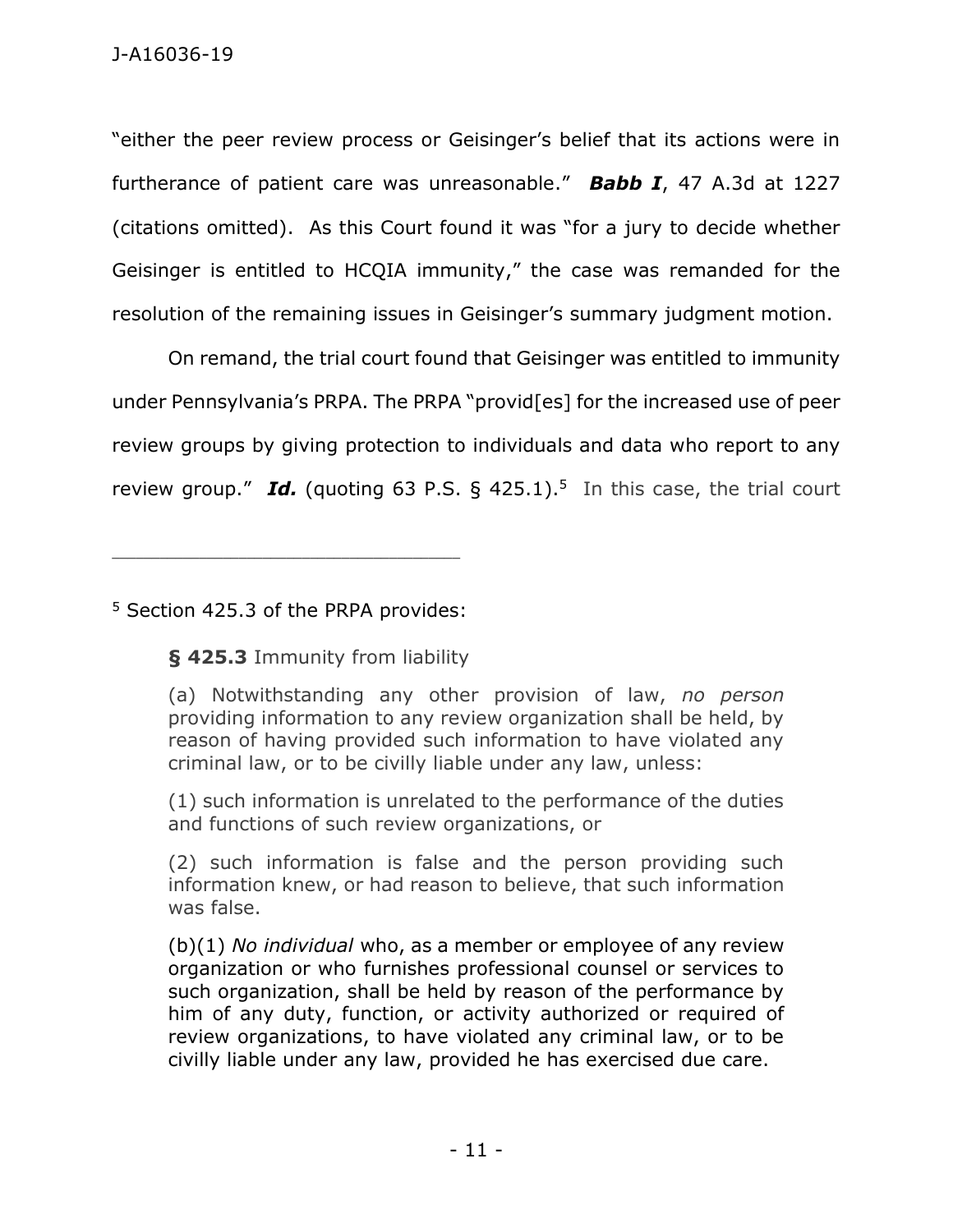"either the peer review process or Geisinger's belief that its actions were in furtherance of patient care was unreasonable." ***Babb I***, 47 A.3d at 1227 (citations omitted). As this Court found it was "for a jury to decide whether Geisinger is entitled to HCQIA immunity," the case was remanded for the resolution of the remaining issues in Geisinger's summary judgment motion.

On remand, the trial court found that Geisinger was entitled to immunity under Pennsylvania's PRPA. The PRPA "provid[es] for the increased use of peer review groups by giving protection to individuals and data who report to any review group." ***Id.*** (quoting 63 P.S. § 425.1).[5] In this case, the trial court

---

[5] Section 425.3 of the PRPA provides:

> **§ 425.3** Immunity from liability
>
> (a) Notwithstanding any other provision of law, *no person* providing information to any review organization shall be held, by reason of having provided such information to have violated any criminal law, or to be civilly liable under any law, unless:
>
> (1) such information is unrelated to the performance of the duties and functions of such review organizations, or
>
> (2) such information is false and the person providing such information knew, or had reason to believe, that such information was false.
>
> (b)(1) *No individual* who, as a member or employee of any review organization or who furnishes professional counsel or services to such organization, shall be held by reason of the performance by him of any duty, function, or activity authorized or required of review organizations, to have violated any criminal law, or to be civilly liable under any law, provided he has exercised due care.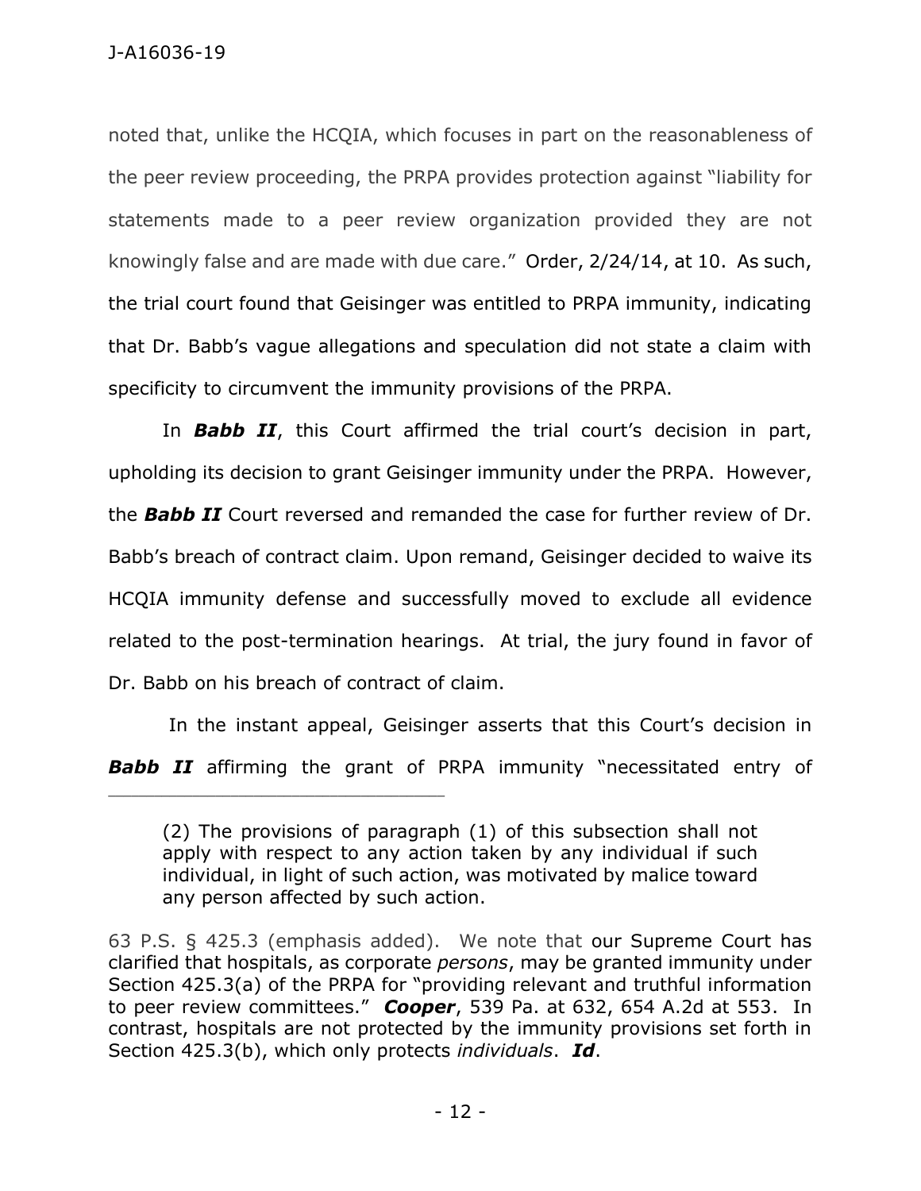noted that, unlike the HCQIA, which focuses in part on the reasonableness of the peer review proceeding, the PRPA provides protection against "liability for statements made to a peer review organization provided they are not knowingly false and are made with due care." Order, 2/24/14, at 10. As such, the trial court found that Geisinger was entitled to PRPA immunity, indicating that Dr. Babb's vague allegations and speculation did not state a claim with specificity to circumvent the immunity provisions of the PRPA.

In ***Babb II***, this Court affirmed the trial court's decision in part, upholding its decision to grant Geisinger immunity under the PRPA. However, the ***Babb II*** Court reversed and remanded the case for further review of Dr. Babb's breach of contract claim. Upon remand, Geisinger decided to waive its HCQIA immunity defense and successfully moved to exclude all evidence related to the post-termination hearings. At trial, the jury found in favor of Dr. Babb on his breach of contract of claim.

In the instant appeal, Geisinger asserts that this Court's decision in ***Babb II*** affirming the grant of PRPA immunity "necessitated entry of

---

> (2) The provisions of paragraph (1) of this subsection shall not apply with respect to any action taken by any individual if such individual, in light of such action, was motivated by malice toward any person affected by such action.

63 P.S. § 425.3 (emphasis added). We note that our Supreme Court has clarified that hospitals, as corporate *persons*, may be granted immunity under Section 425.3(a) of the PRPA for "providing relevant and truthful information to peer review committees." ***Cooper***, 539 Pa. at 632, 654 A.2d at 553. In contrast, hospitals are not protected by the immunity provisions set forth in Section 425.3(b), which only protects *individuals*. ***Id***.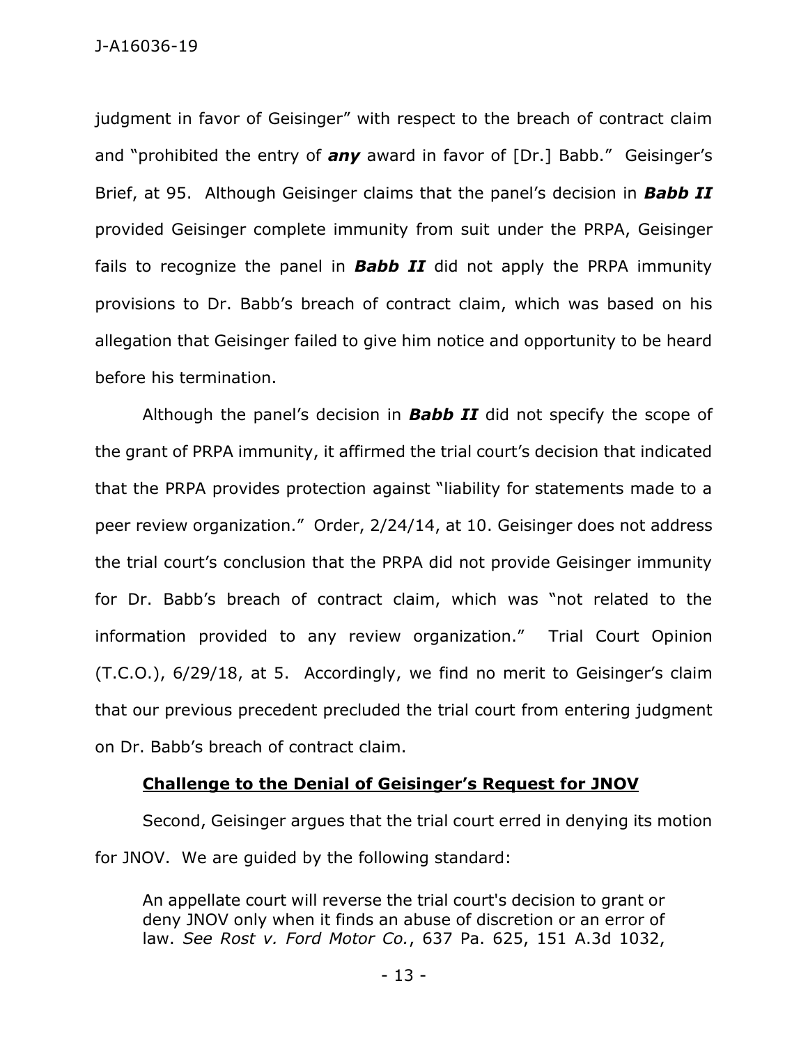judgment in favor of Geisinger" with respect to the breach of contract claim and "prohibited the entry of ***any*** award in favor of [Dr.] Babb." Geisinger's Brief, at 95. Although Geisinger claims that the panel's decision in ***Babb II*** provided Geisinger complete immunity from suit under the PRPA, Geisinger fails to recognize the panel in ***Babb II*** did not apply the PRPA immunity provisions to Dr. Babb's breach of contract claim, which was based on his allegation that Geisinger failed to give him notice and opportunity to be heard before his termination.

Although the panel's decision in ***Babb II*** did not specify the scope of the grant of PRPA immunity, it affirmed the trial court's decision that indicated that the PRPA provides protection against "liability for statements made to a peer review organization." Order, 2/24/14, at 10. Geisinger does not address the trial court's conclusion that the PRPA did not provide Geisinger immunity for Dr. Babb's breach of contract claim, which was "not related to the information provided to any review organization." Trial Court Opinion (T.C.O.), 6/29/18, at 5. Accordingly, we find no merit to Geisinger's claim that our previous precedent precluded the trial court from entering judgment on Dr. Babb's breach of contract claim.

**Challenge to the Denial of Geisinger's Request for JNOV**

Second, Geisinger argues that the trial court erred in denying its motion for JNOV. We are guided by the following standard:

> An appellate court will reverse the trial court's decision to grant or deny JNOV only when it finds an abuse of discretion or an error of law. *See Rost v. Ford Motor Co.*, 637 Pa. 625, 151 A.3d 1032,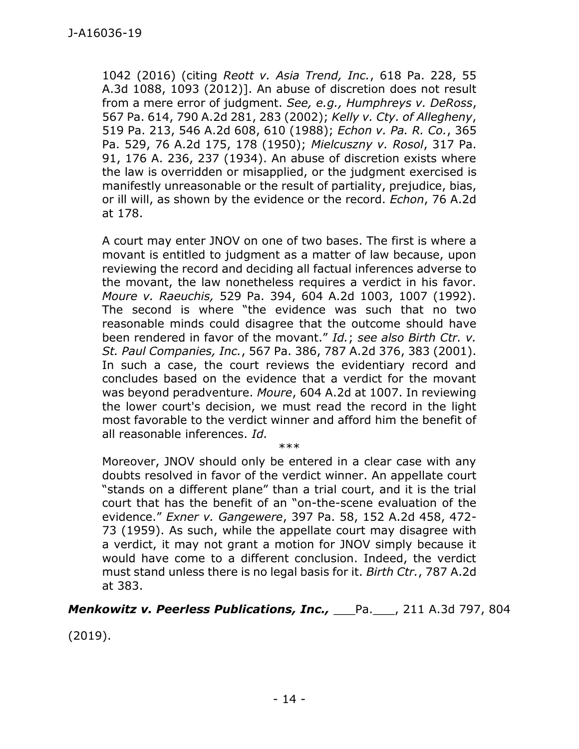1042 (2016) (citing *Reott v. Asia Trend, Inc.*, 618 Pa. 228, 55 A.3d 1088, 1093 (2012)]. An abuse of discretion does not result from a mere error of judgment. *See, e.g., Humphreys v. DeRoss*, 567 Pa. 614, 790 A.2d 281, 283 (2002); *Kelly v. Cty. of Allegheny*, 519 Pa. 213, 546 A.2d 608, 610 (1988); *Echon v. Pa. R. Co.*, 365 Pa. 529, 76 A.2d 175, 178 (1950); *Mielcuszny v. Rosol*, 317 Pa. 91, 176 A. 236, 237 (1934). An abuse of discretion exists where the law is overridden or misapplied, or the judgment exercised is manifestly unreasonable or the result of partiality, prejudice, bias, or ill will, as shown by the evidence or the record. *Echon*, 76 A.2d at 178.

> A court may enter JNOV on one of two bases. The first is where a movant is entitled to judgment as a matter of law because, upon reviewing the record and deciding all factual inferences adverse to the movant, the law nonetheless requires a verdict in his favor. *Moure v. Raeuchis,* 529 Pa. 394, 604 A.2d 1003, 1007 (1992). The second is where "the evidence was such that no two reasonable minds could disagree that the outcome should have been rendered in favor of the movant." *Id.*; *see also Birth Ctr. v. St. Paul Companies, Inc.*, 567 Pa. 386, 787 A.2d 376, 383 (2001). In such a case, the court reviews the evidentiary record and concludes based on the evidence that a verdict for the movant was beyond peradventure. *Moure*, 604 A.2d at 1007. In reviewing the lower court's decision, we must read the record in the light most favorable to the verdict winner and afford him the benefit of all reasonable inferences. *Id.*

\*\*\*

Moreover, JNOV should only be entered in a clear case with any doubts resolved in favor of the verdict winner. An appellate court "stands on a different plane" than a trial court, and it is the trial court that has the benefit of an "on-the-scene evaluation of the evidence." *Exner v. Gangewere*, 397 Pa. 58, 152 A.2d 458, 472-73 (1959). As such, while the appellate court may disagree with a verdict, it may not grant a motion for JNOV simply because it would have come to a different conclusion. Indeed, the verdict must stand unless there is no legal basis for it. *Birth Ctr.*, 787 A.2d at 383.

***Menkowitz v. Peerless Publications, Inc.,*** \_\_\_Pa.\_\_\_, 211 A.3d 797, 804 (2019).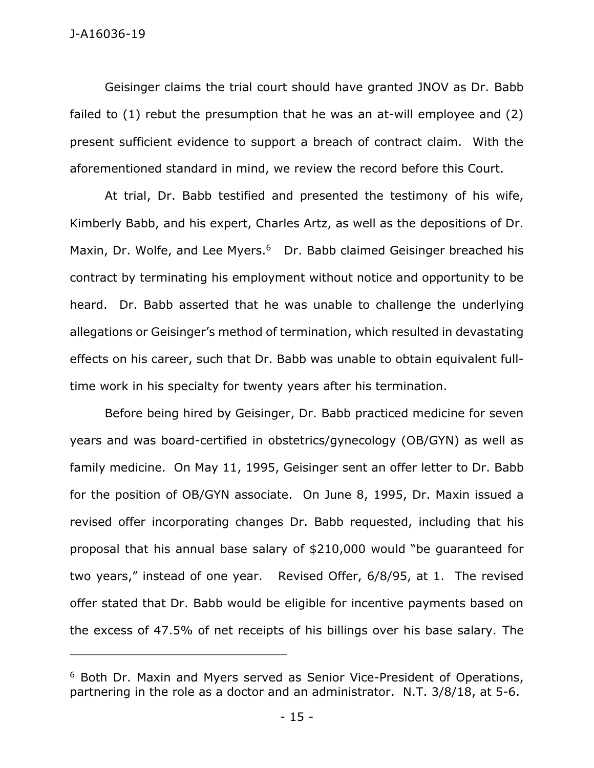Geisinger claims the trial court should have granted JNOV as Dr. Babb failed to (1) rebut the presumption that he was an at-will employee and (2) present sufficient evidence to support a breach of contract claim. With the aforementioned standard in mind, we review the record before this Court.

At trial, Dr. Babb testified and presented the testimony of his wife, Kimberly Babb, and his expert, Charles Artz, as well as the depositions of Dr. Maxin, Dr. Wolfe, and Lee Myers.[6] Dr. Babb claimed Geisinger breached his contract by terminating his employment without notice and opportunity to be heard. Dr. Babb asserted that he was unable to challenge the underlying allegations or Geisinger's method of termination, which resulted in devastating effects on his career, such that Dr. Babb was unable to obtain equivalent full-time work in his specialty for twenty years after his termination.

Before being hired by Geisinger, Dr. Babb practiced medicine for seven years and was board-certified in obstetrics/gynecology (OB/GYN) as well as family medicine. On May 11, 1995, Geisinger sent an offer letter to Dr. Babb for the position of OB/GYN associate. On June 8, 1995, Dr. Maxin issued a revised offer incorporating changes Dr. Babb requested, including that his proposal that his annual base salary of $210,000 would "be guaranteed for two years," instead of one year. Revised Offer, 6/8/95, at 1. The revised offer stated that Dr. Babb would be eligible for incentive payments based on the excess of 47.5% of net receipts of his billings over his base salary. The

---

[6] Both Dr. Maxin and Myers served as Senior Vice-President of Operations, partnering in the role as a doctor and an administrator. N.T. 3/8/18, at 5-6.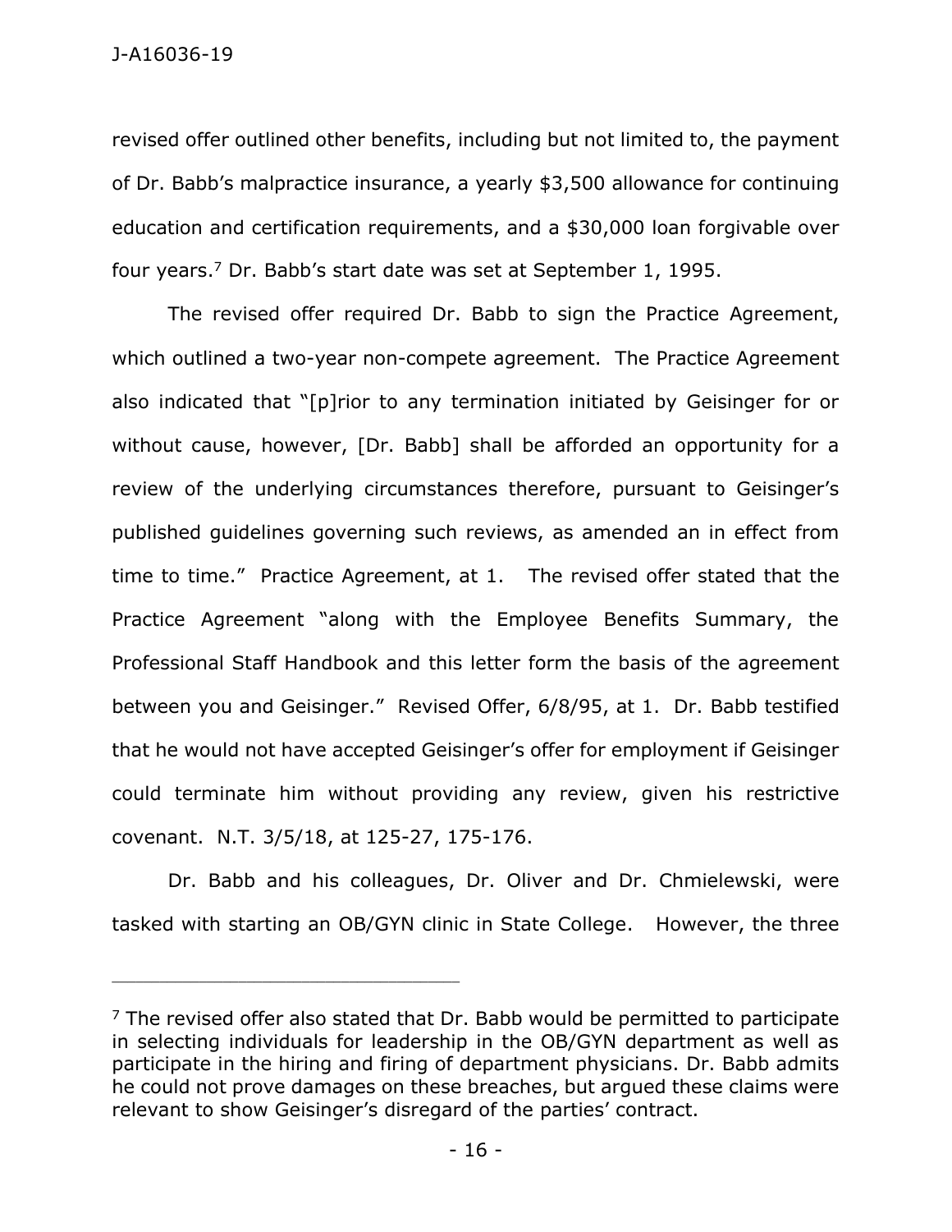revised offer outlined other benefits, including but not limited to, the payment of Dr. Babb's malpractice insurance, a yearly $3,500 allowance for continuing education and certification requirements, and a $30,000 loan forgivable over four years.[7] Dr. Babb's start date was set at September 1, 1995.

The revised offer required Dr. Babb to sign the Practice Agreement, which outlined a two-year non-compete agreement. The Practice Agreement also indicated that "[p]rior to any termination initiated by Geisinger for or without cause, however, [Dr. Babb] shall be afforded an opportunity for a review of the underlying circumstances therefore, pursuant to Geisinger's published guidelines governing such reviews, as amended an in effect from time to time." Practice Agreement, at 1. The revised offer stated that the Practice Agreement "along with the Employee Benefits Summary, the Professional Staff Handbook and this letter form the basis of the agreement between you and Geisinger." Revised Offer, 6/8/95, at 1. Dr. Babb testified that he would not have accepted Geisinger's offer for employment if Geisinger could terminate him without providing any review, given his restrictive covenant. N.T. 3/5/18, at 125-27, 175-176.

Dr. Babb and his colleagues, Dr. Oliver and Dr. Chmielewski, were tasked with starting an OB/GYN clinic in State College. However, the three

---

[7] The revised offer also stated that Dr. Babb would be permitted to participate in selecting individuals for leadership in the OB/GYN department as well as participate in the hiring and firing of department physicians. Dr. Babb admits he could not prove damages on these breaches, but argued these claims were relevant to show Geisinger's disregard of the parties' contract.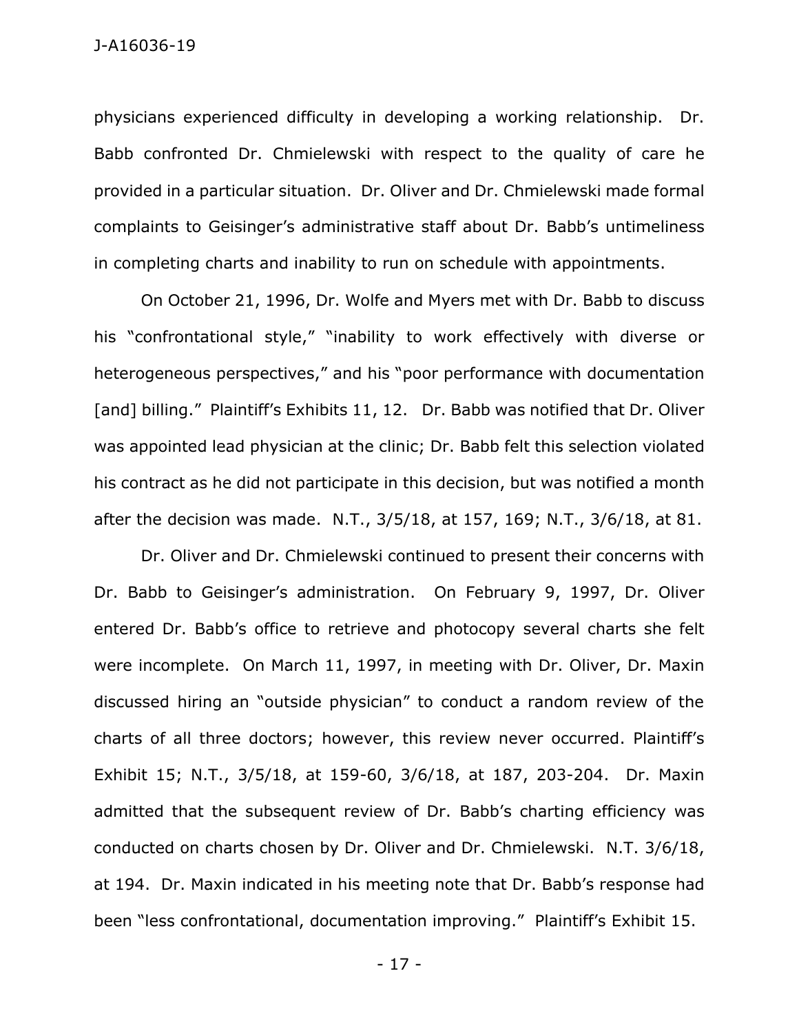physicians experienced difficulty in developing a working relationship. Dr. Babb confronted Dr. Chmielewski with respect to the quality of care he provided in a particular situation. Dr. Oliver and Dr. Chmielewski made formal complaints to Geisinger's administrative staff about Dr. Babb's untimeliness in completing charts and inability to run on schedule with appointments.

On October 21, 1996, Dr. Wolfe and Myers met with Dr. Babb to discuss his "confrontational style," "inability to work effectively with diverse or heterogeneous perspectives," and his "poor performance with documentation [and] billing." Plaintiff's Exhibits 11, 12. Dr. Babb was notified that Dr. Oliver was appointed lead physician at the clinic; Dr. Babb felt this selection violated his contract as he did not participate in this decision, but was notified a month after the decision was made. N.T., 3/5/18, at 157, 169; N.T., 3/6/18, at 81.

Dr. Oliver and Dr. Chmielewski continued to present their concerns with Dr. Babb to Geisinger's administration. On February 9, 1997, Dr. Oliver entered Dr. Babb's office to retrieve and photocopy several charts she felt were incomplete. On March 11, 1997, in meeting with Dr. Oliver, Dr. Maxin discussed hiring an "outside physician" to conduct a random review of the charts of all three doctors; however, this review never occurred. Plaintiff's Exhibit 15; N.T., 3/5/18, at 159-60, 3/6/18, at 187, 203-204. Dr. Maxin admitted that the subsequent review of Dr. Babb's charting efficiency was conducted on charts chosen by Dr. Oliver and Dr. Chmielewski. N.T. 3/6/18, at 194. Dr. Maxin indicated in his meeting note that Dr. Babb's response had been "less confrontational, documentation improving." Plaintiff's Exhibit 15.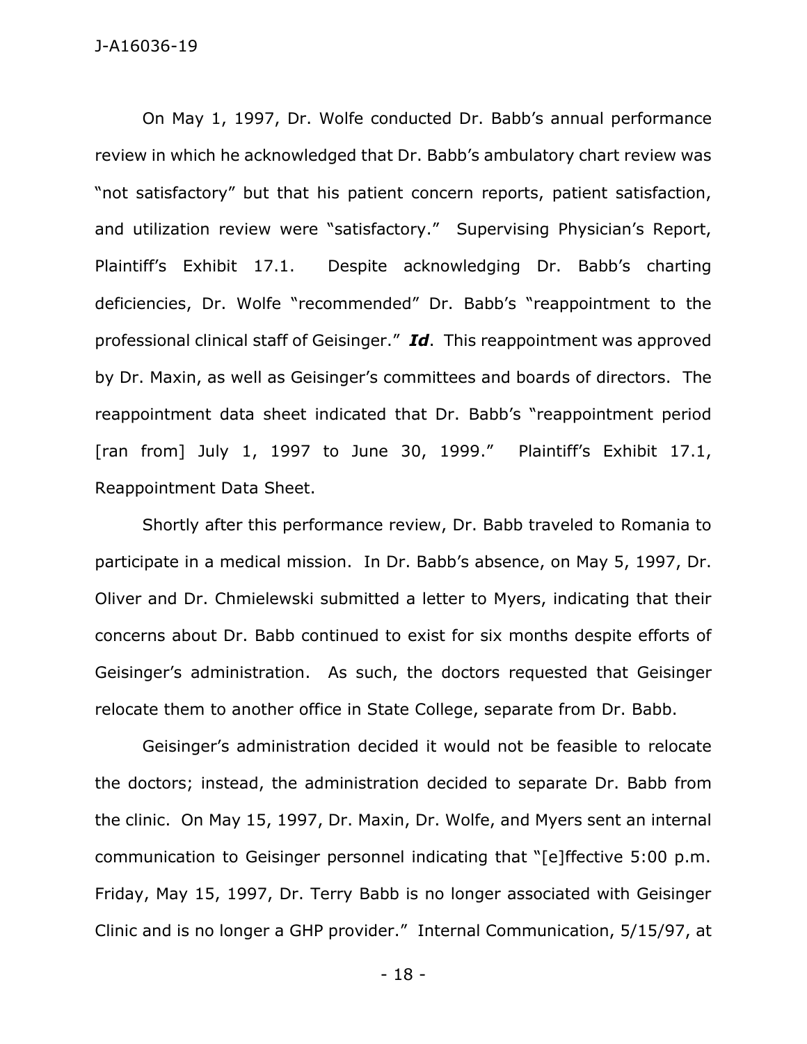On May 1, 1997, Dr. Wolfe conducted Dr. Babb's annual performance review in which he acknowledged that Dr. Babb's ambulatory chart review was "not satisfactory" but that his patient concern reports, patient satisfaction, and utilization review were "satisfactory." Supervising Physician's Report, Plaintiff's Exhibit 17.1. Despite acknowledging Dr. Babb's charting deficiencies, Dr. Wolfe "recommended" Dr. Babb's "reappointment to the professional clinical staff of Geisinger." ***Id***. This reappointment was approved by Dr. Maxin, as well as Geisinger's committees and boards of directors. The reappointment data sheet indicated that Dr. Babb's "reappointment period [ran from] July 1, 1997 to June 30, 1999." Plaintiff's Exhibit 17.1, Reappointment Data Sheet.

Shortly after this performance review, Dr. Babb traveled to Romania to participate in a medical mission. In Dr. Babb's absence, on May 5, 1997, Dr. Oliver and Dr. Chmielewski submitted a letter to Myers, indicating that their concerns about Dr. Babb continued to exist for six months despite efforts of Geisinger's administration. As such, the doctors requested that Geisinger relocate them to another office in State College, separate from Dr. Babb.

Geisinger's administration decided it would not be feasible to relocate the doctors; instead, the administration decided to separate Dr. Babb from the clinic. On May 15, 1997, Dr. Maxin, Dr. Wolfe, and Myers sent an internal communication to Geisinger personnel indicating that "[e]ffective 5:00 p.m. Friday, May 15, 1997, Dr. Terry Babb is no longer associated with Geisinger Clinic and is no longer a GHP provider." Internal Communication, 5/15/97, at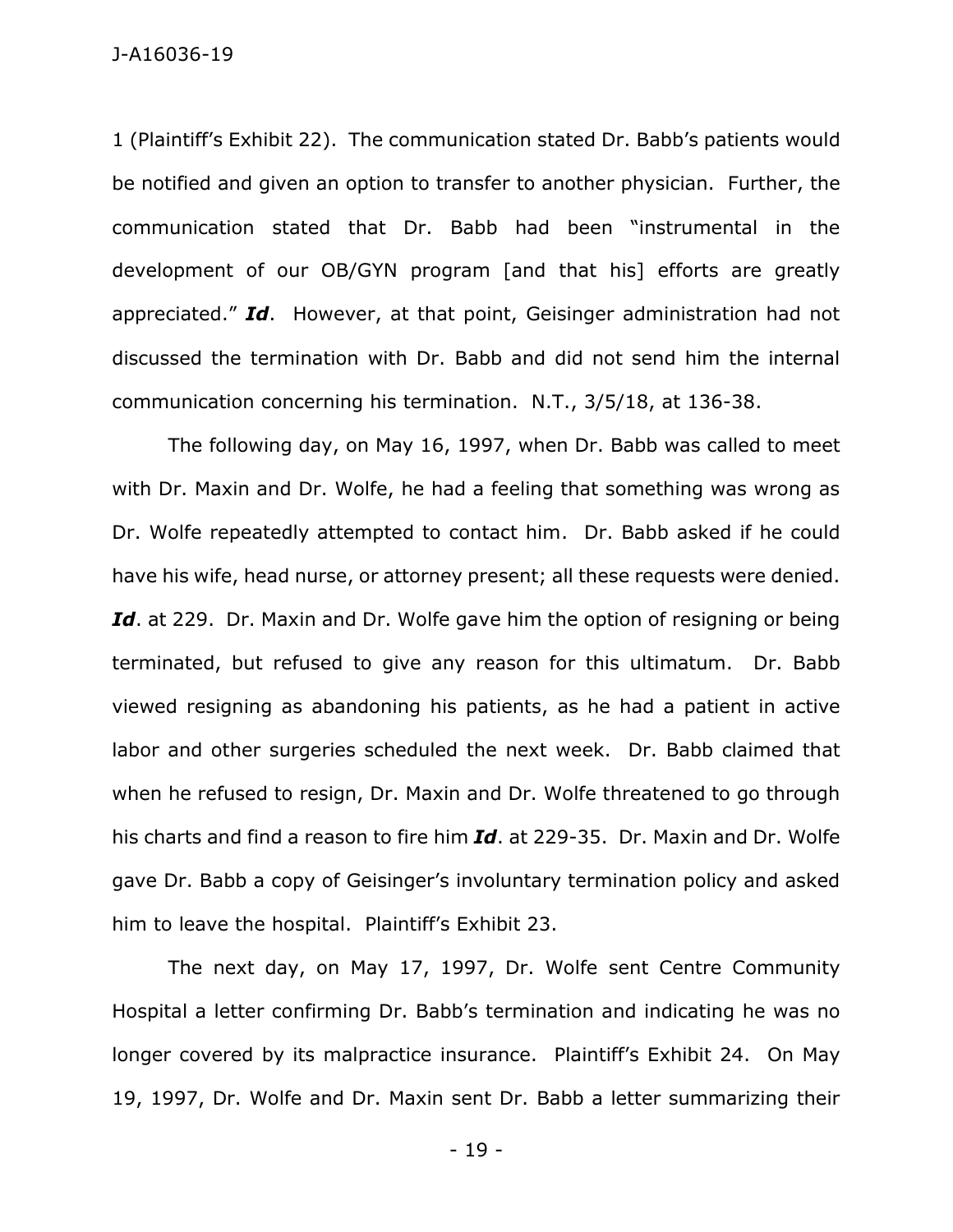1 (Plaintiff's Exhibit 22). The communication stated Dr. Babb's patients would be notified and given an option to transfer to another physician. Further, the communication stated that Dr. Babb had been "instrumental in the development of our OB/GYN program [and that his] efforts are greatly appreciated." ***Id***. However, at that point, Geisinger administration had not discussed the termination with Dr. Babb and did not send him the internal communication concerning his termination. N.T., 3/5/18, at 136-38.

The following day, on May 16, 1997, when Dr. Babb was called to meet with Dr. Maxin and Dr. Wolfe, he had a feeling that something was wrong as Dr. Wolfe repeatedly attempted to contact him. Dr. Babb asked if he could have his wife, head nurse, or attorney present; all these requests were denied. ***Id***. at 229. Dr. Maxin and Dr. Wolfe gave him the option of resigning or being terminated, but refused to give any reason for this ultimatum. Dr. Babb viewed resigning as abandoning his patients, as he had a patient in active labor and other surgeries scheduled the next week. Dr. Babb claimed that when he refused to resign, Dr. Maxin and Dr. Wolfe threatened to go through his charts and find a reason to fire him ***Id***. at 229-35. Dr. Maxin and Dr. Wolfe gave Dr. Babb a copy of Geisinger's involuntary termination policy and asked him to leave the hospital. Plaintiff's Exhibit 23.

The next day, on May 17, 1997, Dr. Wolfe sent Centre Community Hospital a letter confirming Dr. Babb's termination and indicating he was no longer covered by its malpractice insurance. Plaintiff's Exhibit 24. On May 19, 1997, Dr. Wolfe and Dr. Maxin sent Dr. Babb a letter summarizing their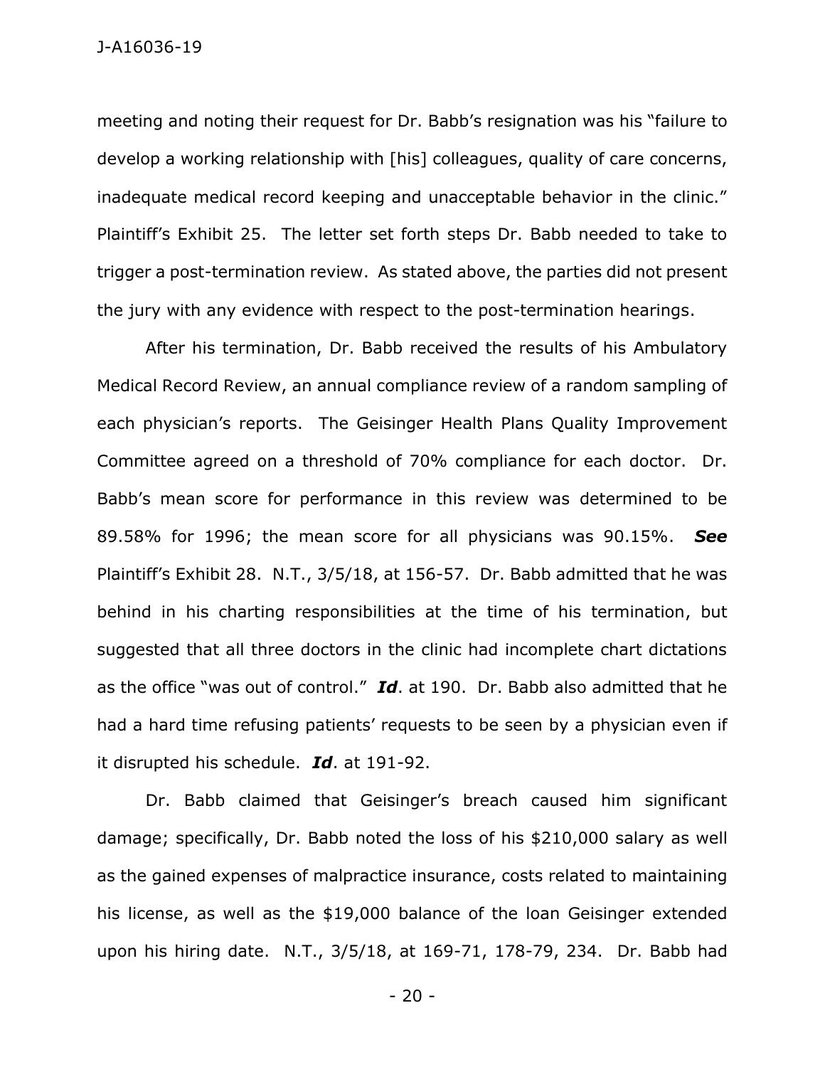meeting and noting their request for Dr. Babb's resignation was his "failure to develop a working relationship with [his] colleagues, quality of care concerns, inadequate medical record keeping and unacceptable behavior in the clinic." Plaintiff's Exhibit 25. The letter set forth steps Dr. Babb needed to take to trigger a post-termination review. As stated above, the parties did not present the jury with any evidence with respect to the post-termination hearings.

After his termination, Dr. Babb received the results of his Ambulatory Medical Record Review, an annual compliance review of a random sampling of each physician's reports. The Geisinger Health Plans Quality Improvement Committee agreed on a threshold of 70% compliance for each doctor. Dr. Babb's mean score for performance in this review was determined to be 89.58% for 1996; the mean score for all physicians was 90.15%. ***See*** Plaintiff's Exhibit 28. N.T., 3/5/18, at 156-57. Dr. Babb admitted that he was behind in his charting responsibilities at the time of his termination, but suggested that all three doctors in the clinic had incomplete chart dictations as the office "was out of control." ***Id***. at 190. Dr. Babb also admitted that he had a hard time refusing patients' requests to be seen by a physician even if it disrupted his schedule. ***Id***. at 191-92.

Dr. Babb claimed that Geisinger's breach caused him significant damage; specifically, Dr. Babb noted the loss of his $210,000 salary as well as the gained expenses of malpractice insurance, costs related to maintaining his license, as well as the $19,000 balance of the loan Geisinger extended upon his hiring date. N.T., 3/5/18, at 169-71, 178-79, 234. Dr. Babb had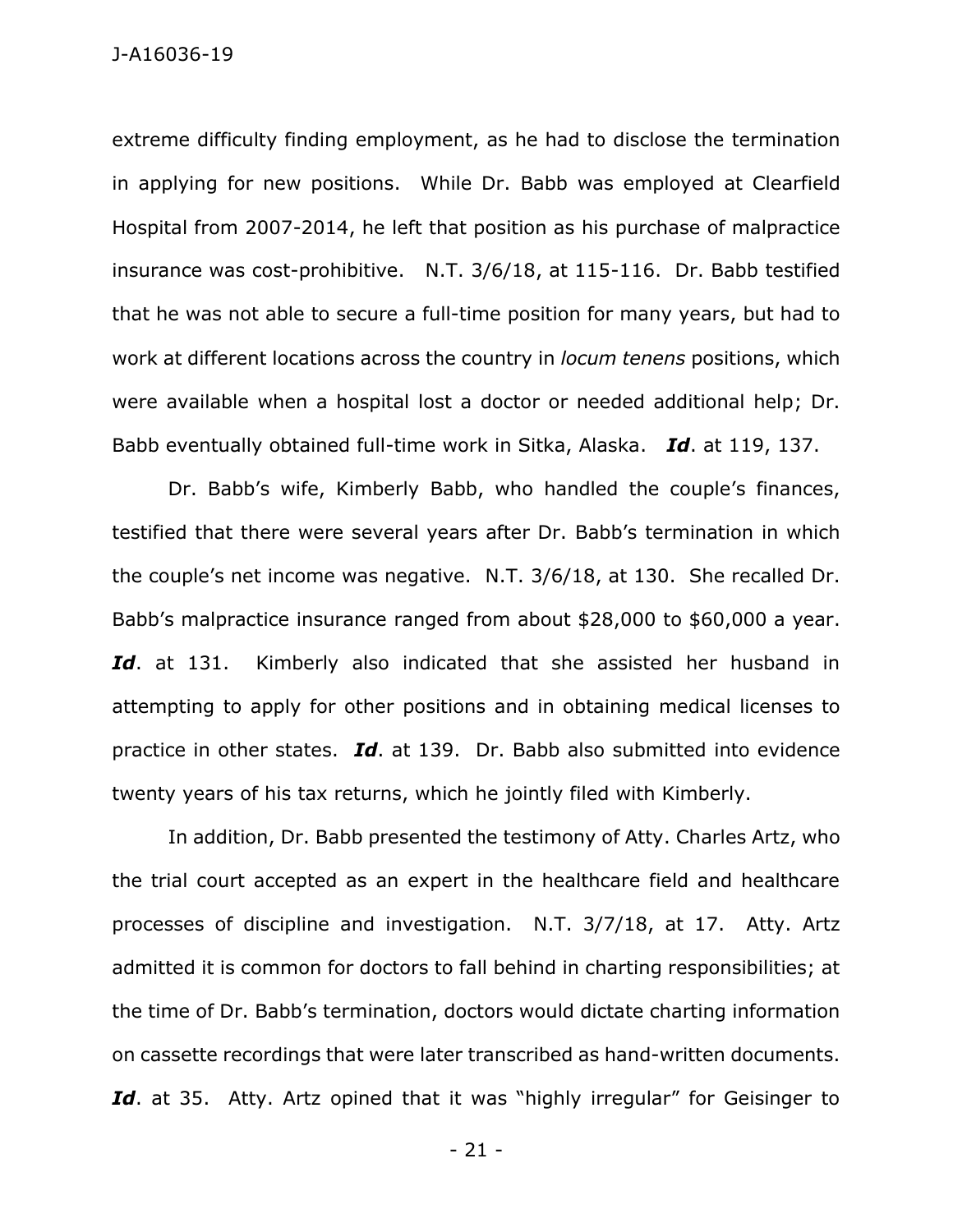extreme difficulty finding employment, as he had to disclose the termination in applying for new positions. While Dr. Babb was employed at Clearfield Hospital from 2007-2014, he left that position as his purchase of malpractice insurance was cost-prohibitive. N.T. 3/6/18, at 115-116. Dr. Babb testified that he was not able to secure a full-time position for many years, but had to work at different locations across the country in *locum tenens* positions, which were available when a hospital lost a doctor or needed additional help; Dr. Babb eventually obtained full-time work in Sitka, Alaska. ***Id***. at 119, 137.

Dr. Babb's wife, Kimberly Babb, who handled the couple's finances, testified that there were several years after Dr. Babb's termination in which the couple's net income was negative. N.T. 3/6/18, at 130. She recalled Dr. Babb's malpractice insurance ranged from about $28,000 to $60,000 a year. ***Id***. at 131. Kimberly also indicated that she assisted her husband in attempting to apply for other positions and in obtaining medical licenses to practice in other states. ***Id***. at 139. Dr. Babb also submitted into evidence twenty years of his tax returns, which he jointly filed with Kimberly.

In addition, Dr. Babb presented the testimony of Atty. Charles Artz, who the trial court accepted as an expert in the healthcare field and healthcare processes of discipline and investigation. N.T. 3/7/18, at 17. Atty. Artz admitted it is common for doctors to fall behind in charting responsibilities; at the time of Dr. Babb's termination, doctors would dictate charting information on cassette recordings that were later transcribed as hand-written documents. ***Id***. at 35. Atty. Artz opined that it was "highly irregular" for Geisinger to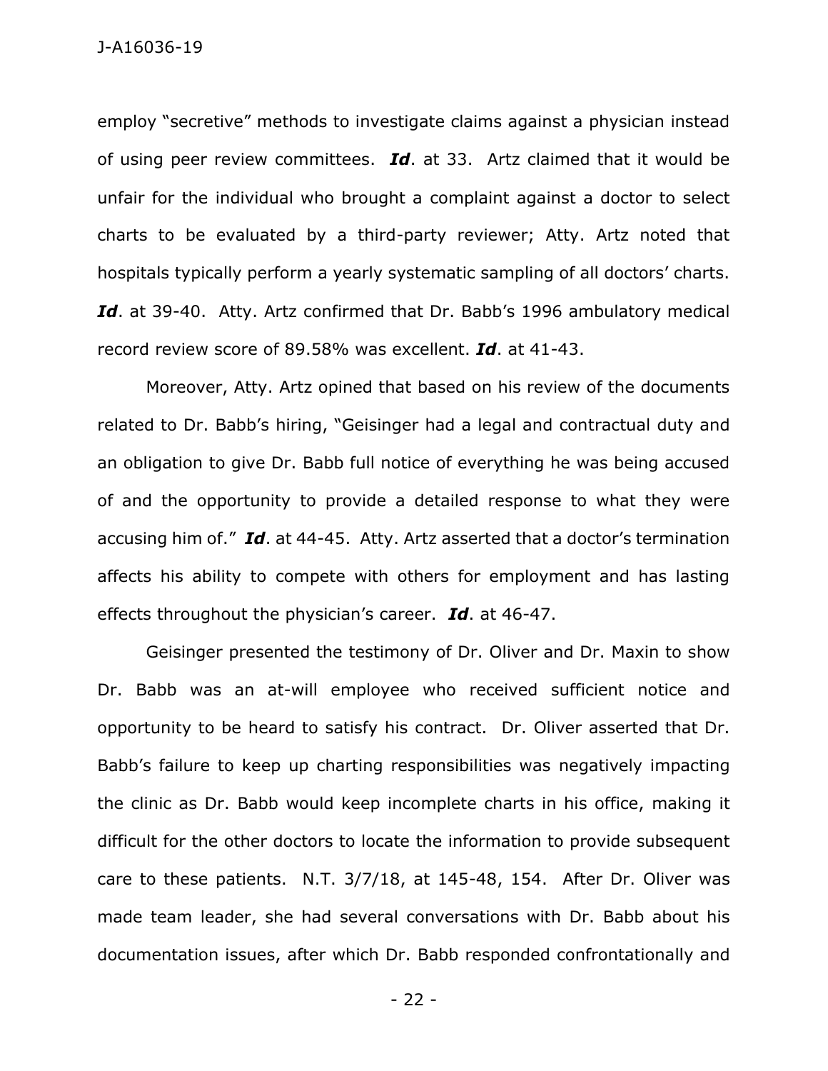employ "secretive" methods to investigate claims against a physician instead of using peer review committees. ***Id***. at 33. Artz claimed that it would be unfair for the individual who brought a complaint against a doctor to select charts to be evaluated by a third-party reviewer; Atty. Artz noted that hospitals typically perform a yearly systematic sampling of all doctors' charts. ***Id***. at 39-40. Atty. Artz confirmed that Dr. Babb's 1996 ambulatory medical record review score of 89.58% was excellent. ***Id***. at 41-43.

Moreover, Atty. Artz opined that based on his review of the documents related to Dr. Babb's hiring, "Geisinger had a legal and contractual duty and an obligation to give Dr. Babb full notice of everything he was being accused of and the opportunity to provide a detailed response to what they were accusing him of." ***Id***. at 44-45. Atty. Artz asserted that a doctor's termination affects his ability to compete with others for employment and has lasting effects throughout the physician's career. ***Id***. at 46-47.

Geisinger presented the testimony of Dr. Oliver and Dr. Maxin to show Dr. Babb was an at-will employee who received sufficient notice and opportunity to be heard to satisfy his contract. Dr. Oliver asserted that Dr. Babb's failure to keep up charting responsibilities was negatively impacting the clinic as Dr. Babb would keep incomplete charts in his office, making it difficult for the other doctors to locate the information to provide subsequent care to these patients. N.T. 3/7/18, at 145-48, 154. After Dr. Oliver was made team leader, she had several conversations with Dr. Babb about his documentation issues, after which Dr. Babb responded confrontationally and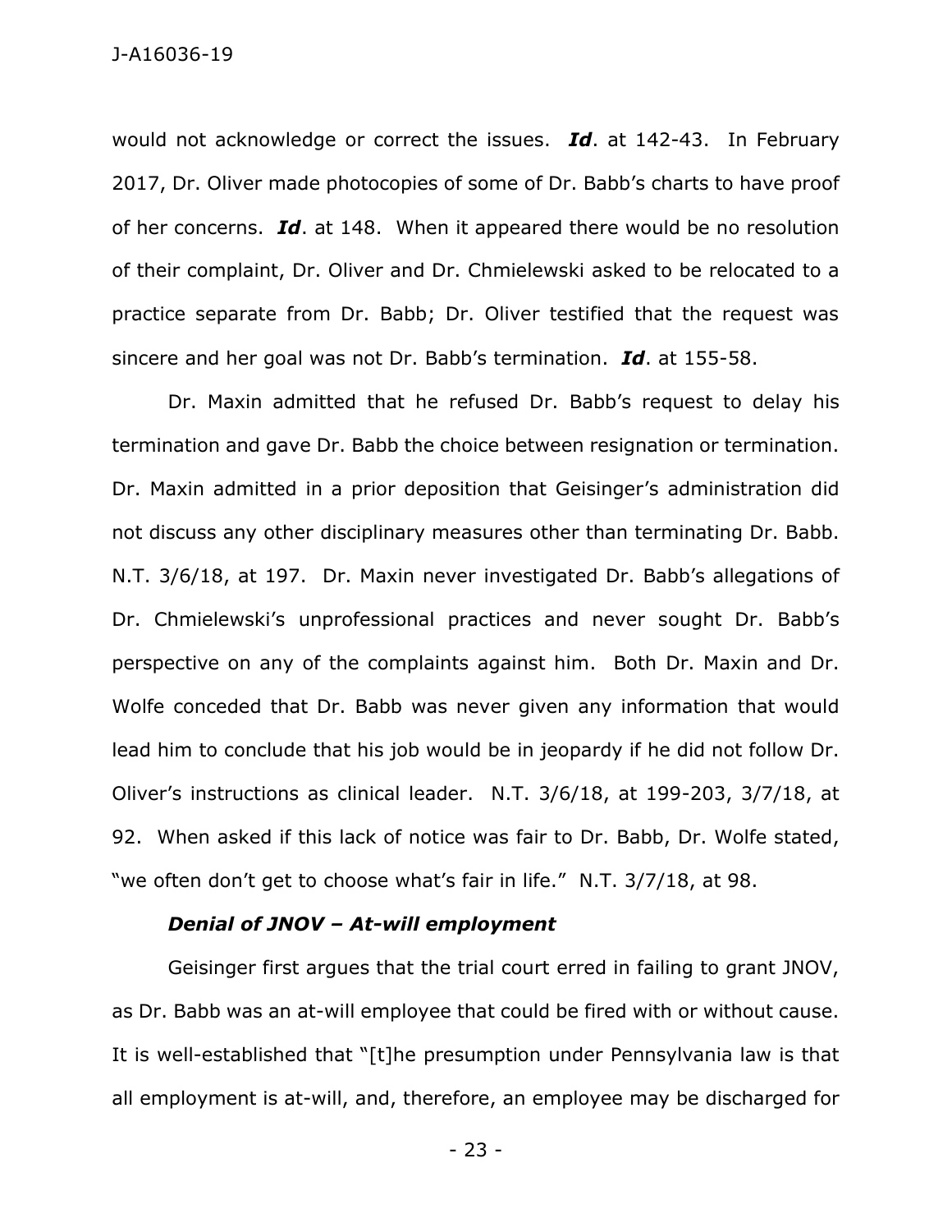would not acknowledge or correct the issues. ***Id***. at 142-43. In February 2017, Dr. Oliver made photocopies of some of Dr. Babb's charts to have proof of her concerns. ***Id***. at 148. When it appeared there would be no resolution of their complaint, Dr. Oliver and Dr. Chmielewski asked to be relocated to a practice separate from Dr. Babb; Dr. Oliver testified that the request was sincere and her goal was not Dr. Babb's termination. ***Id***. at 155-58.

Dr. Maxin admitted that he refused Dr. Babb's request to delay his termination and gave Dr. Babb the choice between resignation or termination. Dr. Maxin admitted in a prior deposition that Geisinger's administration did not discuss any other disciplinary measures other than terminating Dr. Babb. N.T. 3/6/18, at 197. Dr. Maxin never investigated Dr. Babb's allegations of Dr. Chmielewski's unprofessional practices and never sought Dr. Babb's perspective on any of the complaints against him. Both Dr. Maxin and Dr. Wolfe conceded that Dr. Babb was never given any information that would lead him to conclude that his job would be in jeopardy if he did not follow Dr. Oliver's instructions as clinical leader. N.T. 3/6/18, at 199-203, 3/7/18, at 92. When asked if this lack of notice was fair to Dr. Babb, Dr. Wolfe stated, "we often don't get to choose what's fair in life." N.T. 3/7/18, at 98.

***Denial of JNOV – At-will employment***

Geisinger first argues that the trial court erred in failing to grant JNOV, as Dr. Babb was an at-will employee that could be fired with or without cause. It is well-established that "[t]he presumption under Pennsylvania law is that all employment is at-will, and, therefore, an employee may be discharged for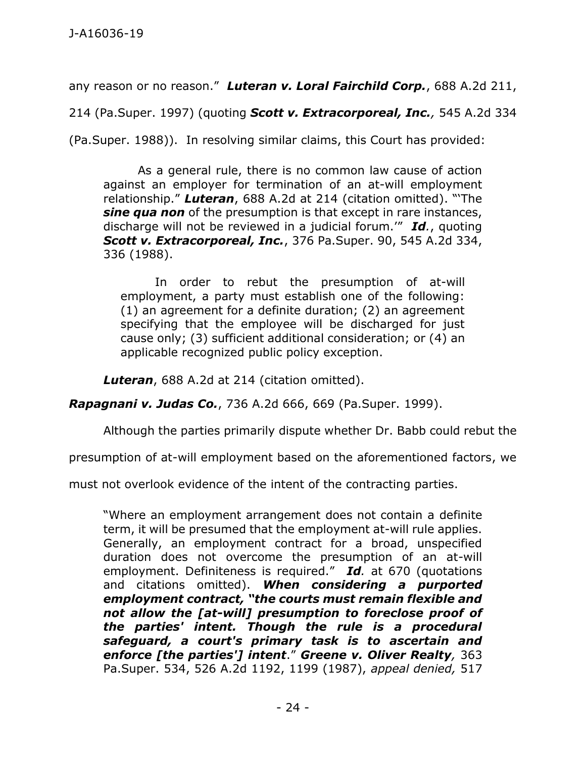any reason or no reason." ***Luteran v. Loral Fairchild Corp.***, 688 A.2d 211, 214 (Pa.Super. 1997) (quoting ***Scott v. Extracorporeal, Inc.**,* 545 A.2d 334 (Pa.Super. 1988)). In resolving similar claims, this Court has provided:

> As a general rule, there is no common law cause of action against an employer for termination of an at-will employment relationship." ***Luteran***, 688 A.2d at 214 (citation omitted). "'The ***sine qua non*** of the presumption is that except in rare instances, discharge will not be reviewed in a judicial forum.'" ***Id.***, quoting ***Scott v. Extracorporeal, Inc.***, 376 Pa.Super. 90, 545 A.2d 334, 336 (1988).
>
> > In order to rebut the presumption of at-will employment, a party must establish one of the following: (1) an agreement for a definite duration; (2) an agreement specifying that the employee will be discharged for just cause only; (3) sufficient additional consideration; or (4) an applicable recognized public policy exception.
>
> ***Luteran***, 688 A.2d at 214 (citation omitted).

***Rapagnani v. Judas Co.***, 736 A.2d 666, 669 (Pa.Super. 1999).

Although the parties primarily dispute whether Dr. Babb could rebut the presumption of at-will employment based on the aforementioned factors, we must not overlook evidence of the intent of the contracting parties.

> "Where an employment arrangement does not contain a definite term, it will be presumed that the employment at-will rule applies. Generally, an employment contract for a broad, unspecified duration does not overcome the presumption of an at-will employment. Definiteness is required." ***Id.*** at 670 (quotations and citations omitted). ***When considering a purported employment contract, "the courts must remain flexible and not allow the [at-will] presumption to foreclose proof of the parties' intent. Though the rule is a procedural safeguard, a court's primary task is to ascertain and enforce [the parties'] intent**.*" ***Greene v. Oliver Realty**,* 363 Pa.Super. 534, 526 A.2d 1192, 1199 (1987), *appeal denied,* 517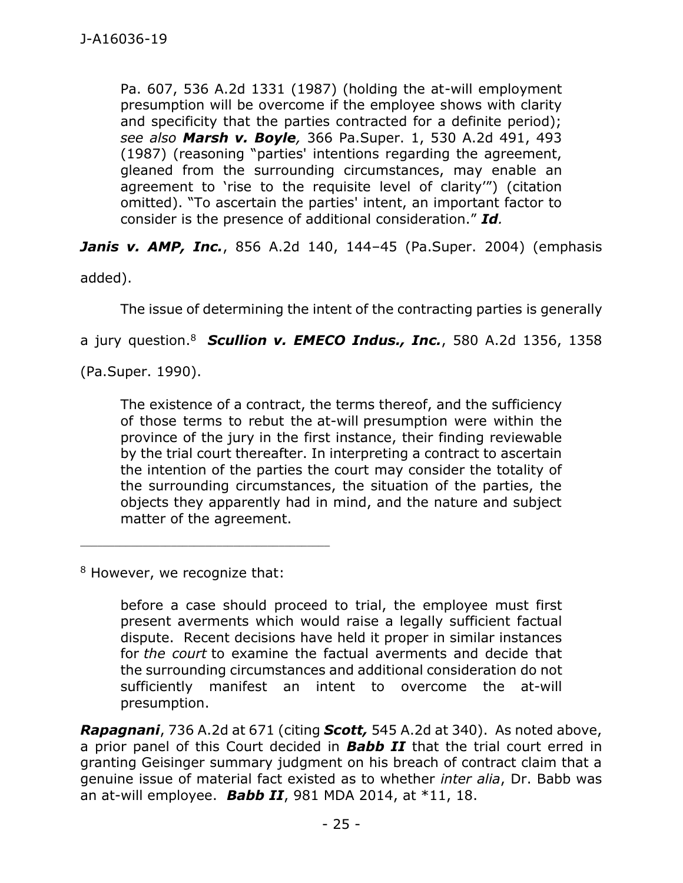> Pa. 607, 536 A.2d 1331 (1987) (holding the at-will employment presumption will be overcome if the employee shows with clarity and specificity that the parties contracted for a definite period); *see also* ***Marsh v. Boyle****,* 366 Pa.Super. 1, 530 A.2d 491, 493 (1987) (reasoning "parties' intentions regarding the agreement, gleaned from the surrounding circumstances, may enable an agreement to 'rise to the requisite level of clarity'") (citation omitted). "To ascertain the parties' intent, an important factor to consider is the presence of additional consideration." ***Id****.*

***Janis v. AMP, Inc.***, 856 A.2d 140, 144–45 (Pa.Super. 2004) (emphasis added).

The issue of determining the intent of the contracting parties is generally a jury question.[8] ***Scullion v. EMECO Indus., Inc.***, 580 A.2d 1356, 1358 (Pa.Super. 1990).

> The existence of a contract, the terms thereof, and the sufficiency of those terms to rebut the at-will presumption were within the province of the jury in the first instance, their finding reviewable by the trial court thereafter. In interpreting a contract to ascertain the intention of the parties the court may consider the totality of the surrounding circumstances, the situation of the parties, the objects they apparently had in mind, and the nature and subject matter of the agreement.

---

[8] However, we recognize that:

> before a case should proceed to trial, the employee must first present averments which would raise a legally sufficient factual dispute. Recent decisions have held it proper in similar instances for *the court* to examine the factual averments and decide that the surrounding circumstances and additional consideration do not sufficiently manifest an intent to overcome the at-will presumption.

***Rapagnani***, 736 A.2d at 671 (citing ***Scott,*** 545 A.2d at 340). As noted above, a prior panel of this Court decided in ***Babb II*** that the trial court erred in granting Geisinger summary judgment on his breach of contract claim that a genuine issue of material fact existed as to whether *inter alia*, Dr. Babb was an at-will employee. ***Babb II***, 981 MDA 2014, at *11, 18.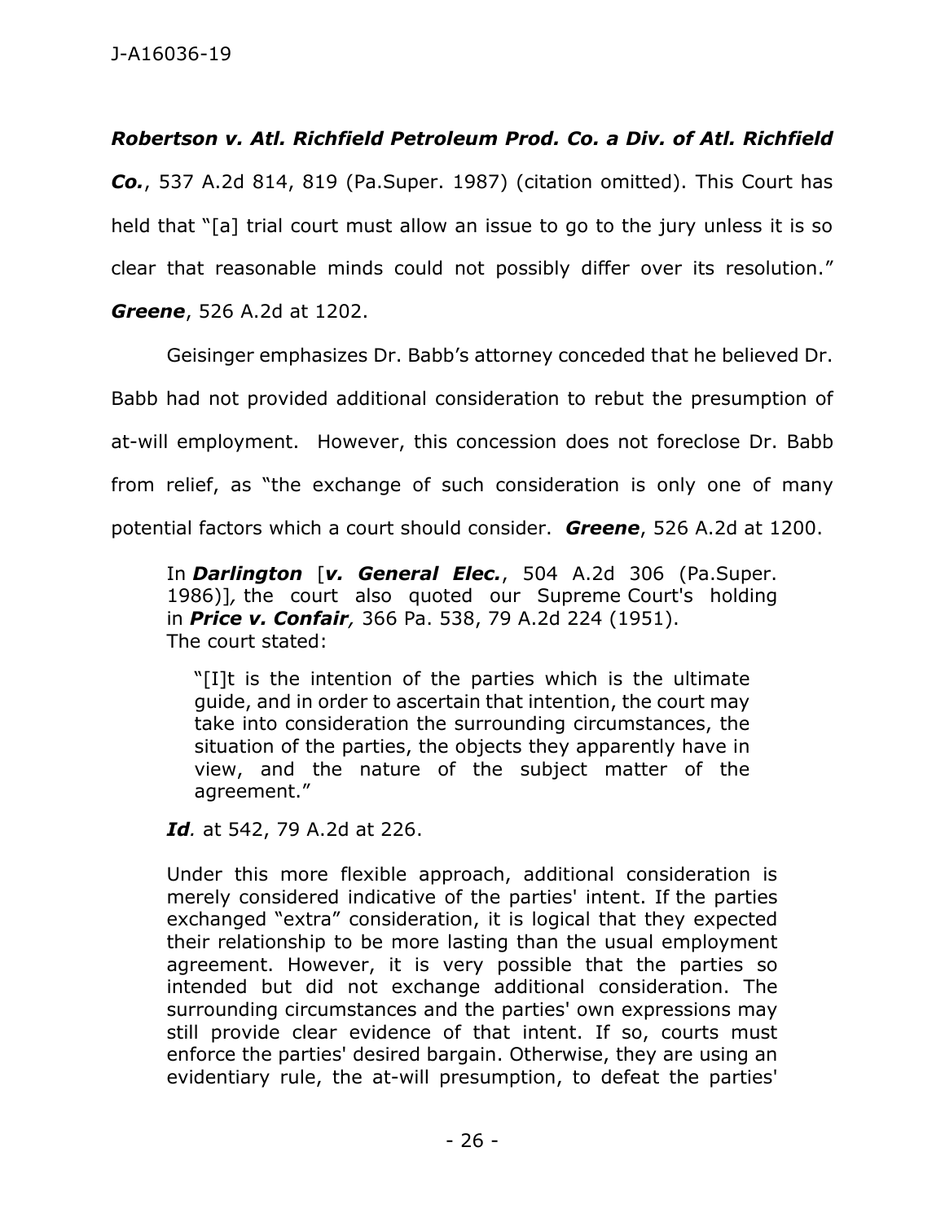***Robertson v. Atl. Richfield Petroleum Prod. Co. a Div. of Atl. Richfield Co.***, 537 A.2d 814, 819 (Pa.Super. 1987) (citation omitted). This Court has held that "[a] trial court must allow an issue to go to the jury unless it is so clear that reasonable minds could not possibly differ over its resolution." ***Greene***, 526 A.2d at 1202.

Geisinger emphasizes Dr. Babb's attorney conceded that he believed Dr. Babb had not provided additional consideration to rebut the presumption of at-will employment. However, this concession does not foreclose Dr. Babb from relief, as "the exchange of such consideration is only one of many potential factors which a court should consider. ***Greene***, 526 A.2d at 1200.

> In ***Darlington*** [***v. General Elec.***, 504 A.2d 306 (Pa.Super. 1986)], the court also quoted our Supreme Court's holding in ***Price v. Confair***, 366 Pa. 538, 79 A.2d 224 (1951). The court stated:
>
> > "[I]t is the intention of the parties which is the ultimate guide, and in order to ascertain that intention, the court may take into consideration the surrounding circumstances, the situation of the parties, the objects they apparently have in view, and the nature of the subject matter of the agreement."
>
> ***Id.*** at 542, 79 A.2d at 226.
>
> Under this more flexible approach, additional consideration is merely considered indicative of the parties' intent. If the parties exchanged "extra" consideration, it is logical that they expected their relationship to be more lasting than the usual employment agreement. However, it is very possible that the parties so intended but did not exchange additional consideration. The surrounding circumstances and the parties' own expressions may still provide clear evidence of that intent. If so, courts must enforce the parties' desired bargain. Otherwise, they are using an evidentiary rule, the at-will presumption, to defeat the parties'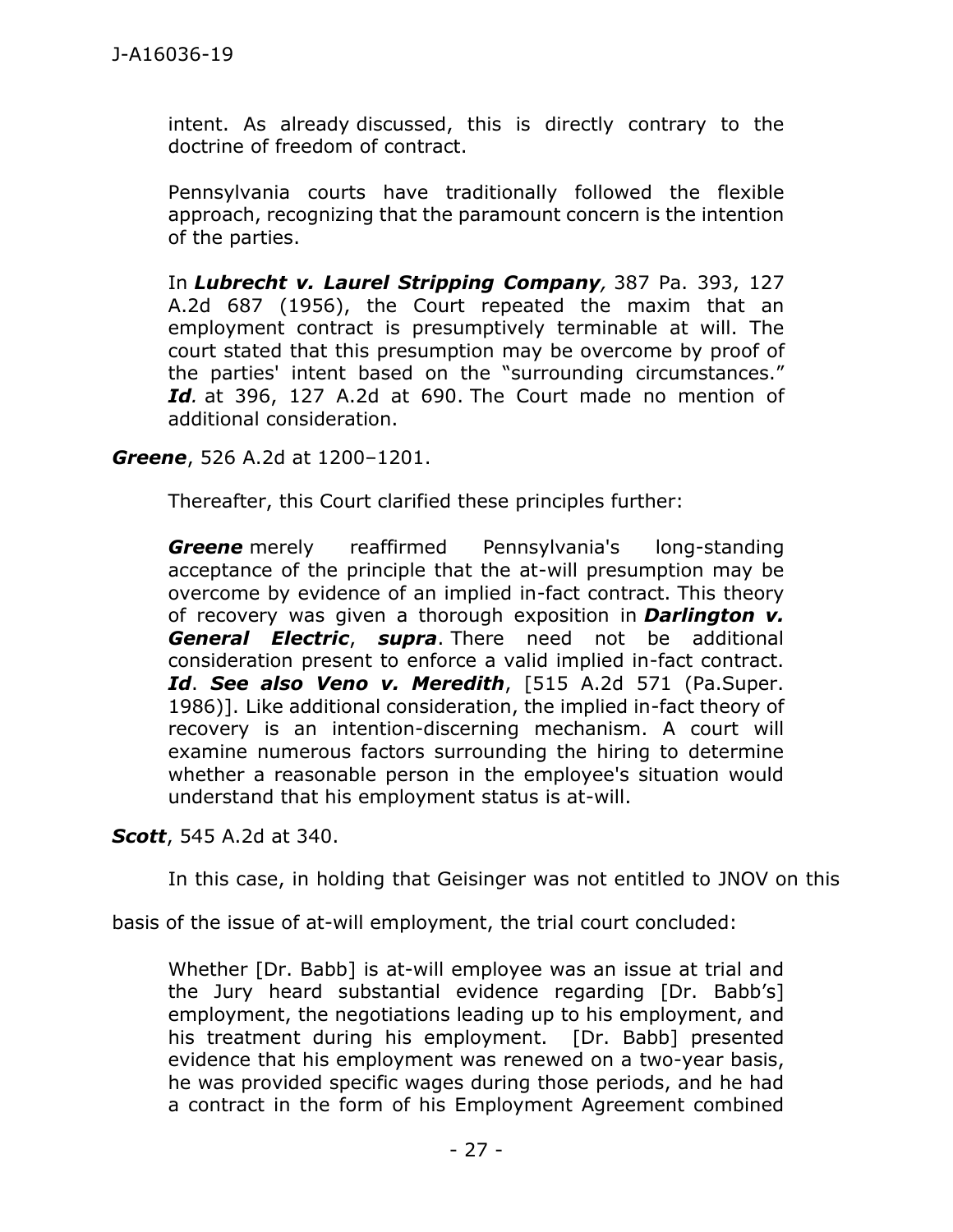> intent. As already discussed, this is directly contrary to the doctrine of freedom of contract.
>
> Pennsylvania courts have traditionally followed the flexible approach, recognizing that the paramount concern is the intention of the parties.
>
> In ***Lubrecht v. Laurel Stripping Company***, 387 Pa. 393, 127 A.2d 687 (1956), the Court repeated the maxim that an employment contract is presumptively terminable at will. The court stated that this presumption may be overcome by proof of the parties' intent based on the "surrounding circumstances." ***Id.*** at 396, 127 A.2d at 690. The Court made no mention of additional consideration.

***Greene***, 526 A.2d at 1200–1201.

> Thereafter, this Court clarified these principles further:
>
> ***Greene*** merely reaffirmed Pennsylvania's long-standing acceptance of the principle that the at-will presumption may be overcome by evidence of an implied in-fact contract. This theory of recovery was given a thorough exposition in ***Darlington v. General Electric***, ***supra***. There need not be additional consideration present to enforce a valid implied in-fact contract. ***Id***. ***See also Veno v. Meredith***, [515 A.2d 571 (Pa.Super. 1986)]. Like additional consideration, the implied in-fact theory of recovery is an intention-discerning mechanism. A court will examine numerous factors surrounding the hiring to determine whether a reasonable person in the employee's situation would understand that his employment status is at-will.

***Scott***, 545 A.2d at 340.

In this case, in holding that Geisinger was not entitled to JNOV on this basis of the issue of at-will employment, the trial court concluded:

> Whether [Dr. Babb] is at-will employee was an issue at trial and the Jury heard substantial evidence regarding [Dr. Babb's] employment, the negotiations leading up to his employment, and his treatment during his employment. [Dr. Babb] presented evidence that his employment was renewed on a two-year basis, he was provided specific wages during those periods, and he had a contract in the form of his Employment Agreement combined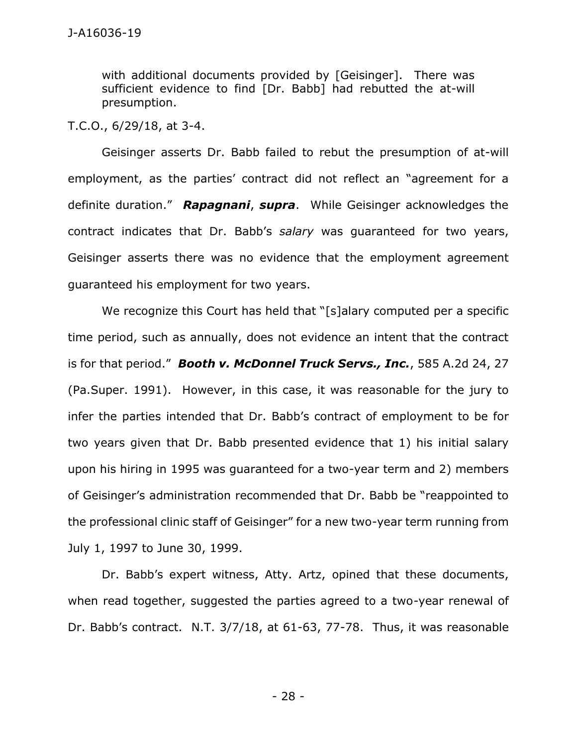> with additional documents provided by [Geisinger]. There was sufficient evidence to find [Dr. Babb] had rebutted the at-will presumption.

T.C.O., 6/29/18, at 3-4.

Geisinger asserts Dr. Babb failed to rebut the presumption of at-will employment, as the parties' contract did not reflect an "agreement for a definite duration." ***Rapagnani***, ***supra***. While Geisinger acknowledges the contract indicates that Dr. Babb's *salary* was guaranteed for two years, Geisinger asserts there was no evidence that the employment agreement guaranteed his employment for two years.

We recognize this Court has held that "[s]alary computed per a specific time period, such as annually, does not evidence an intent that the contract is for that period." ***Booth v. McDonnel Truck Servs., Inc.***, 585 A.2d 24, 27 (Pa.Super. 1991). However, in this case, it was reasonable for the jury to infer the parties intended that Dr. Babb's contract of employment to be for two years given that Dr. Babb presented evidence that 1) his initial salary upon his hiring in 1995 was guaranteed for a two-year term and 2) members of Geisinger's administration recommended that Dr. Babb be "reappointed to the professional clinic staff of Geisinger" for a new two-year term running from July 1, 1997 to June 30, 1999.

Dr. Babb's expert witness, Atty. Artz, opined that these documents, when read together, suggested the parties agreed to a two-year renewal of Dr. Babb's contract. N.T. 3/7/18, at 61-63, 77-78. Thus, it was reasonable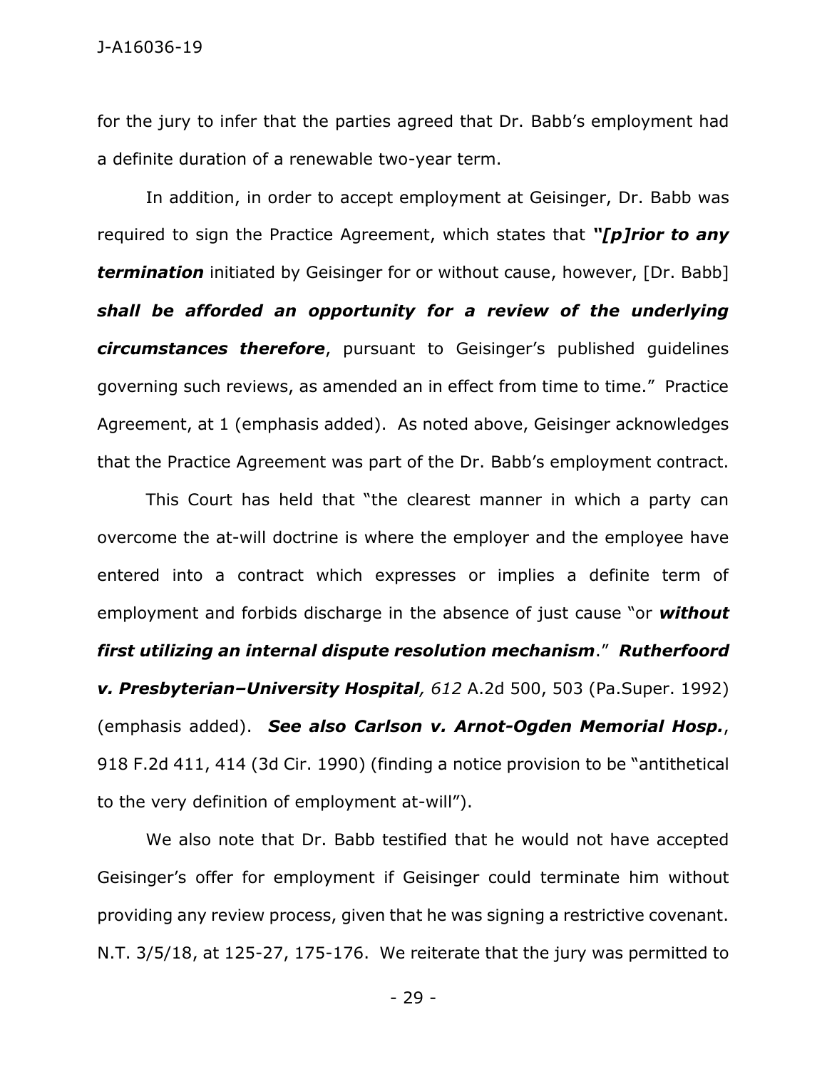for the jury to infer that the parties agreed that Dr. Babb's employment had a definite duration of a renewable two-year term.

In addition, in order to accept employment at Geisinger, Dr. Babb was required to sign the Practice Agreement, which states that ***"[p]rior to any termination*** initiated by Geisinger for or without cause, however, [Dr. Babb] ***shall be afforded an opportunity for a review of the underlying circumstances therefore***, pursuant to Geisinger's published guidelines governing such reviews, as amended an in effect from time to time." Practice Agreement, at 1 (emphasis added). As noted above, Geisinger acknowledges that the Practice Agreement was part of the Dr. Babb's employment contract.

This Court has held that "the clearest manner in which a party can overcome the at-will doctrine is where the employer and the employee have entered into a contract which expresses or implies a definite term of employment and forbids discharge in the absence of just cause "or ***without first utilizing an internal dispute resolution mechanism***." ***Rutherfoord v. Presbyterian–University Hospital**, 612* A.2d 500, 503 (Pa.Super. 1992) (emphasis added). ***See also Carlson v. Arnot-Ogden Memorial Hosp.***, 918 F.2d 411, 414 (3d Cir. 1990) (finding a notice provision to be "antithetical to the very definition of employment at-will").

We also note that Dr. Babb testified that he would not have accepted Geisinger's offer for employment if Geisinger could terminate him without providing any review process, given that he was signing a restrictive covenant. N.T. 3/5/18, at 125-27, 175-176. We reiterate that the jury was permitted to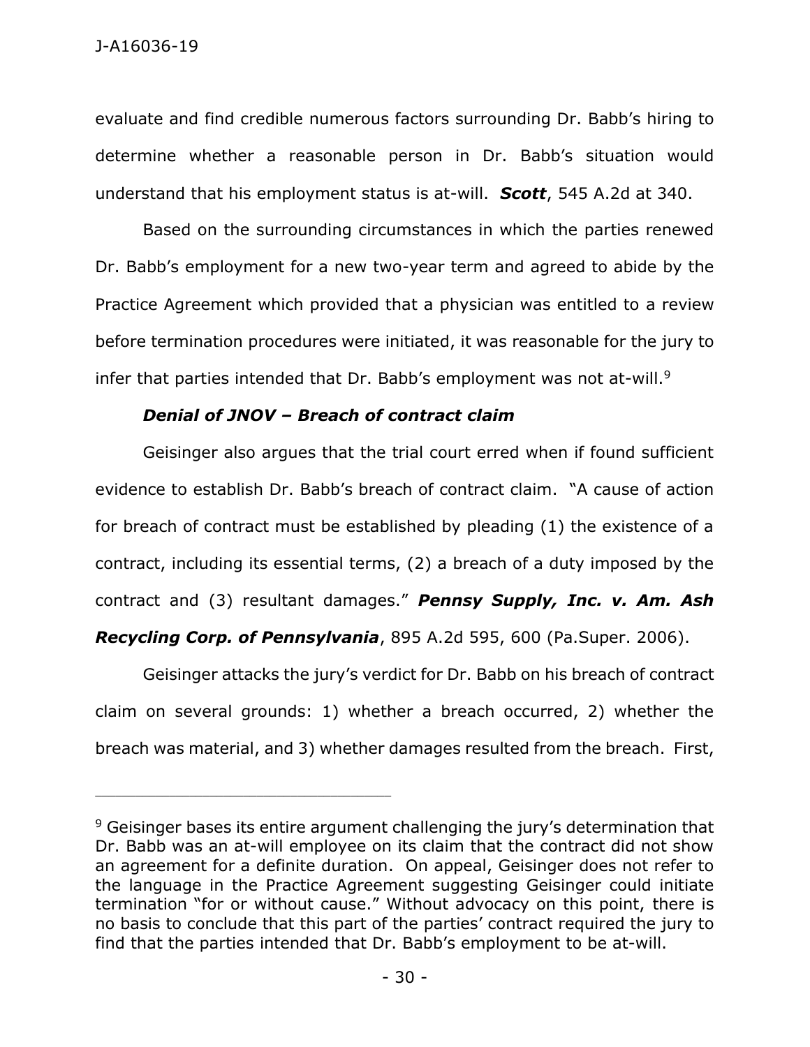evaluate and find credible numerous factors surrounding Dr. Babb's hiring to determine whether a reasonable person in Dr. Babb's situation would understand that his employment status is at-will. ***Scott***, 545 A.2d at 340.

Based on the surrounding circumstances in which the parties renewed Dr. Babb's employment for a new two-year term and agreed to abide by the Practice Agreement which provided that a physician was entitled to a review before termination procedures were initiated, it was reasonable for the jury to infer that parties intended that Dr. Babb's employment was not at-will.[9]

***Denial of JNOV – Breach of contract claim***

Geisinger also argues that the trial court erred when if found sufficient evidence to establish Dr. Babb's breach of contract claim. "A cause of action for breach of contract must be established by pleading (1) the existence of a contract, including its essential terms, (2) a breach of a duty imposed by the contract and (3) resultant damages." ***Pennsy Supply, Inc. v. Am. Ash Recycling Corp. of Pennsylvania***, 895 A.2d 595, 600 (Pa.Super. 2006).

Geisinger attacks the jury's verdict for Dr. Babb on his breach of contract claim on several grounds: 1) whether a breach occurred, 2) whether the breach was material, and 3) whether damages resulted from the breach. First,

---

[9] Geisinger bases its entire argument challenging the jury's determination that Dr. Babb was an at-will employee on its claim that the contract did not show an agreement for a definite duration. On appeal, Geisinger does not refer to the language in the Practice Agreement suggesting Geisinger could initiate termination "for or without cause." Without advocacy on this point, there is no basis to conclude that this part of the parties' contract required the jury to find that the parties intended that Dr. Babb's employment to be at-will.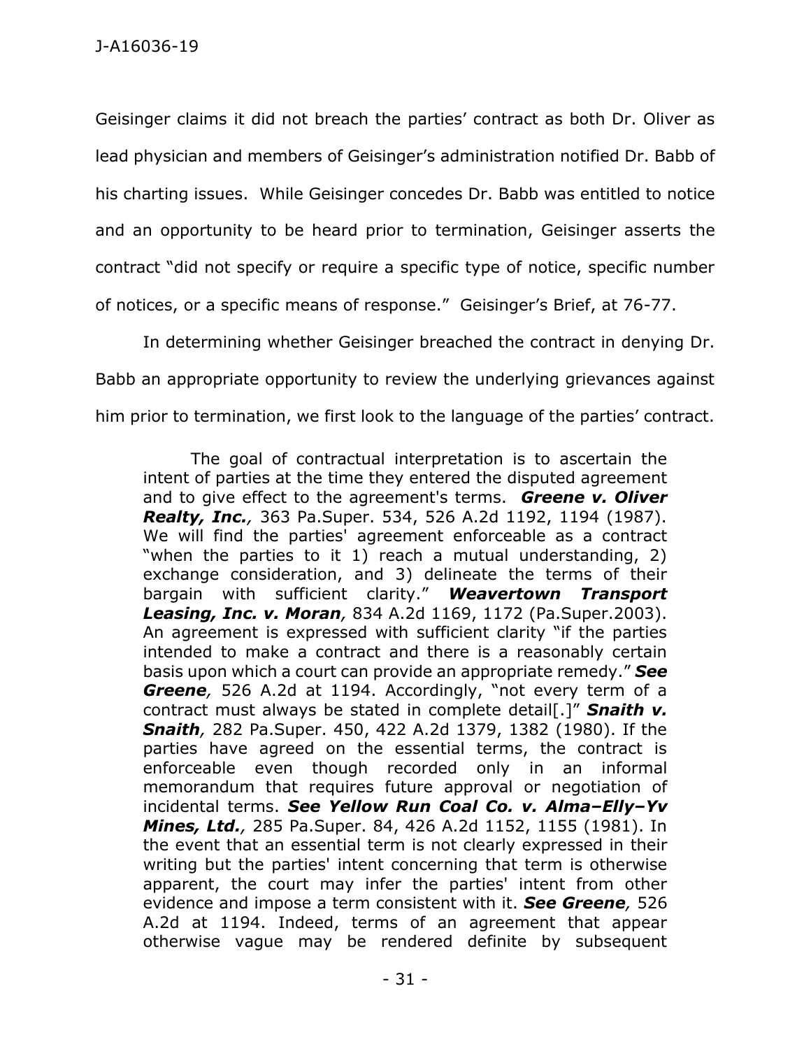Geisinger claims it did not breach the parties' contract as both Dr. Oliver as lead physician and members of Geisinger's administration notified Dr. Babb of his charting issues. While Geisinger concedes Dr. Babb was entitled to notice and an opportunity to be heard prior to termination, Geisinger asserts the contract "did not specify or require a specific type of notice, specific number of notices, or a specific means of response." Geisinger's Brief, at 76-77.

In determining whether Geisinger breached the contract in denying Dr. Babb an appropriate opportunity to review the underlying grievances against him prior to termination, we first look to the language of the parties' contract.

> The goal of contractual interpretation is to ascertain the intent of parties at the time they entered the disputed agreement and to give effect to the agreement's terms. ***Greene v. Oliver Realty, Inc.**,* 363 Pa.Super. 534, 526 A.2d 1192, 1194 (1987). We will find the parties' agreement enforceable as a contract "when the parties to it 1) reach a mutual understanding, 2) exchange consideration, and 3) delineate the terms of their bargain with sufficient clarity." ***Weavertown Transport Leasing, Inc. v. Moran**,* 834 A.2d 1169, 1172 (Pa.Super.2003). An agreement is expressed with sufficient clarity "if the parties intended to make a contract and there is a reasonably certain basis upon which a court can provide an appropriate remedy." ***See Greene**,* 526 A.2d at 1194. Accordingly, "not every term of a contract must always be stated in complete detail[.]" ***Snaith v. Snaith**,* 282 Pa.Super. 450, 422 A.2d 1379, 1382 (1980). If the parties have agreed on the essential terms, the contract is enforceable even though recorded only in an informal memorandum that requires future approval or negotiation of incidental terms. ***See Yellow Run Coal Co. v. Alma–Elly–Yv Mines, Ltd.**,* 285 Pa.Super. 84, 426 A.2d 1152, 1155 (1981). In the event that an essential term is not clearly expressed in their writing but the parties' intent concerning that term is otherwise apparent, the court may infer the parties' intent from other evidence and impose a term consistent with it. ***See Greene**,* 526 A.2d at 1194. Indeed, terms of an agreement that appear otherwise vague may be rendered definite by subsequent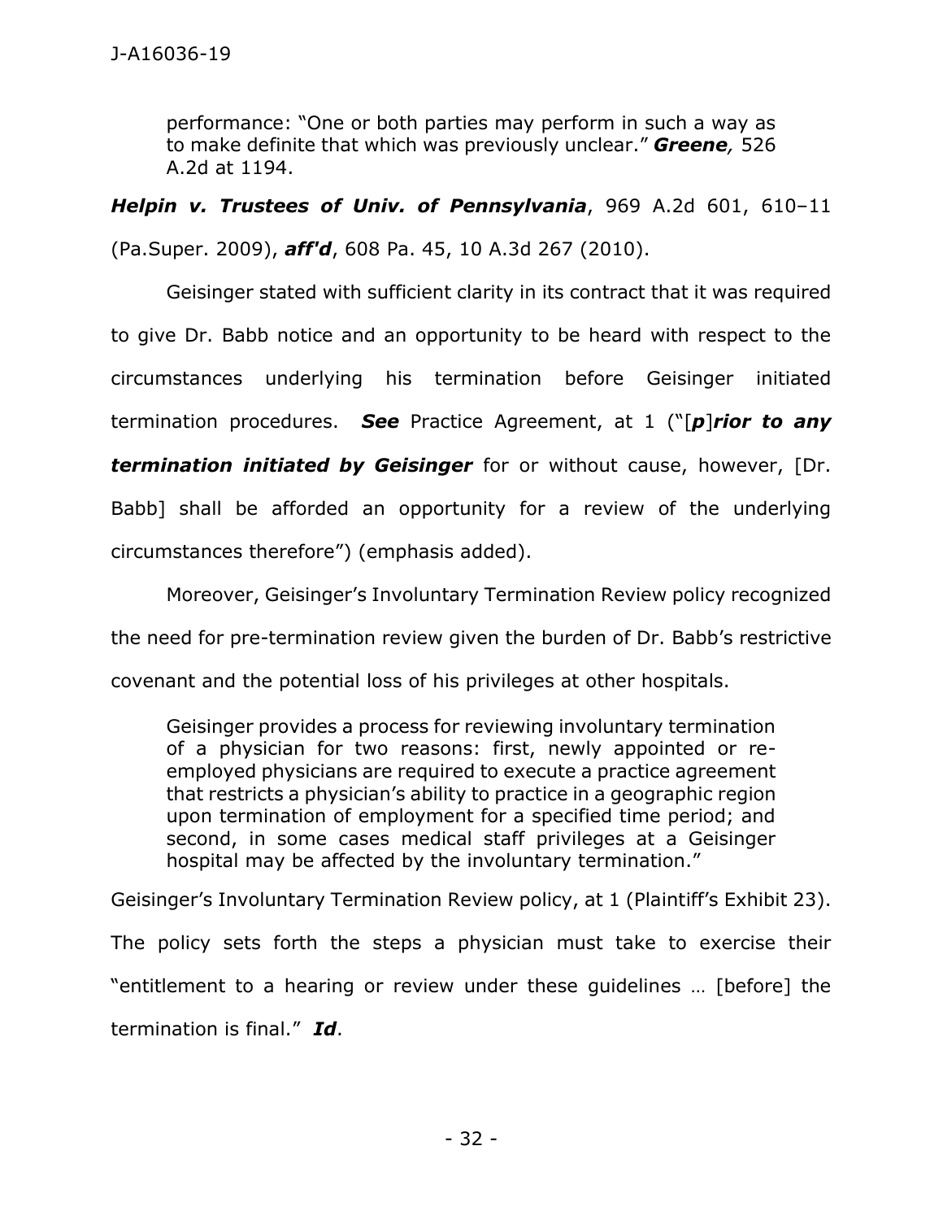> performance: "One or both parties may perform in such a way as to make definite that which was previously unclear." ***Greene****,* 526 A.2d at 1194.

***Helpin v. Trustees of Univ. of Pennsylvania***, 969 A.2d 601, 610–11 (Pa.Super. 2009), ***aff'd***, 608 Pa. 45, 10 A.3d 267 (2010).

Geisinger stated with sufficient clarity in its contract that it was required to give Dr. Babb notice and an opportunity to be heard with respect to the circumstances underlying his termination before Geisinger initiated termination procedures. ***See*** Practice Agreement, at 1 ("[***p***]***rior to any termination initiated by Geisinger*** for or without cause, however, [Dr. Babb] shall be afforded an opportunity for a review of the underlying circumstances therefore") (emphasis added).

Moreover, Geisinger's Involuntary Termination Review policy recognized the need for pre-termination review given the burden of Dr. Babb's restrictive covenant and the potential loss of his privileges at other hospitals.

> Geisinger provides a process for reviewing involuntary termination of a physician for two reasons: first, newly appointed or re-employed physicians are required to execute a practice agreement that restricts a physician's ability to practice in a geographic region upon termination of employment for a specified time period; and second, in some cases medical staff privileges at a Geisinger hospital may be affected by the involuntary termination."

Geisinger's Involuntary Termination Review policy, at 1 (Plaintiff's Exhibit 23). The policy sets forth the steps a physician must take to exercise their "entitlement to a hearing or review under these guidelines … [before] the termination is final." ***Id***.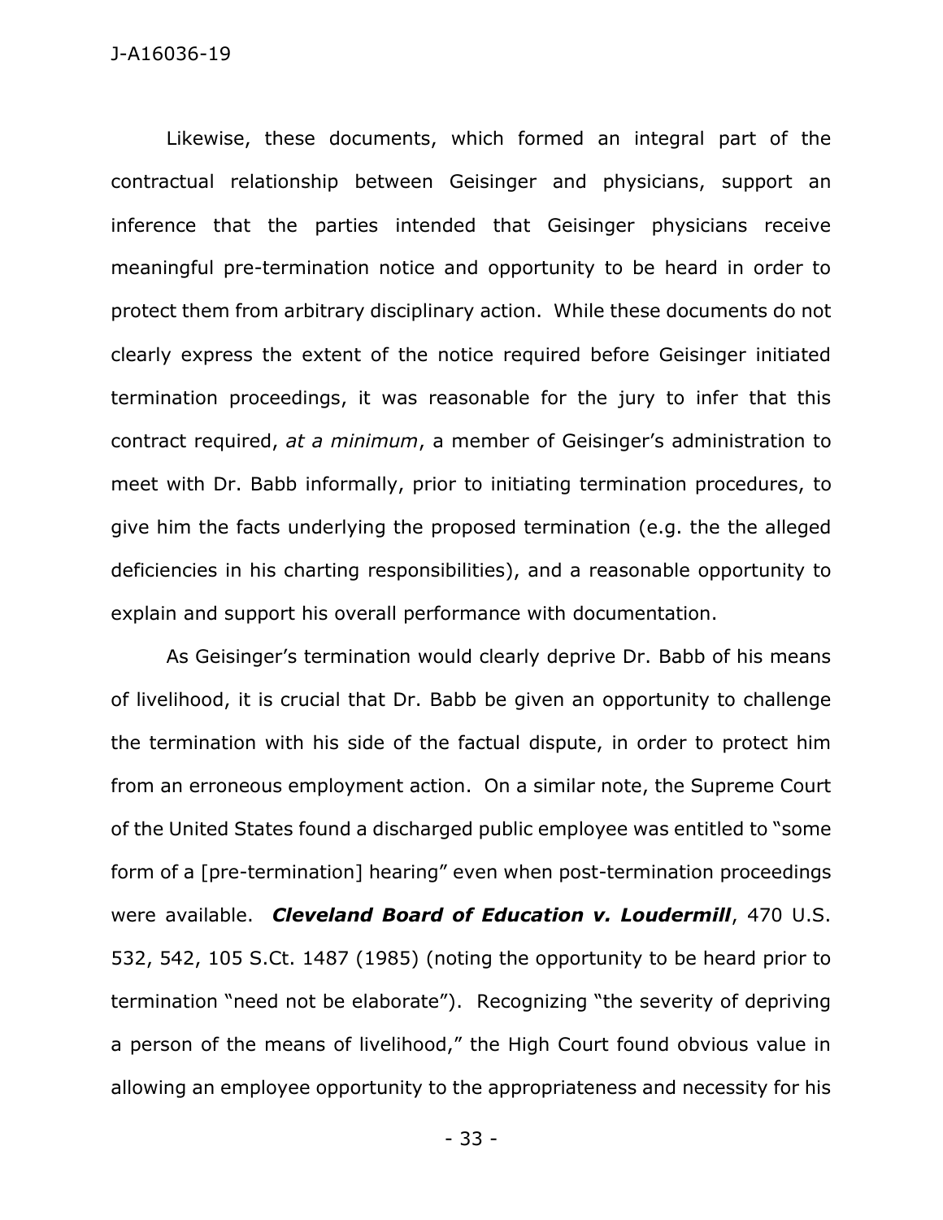Likewise, these documents, which formed an integral part of the contractual relationship between Geisinger and physicians, support an inference that the parties intended that Geisinger physicians receive meaningful pre-termination notice and opportunity to be heard in order to protect them from arbitrary disciplinary action. While these documents do not clearly express the extent of the notice required before Geisinger initiated termination proceedings, it was reasonable for the jury to infer that this contract required, *at a minimum*, a member of Geisinger's administration to meet with Dr. Babb informally, prior to initiating termination procedures, to give him the facts underlying the proposed termination (e.g. the the alleged deficiencies in his charting responsibilities), and a reasonable opportunity to explain and support his overall performance with documentation.

As Geisinger's termination would clearly deprive Dr. Babb of his means of livelihood, it is crucial that Dr. Babb be given an opportunity to challenge the termination with his side of the factual dispute, in order to protect him from an erroneous employment action. On a similar note, the Supreme Court of the United States found a discharged public employee was entitled to "some form of a [pre-termination] hearing" even when post-termination proceedings were available. ***Cleveland Board of Education v. Loudermill***, 470 U.S. 532, 542, 105 S.Ct. 1487 (1985) (noting the opportunity to be heard prior to termination "need not be elaborate"). Recognizing "the severity of depriving a person of the means of livelihood," the High Court found obvious value in allowing an employee opportunity to the appropriateness and necessity for his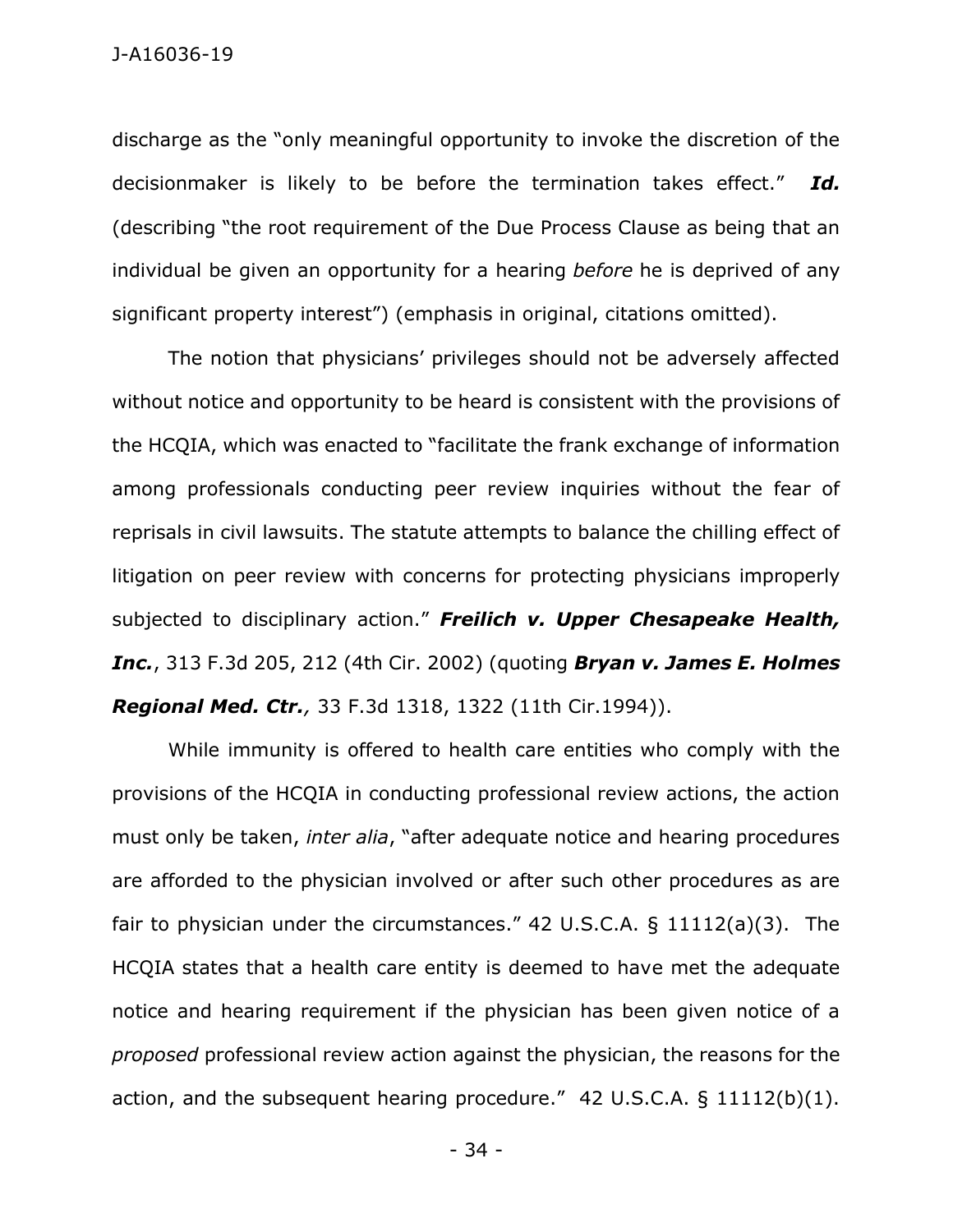discharge as the "only meaningful opportunity to invoke the discretion of the decisionmaker is likely to be before the termination takes effect." ***Id.*** (describing "the root requirement of the Due Process Clause as being that an individual be given an opportunity for a hearing *before* he is deprived of any significant property interest") (emphasis in original, citations omitted).

The notion that physicians' privileges should not be adversely affected without notice and opportunity to be heard is consistent with the provisions of the HCQIA, which was enacted to "facilitate the frank exchange of information among professionals conducting peer review inquiries without the fear of reprisals in civil lawsuits. The statute attempts to balance the chilling effect of litigation on peer review with concerns for protecting physicians improperly subjected to disciplinary action." ***Freilich v. Upper Chesapeake Health, Inc.***, 313 F.3d 205, 212 (4th Cir. 2002) (quoting ***Bryan v. James E. Holmes Regional Med. Ctr.,*** 33 F.3d 1318, 1322 (11th Cir.1994)).

While immunity is offered to health care entities who comply with the provisions of the HCQIA in conducting professional review actions, the action must only be taken, *inter alia*, "after adequate notice and hearing procedures are afforded to the physician involved or after such other procedures as are fair to physician under the circumstances." 42 U.S.C.A. § 11112(a)(3). The HCQIA states that a health care entity is deemed to have met the adequate notice and hearing requirement if the physician has been given notice of a *proposed* professional review action against the physician, the reasons for the action, and the subsequent hearing procedure." 42 U.S.C.A. § 11112(b)(1).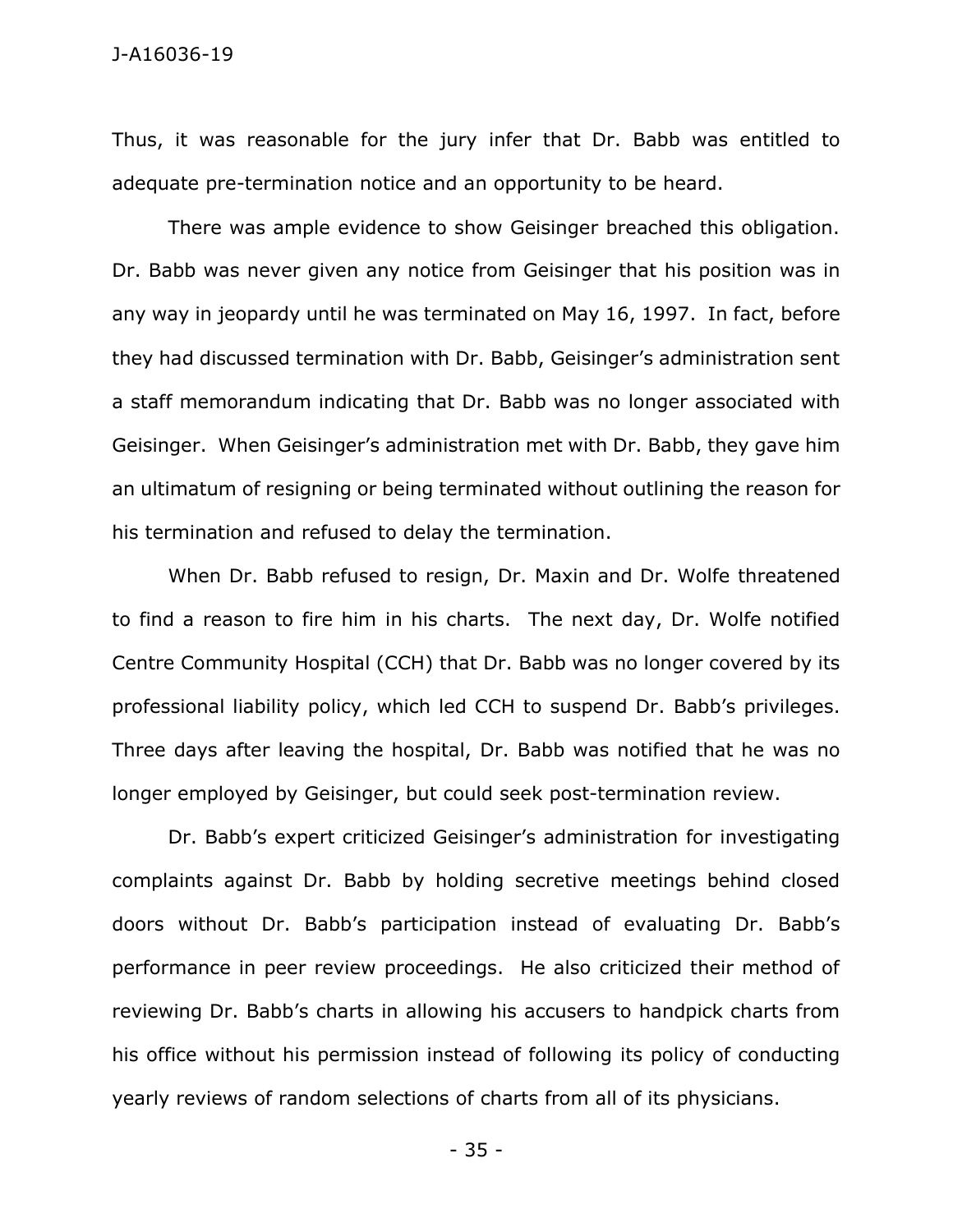Thus, it was reasonable for the jury infer that Dr. Babb was entitled to adequate pre-termination notice and an opportunity to be heard.

There was ample evidence to show Geisinger breached this obligation. Dr. Babb was never given any notice from Geisinger that his position was in any way in jeopardy until he was terminated on May 16, 1997. In fact, before they had discussed termination with Dr. Babb, Geisinger's administration sent a staff memorandum indicating that Dr. Babb was no longer associated with Geisinger. When Geisinger's administration met with Dr. Babb, they gave him an ultimatum of resigning or being terminated without outlining the reason for his termination and refused to delay the termination.

When Dr. Babb refused to resign, Dr. Maxin and Dr. Wolfe threatened to find a reason to fire him in his charts. The next day, Dr. Wolfe notified Centre Community Hospital (CCH) that Dr. Babb was no longer covered by its professional liability policy, which led CCH to suspend Dr. Babb's privileges. Three days after leaving the hospital, Dr. Babb was notified that he was no longer employed by Geisinger, but could seek post-termination review.

Dr. Babb's expert criticized Geisinger's administration for investigating complaints against Dr. Babb by holding secretive meetings behind closed doors without Dr. Babb's participation instead of evaluating Dr. Babb's performance in peer review proceedings. He also criticized their method of reviewing Dr. Babb's charts in allowing his accusers to handpick charts from his office without his permission instead of following its policy of conducting yearly reviews of random selections of charts from all of its physicians.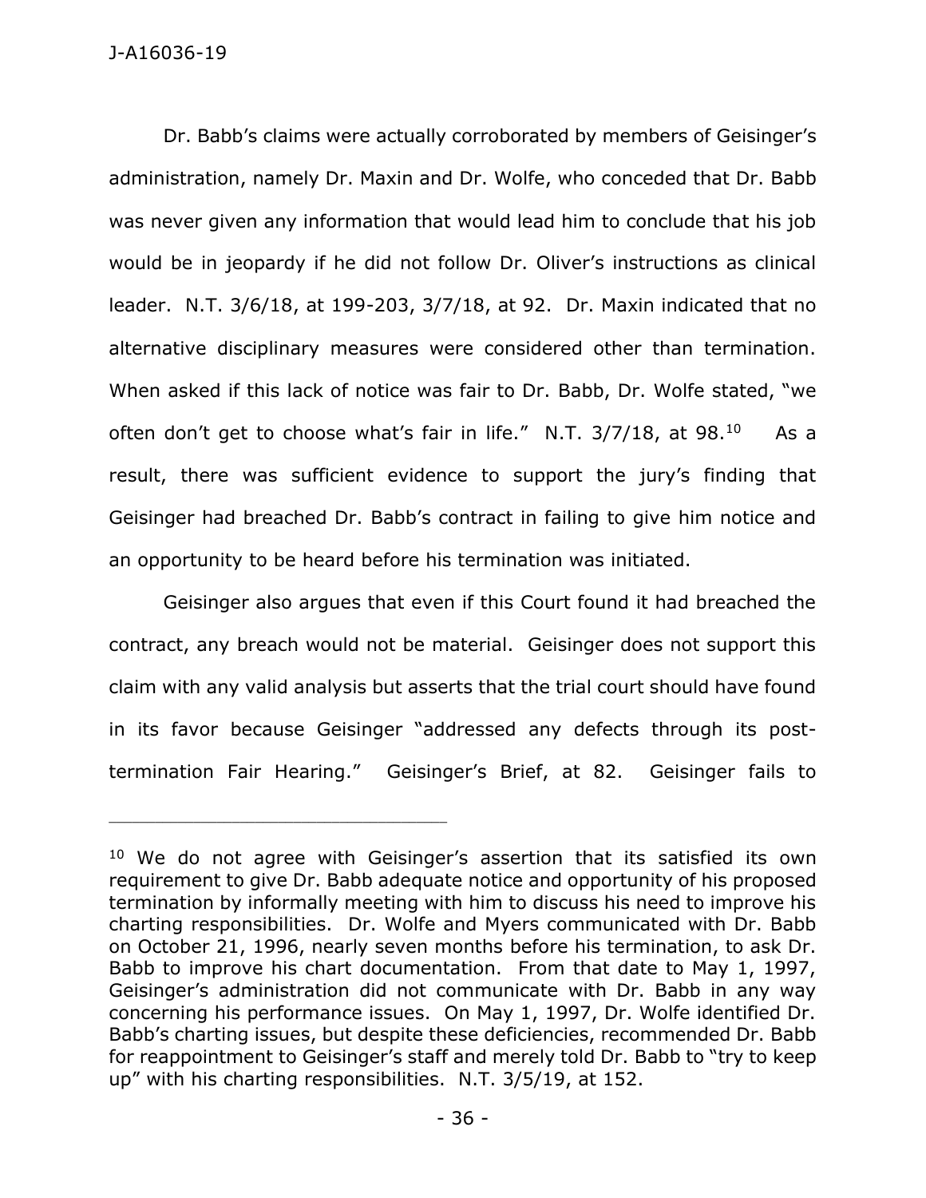Dr. Babb's claims were actually corroborated by members of Geisinger's administration, namely Dr. Maxin and Dr. Wolfe, who conceded that Dr. Babb was never given any information that would lead him to conclude that his job would be in jeopardy if he did not follow Dr. Oliver's instructions as clinical leader. N.T. 3/6/18, at 199-203, 3/7/18, at 92. Dr. Maxin indicated that no alternative disciplinary measures were considered other than termination. When asked if this lack of notice was fair to Dr. Babb, Dr. Wolfe stated, "we often don't get to choose what's fair in life." N.T. 3/7/18, at 98.[10] As a result, there was sufficient evidence to support the jury's finding that Geisinger had breached Dr. Babb's contract in failing to give him notice and an opportunity to be heard before his termination was initiated.

Geisinger also argues that even if this Court found it had breached the contract, any breach would not be material. Geisinger does not support this claim with any valid analysis but asserts that the trial court should have found in its favor because Geisinger "addressed any defects through its post-termination Fair Hearing." Geisinger's Brief, at 82. Geisinger fails to

---

[10] We do not agree with Geisinger's assertion that its satisfied its own requirement to give Dr. Babb adequate notice and opportunity of his proposed termination by informally meeting with him to discuss his need to improve his charting responsibilities. Dr. Wolfe and Myers communicated with Dr. Babb on October 21, 1996, nearly seven months before his termination, to ask Dr. Babb to improve his chart documentation. From that date to May 1, 1997, Geisinger's administration did not communicate with Dr. Babb in any way concerning his performance issues. On May 1, 1997, Dr. Wolfe identified Dr. Babb's charting issues, but despite these deficiencies, recommended Dr. Babb for reappointment to Geisinger's staff and merely told Dr. Babb to "try to keep up" with his charting responsibilities. N.T. 3/5/19, at 152.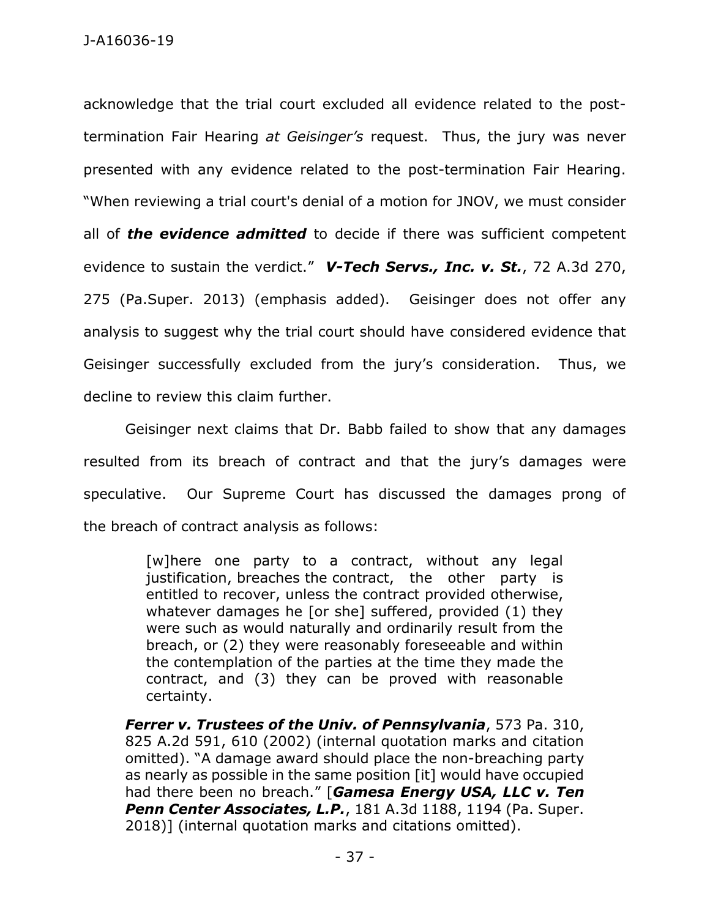acknowledge that the trial court excluded all evidence related to the post-termination Fair Hearing *at Geisinger's* request. Thus, the jury was never presented with any evidence related to the post-termination Fair Hearing. "When reviewing a trial court's denial of a motion for JNOV, we must consider all of ***the evidence admitted*** to decide if there was sufficient competent evidence to sustain the verdict." ***V-Tech Servs., Inc. v. St.***, 72 A.3d 270, 275 (Pa.Super. 2013) (emphasis added). Geisinger does not offer any analysis to suggest why the trial court should have considered evidence that Geisinger successfully excluded from the jury's consideration. Thus, we decline to review this claim further.

Geisinger next claims that Dr. Babb failed to show that any damages resulted from its breach of contract and that the jury's damages were speculative. Our Supreme Court has discussed the damages prong of the breach of contract analysis as follows:

> [w]here one party to a contract, without any legal justification, breaches the contract, the other party is entitled to recover, unless the contract provided otherwise, whatever damages he [or she] suffered, provided (1) they were such as would naturally and ordinarily result from the breach, or (2) they were reasonably foreseeable and within the contemplation of the parties at the time they made the contract, and (3) they can be proved with reasonable certainty.

> ***Ferrer v. Trustees of the Univ. of Pennsylvania***, 573 Pa. 310, 825 A.2d 591, 610 (2002) (internal quotation marks and citation omitted). "A damage award should place the non-breaching party as nearly as possible in the same position [it] would have occupied had there been no breach." [***Gamesa Energy USA, LLC v. Ten Penn Center Associates, L.P.***, 181 A.3d 1188, 1194 (Pa. Super. 2018)] (internal quotation marks and citations omitted).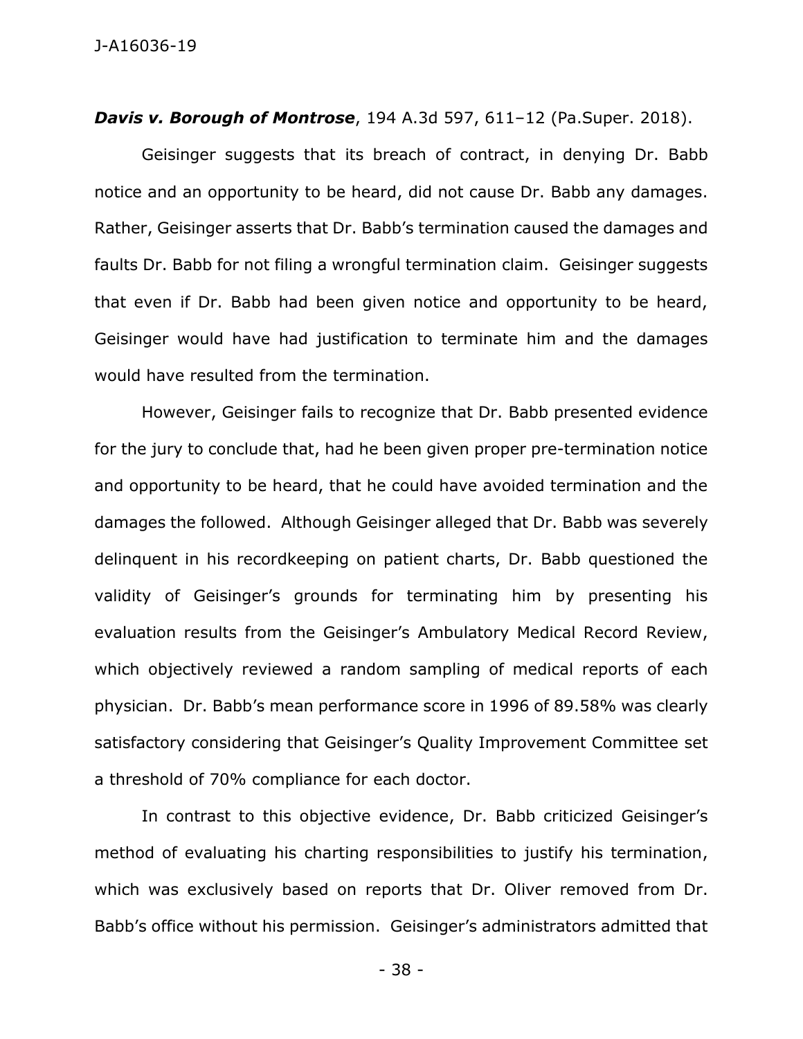***Davis v. Borough of Montrose***, 194 A.3d 597, 611–12 (Pa.Super. 2018).

Geisinger suggests that its breach of contract, in denying Dr. Babb notice and an opportunity to be heard, did not cause Dr. Babb any damages. Rather, Geisinger asserts that Dr. Babb's termination caused the damages and faults Dr. Babb for not filing a wrongful termination claim. Geisinger suggests that even if Dr. Babb had been given notice and opportunity to be heard, Geisinger would have had justification to terminate him and the damages would have resulted from the termination.

However, Geisinger fails to recognize that Dr. Babb presented evidence for the jury to conclude that, had he been given proper pre-termination notice and opportunity to be heard, that he could have avoided termination and the damages the followed. Although Geisinger alleged that Dr. Babb was severely delinquent in his recordkeeping on patient charts, Dr. Babb questioned the validity of Geisinger's grounds for terminating him by presenting his evaluation results from the Geisinger's Ambulatory Medical Record Review, which objectively reviewed a random sampling of medical reports of each physician. Dr. Babb's mean performance score in 1996 of 89.58% was clearly satisfactory considering that Geisinger's Quality Improvement Committee set a threshold of 70% compliance for each doctor.

In contrast to this objective evidence, Dr. Babb criticized Geisinger's method of evaluating his charting responsibilities to justify his termination, which was exclusively based on reports that Dr. Oliver removed from Dr. Babb's office without his permission. Geisinger's administrators admitted that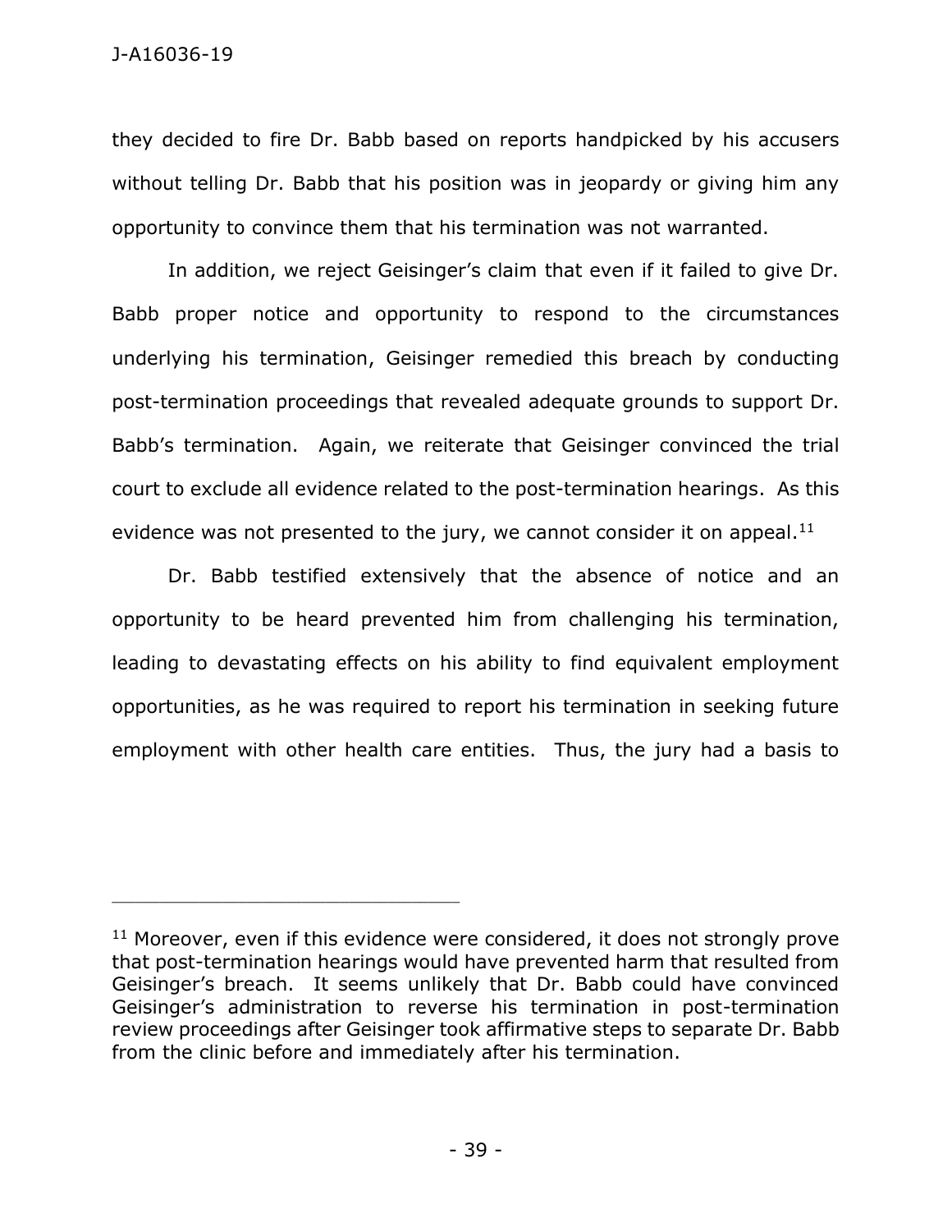they decided to fire Dr. Babb based on reports handpicked by his accusers without telling Dr. Babb that his position was in jeopardy or giving him any opportunity to convince them that his termination was not warranted.

In addition, we reject Geisinger's claim that even if it failed to give Dr. Babb proper notice and opportunity to respond to the circumstances underlying his termination, Geisinger remedied this breach by conducting post-termination proceedings that revealed adequate grounds to support Dr. Babb's termination. Again, we reiterate that Geisinger convinced the trial court to exclude all evidence related to the post-termination hearings. As this evidence was not presented to the jury, we cannot consider it on appeal.[11]

Dr. Babb testified extensively that the absence of notice and an opportunity to be heard prevented him from challenging his termination, leading to devastating effects on his ability to find equivalent employment opportunities, as he was required to report his termination in seeking future employment with other health care entities. Thus, the jury had a basis to

---

[11] Moreover, even if this evidence were considered, it does not strongly prove that post-termination hearings would have prevented harm that resulted from Geisinger's breach. It seems unlikely that Dr. Babb could have convinced Geisinger's administration to reverse his termination in post-termination review proceedings after Geisinger took affirmative steps to separate Dr. Babb from the clinic before and immediately after his termination.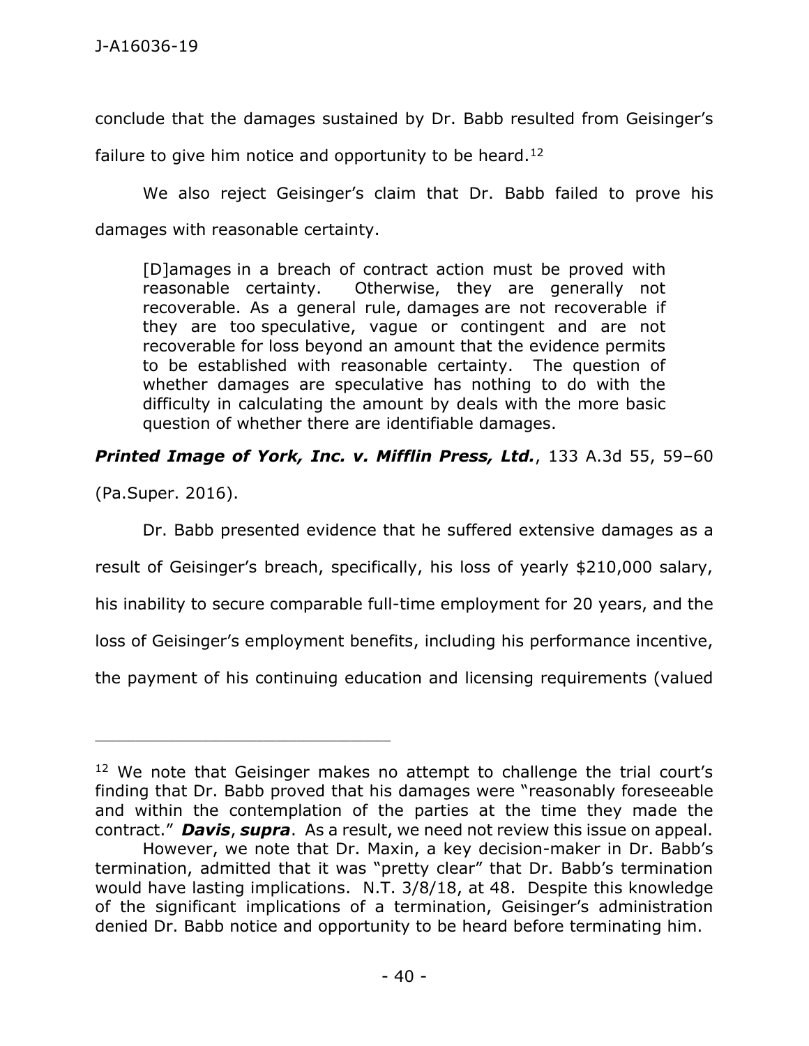conclude that the damages sustained by Dr. Babb resulted from Geisinger's failure to give him notice and opportunity to be heard.[12]

We also reject Geisinger's claim that Dr. Babb failed to prove his damages with reasonable certainty.

> [D]amages in a breach of contract action must be proved with reasonable certainty. Otherwise, they are generally not recoverable. As a general rule, damages are not recoverable if they are too speculative, vague or contingent and are not recoverable for loss beyond an amount that the evidence permits to be established with reasonable certainty. The question of whether damages are speculative has nothing to do with the difficulty in calculating the amount by deals with the more basic question of whether there are identifiable damages.

***Printed Image of York, Inc. v. Mifflin Press, Ltd.***, 133 A.3d 55, 59–60 (Pa.Super. 2016).

Dr. Babb presented evidence that he suffered extensive damages as a result of Geisinger's breach, specifically, his loss of yearly $210,000 salary, his inability to secure comparable full-time employment for 20 years, and the loss of Geisinger's employment benefits, including his performance incentive, the payment of his continuing education and licensing requirements (valued

---

[12] We note that Geisinger makes no attempt to challenge the trial court's finding that Dr. Babb proved that his damages were "reasonably foreseeable and within the contemplation of the parties at the time they made the contract." ***Davis***, ***supra***. As a result, we need not review this issue on appeal.

However, we note that Dr. Maxin, a key decision-maker in Dr. Babb's termination, admitted that it was "pretty clear" that Dr. Babb's termination would have lasting implications. N.T. 3/8/18, at 48. Despite this knowledge of the significant implications of a termination, Geisinger's administration denied Dr. Babb notice and opportunity to be heard before terminating him.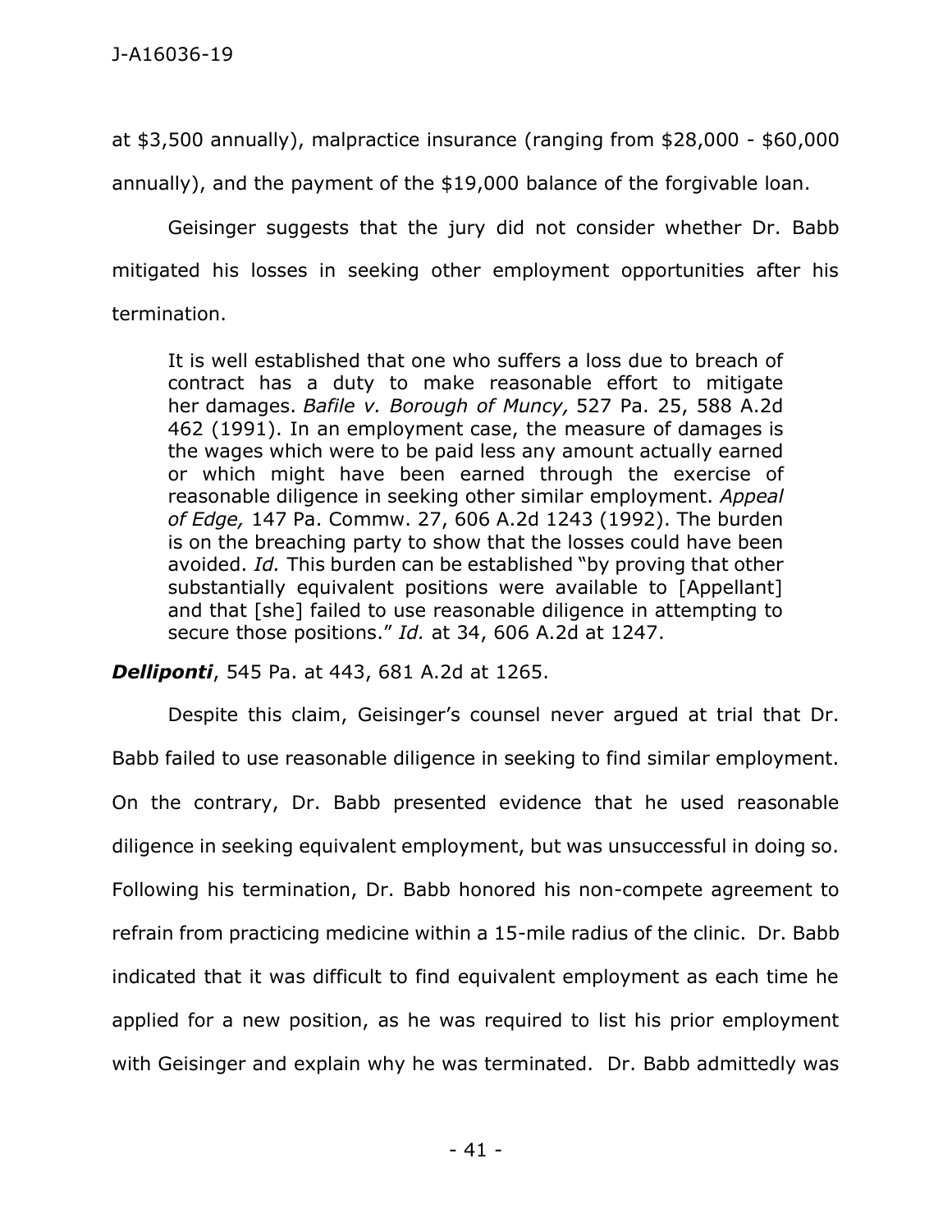at $3,500 annually), malpractice insurance (ranging from $28,000 - $60,000 annually), and the payment of the $19,000 balance of the forgivable loan.

Geisinger suggests that the jury did not consider whether Dr. Babb mitigated his losses in seeking other employment opportunities after his termination.

> It is well established that one who suffers a loss due to breach of contract has a duty to make reasonable effort to mitigate her damages. *Bafile v. Borough of Muncy,* 527 Pa. 25, 588 A.2d 462 (1991). In an employment case, the measure of damages is the wages which were to be paid less any amount actually earned or which might have been earned through the exercise of reasonable diligence in seeking other similar employment. *Appeal of Edge,* 147 Pa. Commw. 27, 606 A.2d 1243 (1992). The burden is on the breaching party to show that the losses could have been avoided. *Id.* This burden can be established "by proving that other substantially equivalent positions were available to [Appellant] and that [she] failed to use reasonable diligence in attempting to secure those positions." *Id.* at 34, 606 A.2d at 1247.

***Delliponti***, 545 Pa. at 443, 681 A.2d at 1265.

Despite this claim, Geisinger's counsel never argued at trial that Dr. Babb failed to use reasonable diligence in seeking to find similar employment. On the contrary, Dr. Babb presented evidence that he used reasonable diligence in seeking equivalent employment, but was unsuccessful in doing so. Following his termination, Dr. Babb honored his non-compete agreement to refrain from practicing medicine within a 15-mile radius of the clinic. Dr. Babb indicated that it was difficult to find equivalent employment as each time he applied for a new position, as he was required to list his prior employment with Geisinger and explain why he was terminated. Dr. Babb admittedly was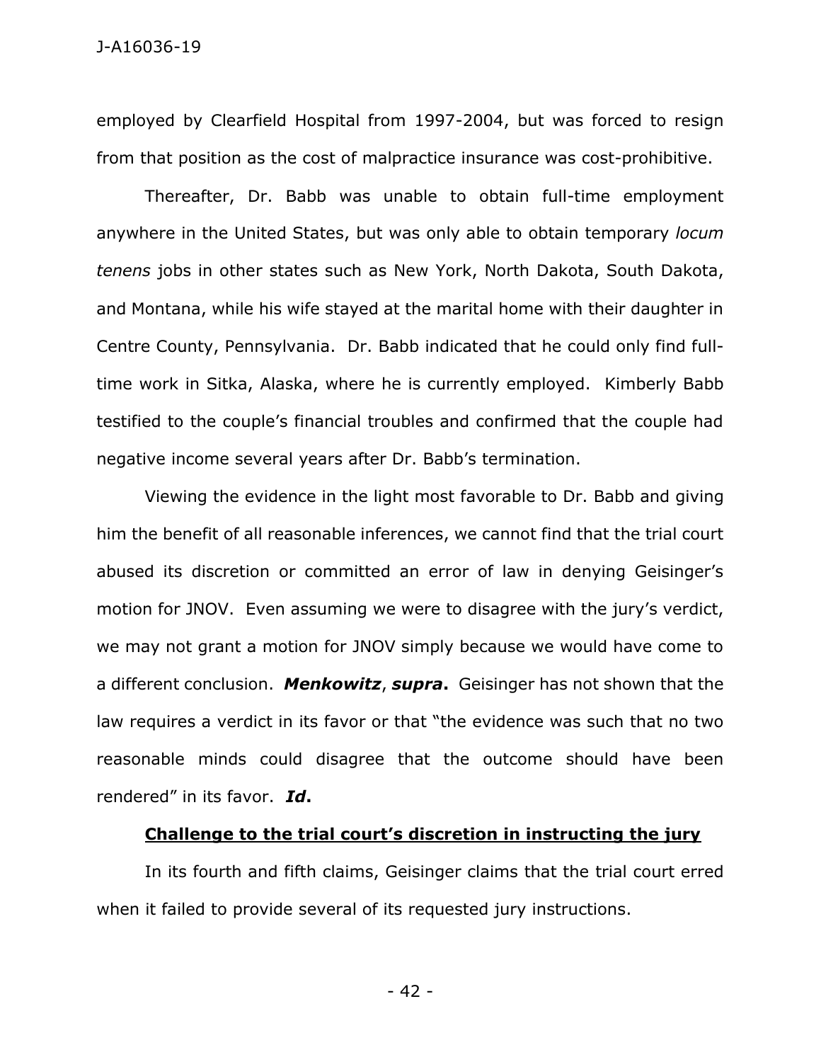employed by Clearfield Hospital from 1997-2004, but was forced to resign from that position as the cost of malpractice insurance was cost-prohibitive.

Thereafter, Dr. Babb was unable to obtain full-time employment anywhere in the United States, but was only able to obtain temporary *locum tenens* jobs in other states such as New York, North Dakota, South Dakota, and Montana, while his wife stayed at the marital home with their daughter in Centre County, Pennsylvania. Dr. Babb indicated that he could only find full-time work in Sitka, Alaska, where he is currently employed. Kimberly Babb testified to the couple's financial troubles and confirmed that the couple had negative income several years after Dr. Babb's termination.

Viewing the evidence in the light most favorable to Dr. Babb and giving him the benefit of all reasonable inferences, we cannot find that the trial court abused its discretion or committed an error of law in denying Geisinger's motion for JNOV. Even assuming we were to disagree with the jury's verdict, we may not grant a motion for JNOV simply because we would have come to a different conclusion. ***Menkowitz***, ***supra*****.** Geisinger has not shown that the law requires a verdict in its favor or that "the evidence was such that no two reasonable minds could disagree that the outcome should have been rendered" in its favor. ***Id*****.**

**Challenge to the trial court's discretion in instructing the jury**

In its fourth and fifth claims, Geisinger claims that the trial court erred when it failed to provide several of its requested jury instructions.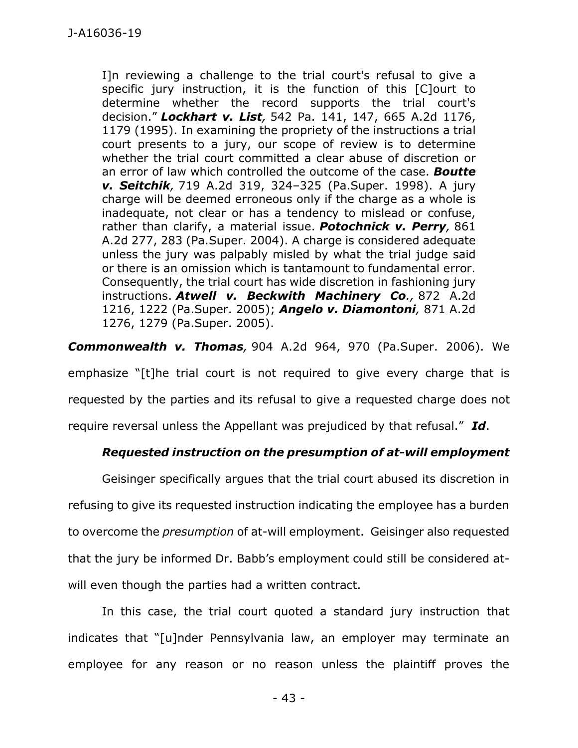> I]n reviewing a challenge to the trial court's refusal to give a specific jury instruction, it is the function of this [C]ourt to determine whether the record supports the trial court's decision." ***Lockhart v. List,*** 542 Pa. 141, 147, 665 A.2d 1176, 1179 (1995). In examining the propriety of the instructions a trial court presents to a jury, our scope of review is to determine whether the trial court committed a clear abuse of discretion or an error of law which controlled the outcome of the case. ***Boutte v. Seitchik,*** 719 A.2d 319, 324–325 (Pa.Super. 1998). A jury charge will be deemed erroneous only if the charge as a whole is inadequate, not clear or has a tendency to mislead or confuse, rather than clarify, a material issue. ***Potochnick v. Perry,*** 861 A.2d 277, 283 (Pa.Super. 2004). A charge is considered adequate unless the jury was palpably misled by what the trial judge said or there is an omission which is tantamount to fundamental error. Consequently, the trial court has wide discretion in fashioning jury instructions. ***Atwell v. Beckwith Machinery Co.,*** 872 A.2d 1216, 1222 (Pa.Super. 2005); ***Angelo v. Diamontoni,*** 871 A.2d 1276, 1279 (Pa.Super. 2005).

***Commonwealth v. Thomas,*** 904 A.2d 964, 970 (Pa.Super. 2006). We emphasize "[t]he trial court is not required to give every charge that is requested by the parties and its refusal to give a requested charge does not require reversal unless the Appellant was prejudiced by that refusal." ***Id***.

***Requested instruction on the presumption of at-will employment***

Geisinger specifically argues that the trial court abused its discretion in refusing to give its requested instruction indicating the employee has a burden to overcome the *presumption* of at-will employment. Geisinger also requested that the jury be informed Dr. Babb's employment could still be considered at-will even though the parties had a written contract.

In this case, the trial court quoted a standard jury instruction that indicates that "[u]nder Pennsylvania law, an employer may terminate an employee for any reason or no reason unless the plaintiff proves the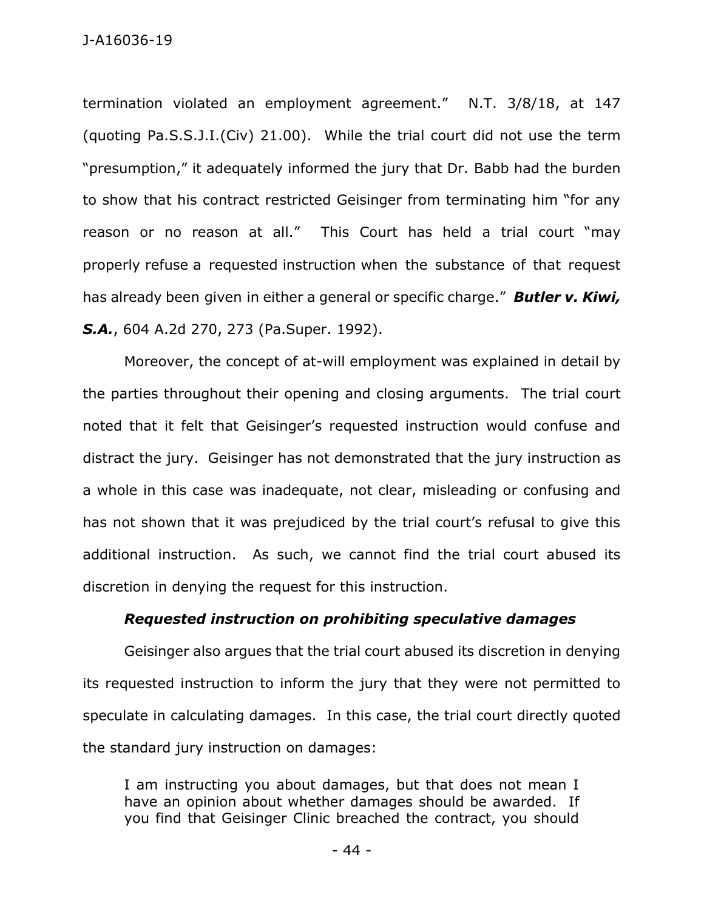termination violated an employment agreement." N.T. 3/8/18, at 147 (quoting Pa.S.S.J.I.(Civ) 21.00). While the trial court did not use the term "presumption," it adequately informed the jury that Dr. Babb had the burden to show that his contract restricted Geisinger from terminating him "for any reason or no reason at all." This Court has held a trial court "may properly refuse a requested instruction when the substance of that request has already been given in either a general or specific charge." ***Butler v. Kiwi, S.A.***, 604 A.2d 270, 273 (Pa.Super. 1992).

Moreover, the concept of at-will employment was explained in detail by the parties throughout their opening and closing arguments. The trial court noted that it felt that Geisinger's requested instruction would confuse and distract the jury. Geisinger has not demonstrated that the jury instruction as a whole in this case was inadequate, not clear, misleading or confusing and has not shown that it was prejudiced by the trial court's refusal to give this additional instruction. As such, we cannot find the trial court abused its discretion in denying the request for this instruction.

***Requested instruction on prohibiting speculative damages***

Geisinger also argues that the trial court abused its discretion in denying its requested instruction to inform the jury that they were not permitted to speculate in calculating damages. In this case, the trial court directly quoted the standard jury instruction on damages:

> I am instructing you about damages, but that does not mean I have an opinion about whether damages should be awarded. If you find that Geisinger Clinic breached the contract, you should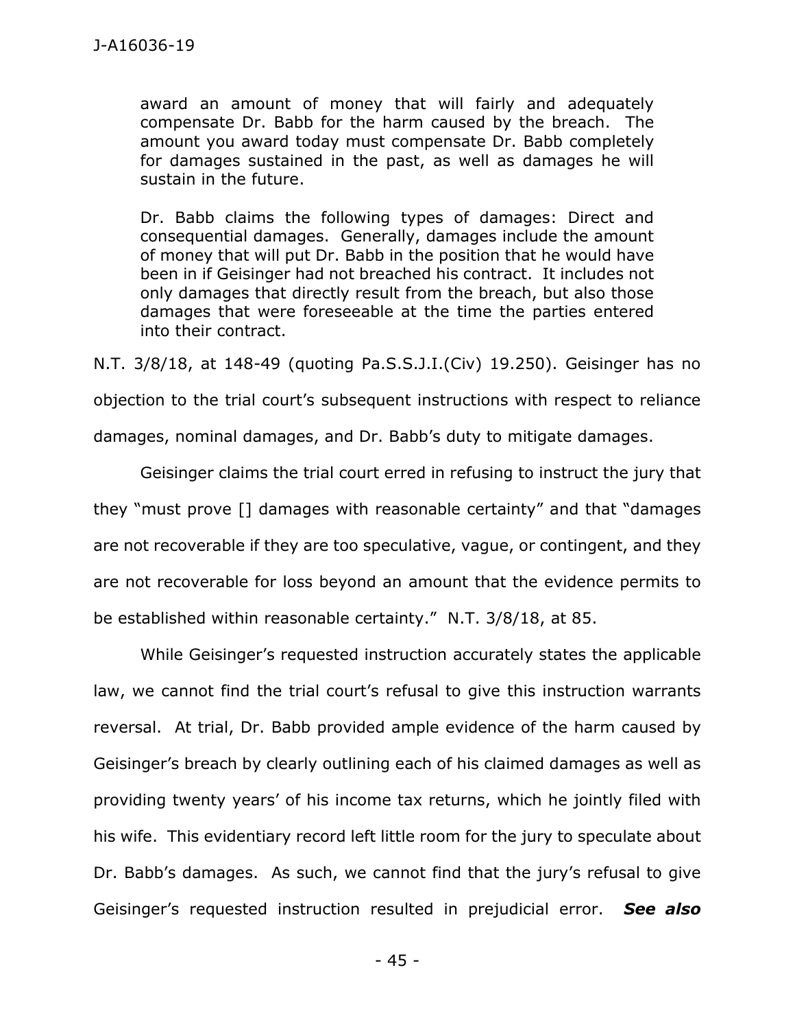> award an amount of money that will fairly and adequately compensate Dr. Babb for the harm caused by the breach. The amount you award today must compensate Dr. Babb completely for damages sustained in the past, as well as damages he will sustain in the future.
>
> Dr. Babb claims the following types of damages: Direct and consequential damages. Generally, damages include the amount of money that will put Dr. Babb in the position that he would have been in if Geisinger had not breached his contract. It includes not only damages that directly result from the breach, but also those damages that were foreseeable at the time the parties entered into their contract.

N.T. 3/8/18, at 148-49 (quoting Pa.S.S.J.I.(Civ) 19.250). Geisinger has no objection to the trial court's subsequent instructions with respect to reliance damages, nominal damages, and Dr. Babb's duty to mitigate damages.

Geisinger claims the trial court erred in refusing to instruct the jury that they "must prove [] damages with reasonable certainty" and that "damages are not recoverable if they are too speculative, vague, or contingent, and they are not recoverable for loss beyond an amount that the evidence permits to be established within reasonable certainty." N.T. 3/8/18, at 85.

While Geisinger's requested instruction accurately states the applicable law, we cannot find the trial court's refusal to give this instruction warrants reversal. At trial, Dr. Babb provided ample evidence of the harm caused by Geisinger's breach by clearly outlining each of his claimed damages as well as providing twenty years' of his income tax returns, which he jointly filed with his wife. This evidentiary record left little room for the jury to speculate about Dr. Babb's damages. As such, we cannot find that the jury's refusal to give Geisinger's requested instruction resulted in prejudicial error. ***See also***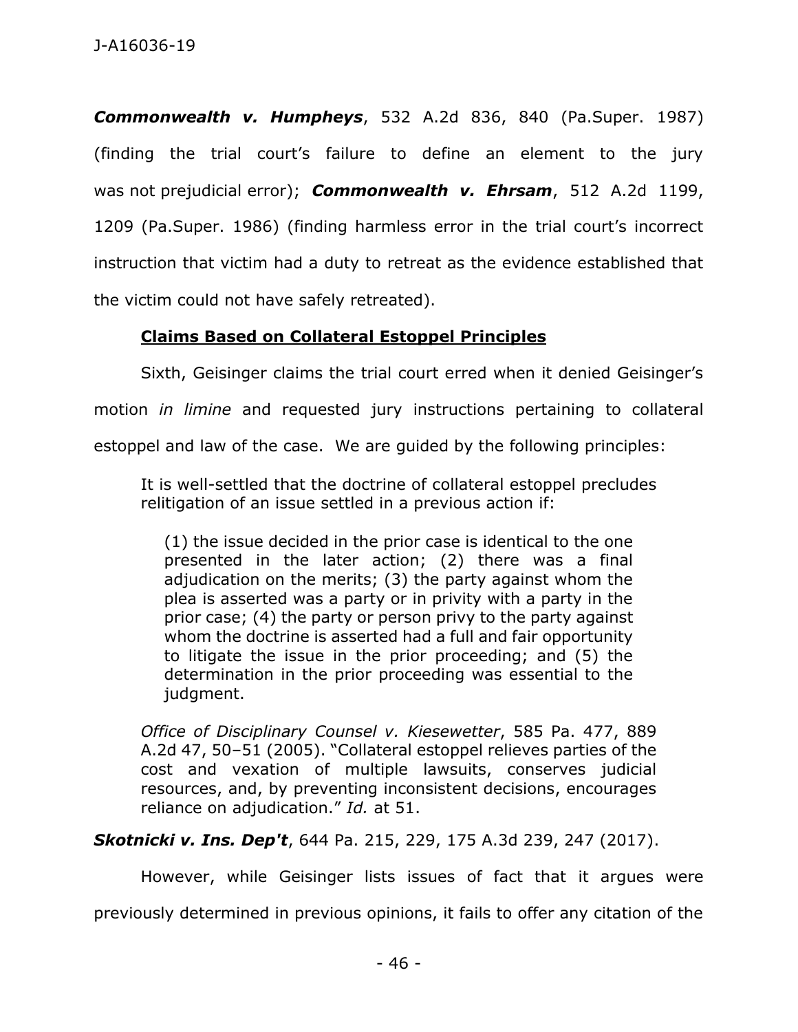***Commonwealth v. Humpheys***, 532 A.2d 836, 840 (Pa.Super. 1987) (finding the trial court's failure to define an element to the jury was not prejudicial error); ***Commonwealth v. Ehrsam***, 512 A.2d 1199, 1209 (Pa.Super. 1986) (finding harmless error in the trial court's incorrect instruction that victim had a duty to retreat as the evidence established that the victim could not have safely retreated).

**Claims Based on Collateral Estoppel Principles**

Sixth, Geisinger claims the trial court erred when it denied Geisinger's motion *in limine* and requested jury instructions pertaining to collateral estoppel and law of the case. We are guided by the following principles:

> It is well-settled that the doctrine of collateral estoppel precludes relitigation of an issue settled in a previous action if:
>
> > (1) the issue decided in the prior case is identical to the one presented in the later action; (2) there was a final adjudication on the merits; (3) the party against whom the plea is asserted was a party or in privity with a party in the prior case; (4) the party or person privy to the party against whom the doctrine is asserted had a full and fair opportunity to litigate the issue in the prior proceeding; and (5) the determination in the prior proceeding was essential to the judgment.
>
> *Office of Disciplinary Counsel v. Kiesewetter*, 585 Pa. 477, 889 A.2d 47, 50–51 (2005). "Collateral estoppel relieves parties of the cost and vexation of multiple lawsuits, conserves judicial resources, and, by preventing inconsistent decisions, encourages reliance on adjudication." *Id.* at 51.

***Skotnicki v. Ins. Dep't***, 644 Pa. 215, 229, 175 A.3d 239, 247 (2017).

However, while Geisinger lists issues of fact that it argues were previously determined in previous opinions, it fails to offer any citation of the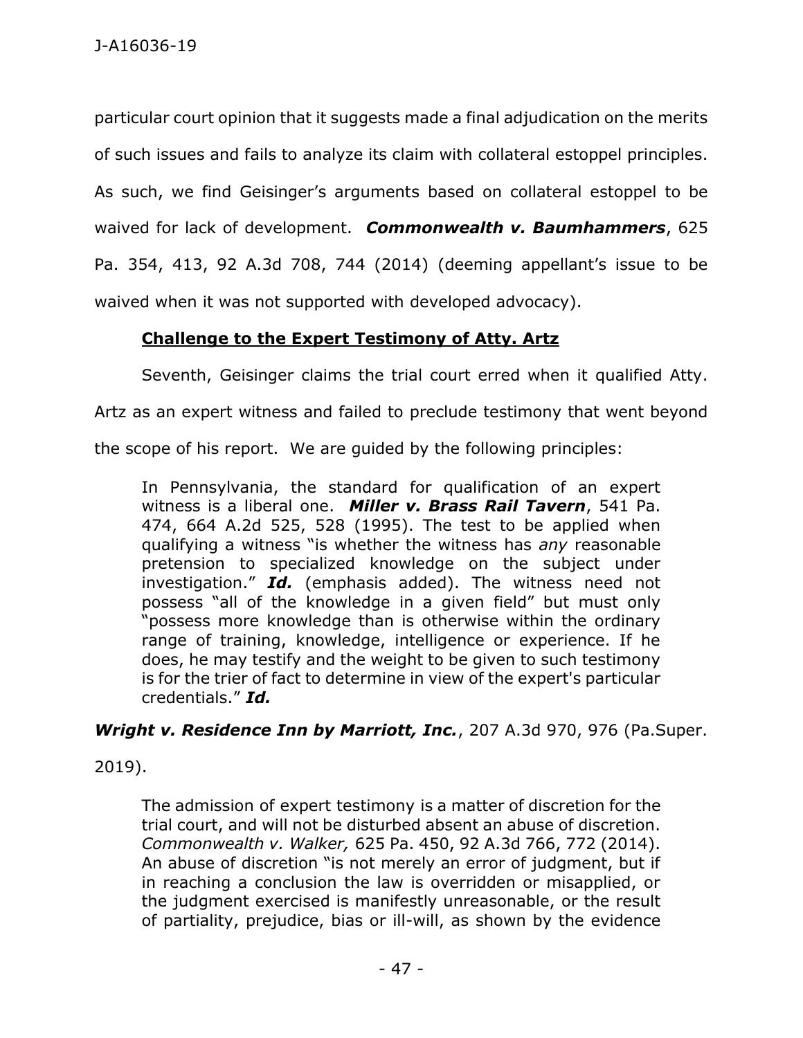particular court opinion that it suggests made a final adjudication on the merits of such issues and fails to analyze its claim with collateral estoppel principles. As such, we find Geisinger's arguments based on collateral estoppel to be waived for lack of development. ***Commonwealth v. Baumhammers***, 625 Pa. 354, 413, 92 A.3d 708, 744 (2014) (deeming appellant's issue to be waived when it was not supported with developed advocacy).

**Challenge to the Expert Testimony of Atty. Artz**

Seventh, Geisinger claims the trial court erred when it qualified Atty. Artz as an expert witness and failed to preclude testimony that went beyond the scope of his report. We are guided by the following principles:

> In Pennsylvania, the standard for qualification of an expert witness is a liberal one. ***Miller v. Brass Rail Tavern***, 541 Pa. 474, 664 A.2d 525, 528 (1995). The test to be applied when qualifying a witness "is whether the witness has *any* reasonable pretension to specialized knowledge on the subject under investigation." ***Id.*** (emphasis added). The witness need not possess "all of the knowledge in a given field" but must only "possess more knowledge than is otherwise within the ordinary range of training, knowledge, intelligence or experience. If he does, he may testify and the weight to be given to such testimony is for the trier of fact to determine in view of the expert's particular credentials." ***Id.***

***Wright v. Residence Inn by Marriott, Inc.***, 207 A.3d 970, 976 (Pa.Super. 2019).

> The admission of expert testimony is a matter of discretion for the trial court, and will not be disturbed absent an abuse of discretion. *Commonwealth v. Walker,* 625 Pa. 450, 92 A.3d 766, 772 (2014). An abuse of discretion "is not merely an error of judgment, but if in reaching a conclusion the law is overridden or misapplied, or the judgment exercised is manifestly unreasonable, or the result of partiality, prejudice, bias or ill-will, as shown by the evidence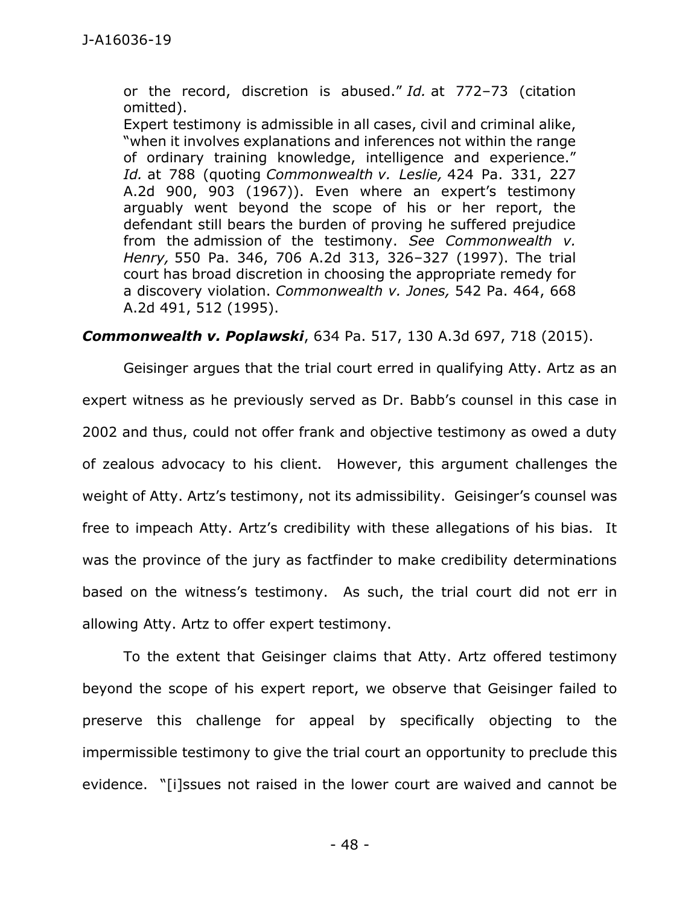> or the record, discretion is abused." *Id.* at 772–73 (citation omitted).
>
> Expert testimony is admissible in all cases, civil and criminal alike, "when it involves explanations and inferences not within the range of ordinary training knowledge, intelligence and experience." *Id.* at 788 (quoting *Commonwealth v. Leslie,* 424 Pa. 331, 227 A.2d 900, 903 (1967)). Even where an expert's testimony arguably went beyond the scope of his or her report, the defendant still bears the burden of proving he suffered prejudice from the admission of the testimony. *See Commonwealth v. Henry,* 550 Pa. 346, 706 A.2d 313, 326–327 (1997). The trial court has broad discretion in choosing the appropriate remedy for a discovery violation. *Commonwealth v. Jones,* 542 Pa. 464, 668 A.2d 491, 512 (1995).

***Commonwealth v. Poplawski***, 634 Pa. 517, 130 A.3d 697, 718 (2015).

Geisinger argues that the trial court erred in qualifying Atty. Artz as an expert witness as he previously served as Dr. Babb's counsel in this case in 2002 and thus, could not offer frank and objective testimony as owed a duty of zealous advocacy to his client. However, this argument challenges the weight of Atty. Artz's testimony, not its admissibility. Geisinger's counsel was free to impeach Atty. Artz's credibility with these allegations of his bias. It was the province of the jury as factfinder to make credibility determinations based on the witness's testimony. As such, the trial court did not err in allowing Atty. Artz to offer expert testimony.

To the extent that Geisinger claims that Atty. Artz offered testimony beyond the scope of his expert report, we observe that Geisinger failed to preserve this challenge for appeal by specifically objecting to the impermissible testimony to give the trial court an opportunity to preclude this evidence. "[i]ssues not raised in the lower court are waived and cannot be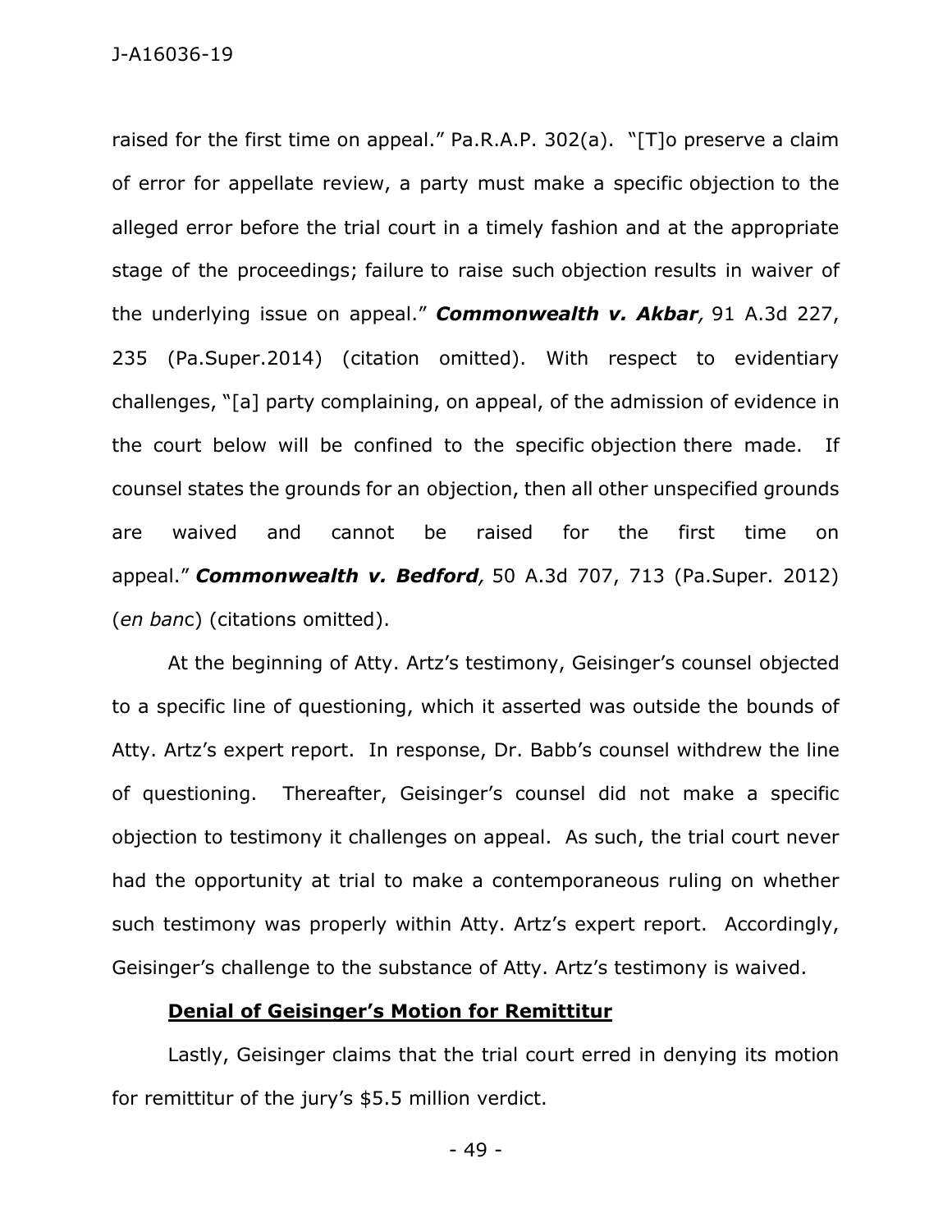raised for the first time on appeal." Pa.R.A.P. 302(a). "[T]o preserve a claim of error for appellate review, a party must make a specific objection to the alleged error before the trial court in a timely fashion and at the appropriate stage of the proceedings; failure to raise such objection results in waiver of the underlying issue on appeal." ***Commonwealth v. Akbar,*** 91 A.3d 227, 235 (Pa.Super.2014) (citation omitted). With respect to evidentiary challenges, "[a] party complaining, on appeal, of the admission of evidence in the court below will be confined to the specific objection there made. If counsel states the grounds for an objection, then all other unspecified grounds are waived and cannot be raised for the first time on appeal." ***Commonwealth v. Bedford,*** 50 A.3d 707, 713 (Pa.Super. 2012) (*en banc*) (citations omitted).

At the beginning of Atty. Artz's testimony, Geisinger's counsel objected to a specific line of questioning, which it asserted was outside the bounds of Atty. Artz's expert report. In response, Dr. Babb's counsel withdrew the line of questioning. Thereafter, Geisinger's counsel did not make a specific objection to testimony it challenges on appeal. As such, the trial court never had the opportunity at trial to make a contemporaneous ruling on whether such testimony was properly within Atty. Artz's expert report. Accordingly, Geisinger's challenge to the substance of Atty. Artz's testimony is waived.

**Denial of Geisinger's Motion for Remittitur**

Lastly, Geisinger claims that the trial court erred in denying its motion for remittitur of the jury's $5.5 million verdict.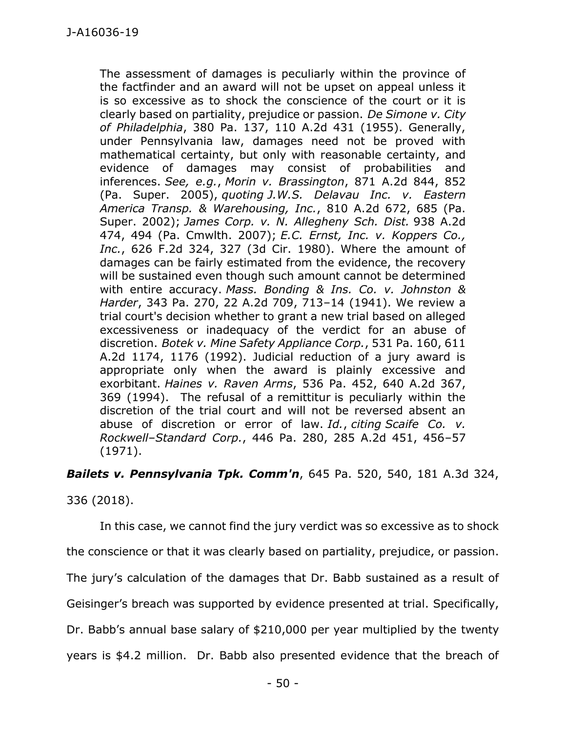> The assessment of damages is peculiarly within the province of the factfinder and an award will not be upset on appeal unless it is so excessive as to shock the conscience of the court or it is clearly based on partiality, prejudice or passion. *De Simone v. City of Philadelphia*, 380 Pa. 137, 110 A.2d 431 (1955). Generally, under Pennsylvania law, damages need not be proved with mathematical certainty, but only with reasonable certainty, and evidence of damages may consist of probabilities and inferences. *See, e.g.*, *Morin v. Brassington*, 871 A.2d 844, 852 (Pa. Super. 2005), *quoting J.W.S. Delavau Inc. v. Eastern America Transp. & Warehousing, Inc.*, 810 A.2d 672, 685 (Pa. Super. 2002); *James Corp. v. N. Allegheny Sch. Dist.* 938 A.2d 474, 494 (Pa. Cmwlth. 2007); *E.C. Ernst, Inc. v. Koppers Co., Inc.*, 626 F.2d 324, 327 (3d Cir. 1980). Where the amount of damages can be fairly estimated from the evidence, the recovery will be sustained even though such amount cannot be determined with entire accuracy. *Mass. Bonding & Ins. Co. v. Johnston & Harder*, 343 Pa. 270, 22 A.2d 709, 713–14 (1941). We review a trial court's decision whether to grant a new trial based on alleged excessiveness or inadequacy of the verdict for an abuse of discretion. *Botek v. Mine Safety Appliance Corp.*, 531 Pa. 160, 611 A.2d 1174, 1176 (1992). Judicial reduction of a jury award is appropriate only when the award is plainly excessive and exorbitant. *Haines v. Raven Arms*, 536 Pa. 452, 640 A.2d 367, 369 (1994). The refusal of a remittitur is peculiarly within the discretion of the trial court and will not be reversed absent an abuse of discretion or error of law. *Id.*, *citing Scaife Co. v. Rockwell–Standard Corp.*, 446 Pa. 280, 285 A.2d 451, 456–57 (1971).

***Bailets v. Pennsylvania Tpk. Comm'n***, 645 Pa. 520, 540, 181 A.3d 324, 336 (2018).

In this case, we cannot find the jury verdict was so excessive as to shock the conscience or that it was clearly based on partiality, prejudice, or passion. The jury's calculation of the damages that Dr. Babb sustained as a result of Geisinger's breach was supported by evidence presented at trial. Specifically, Dr. Babb's annual base salary of $210,000 per year multiplied by the twenty years is $4.2 million. Dr. Babb also presented evidence that the breach of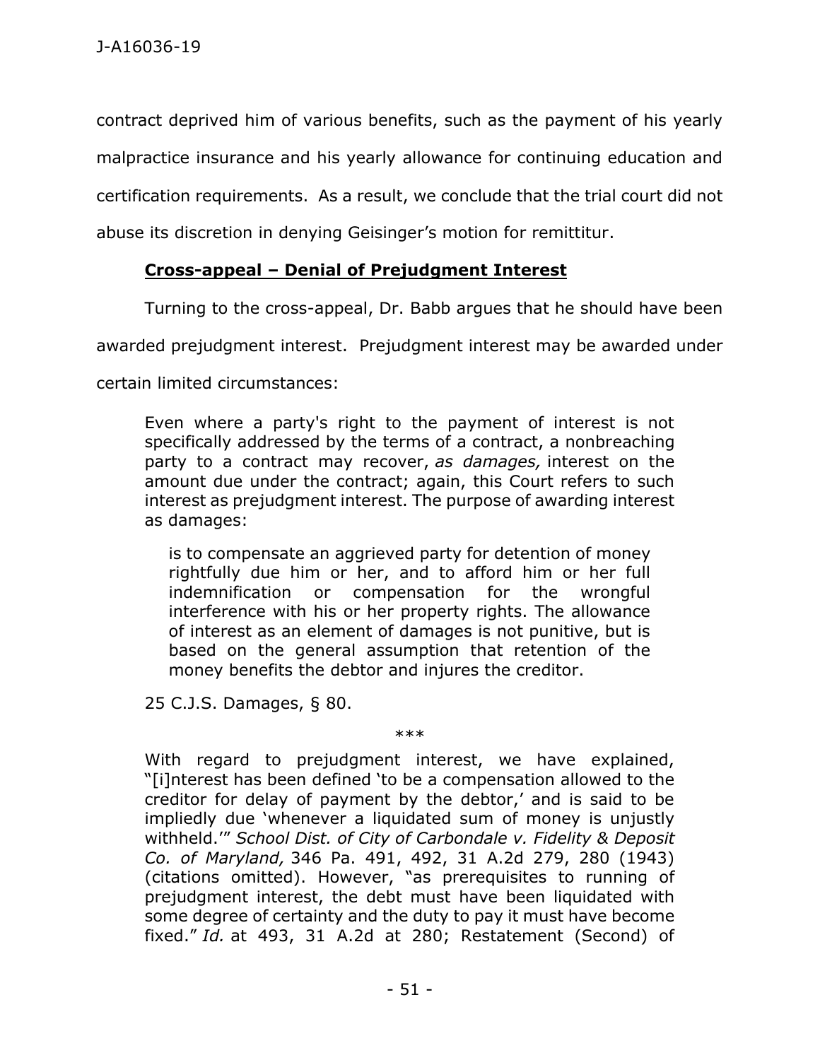contract deprived him of various benefits, such as the payment of his yearly malpractice insurance and his yearly allowance for continuing education and certification requirements. As a result, we conclude that the trial court did not abuse its discretion in denying Geisinger's motion for remittitur.

**Cross-appeal – Denial of Prejudgment Interest**

Turning to the cross-appeal, Dr. Babb argues that he should have been awarded prejudgment interest. Prejudgment interest may be awarded under certain limited circumstances:

> Even where a party's right to the payment of interest is not specifically addressed by the terms of a contract, a nonbreaching party to a contract may recover, *as damages,* interest on the amount due under the contract; again, this Court refers to such interest as prejudgment interest. The purpose of awarding interest as damages:
>
> > is to compensate an aggrieved party for detention of money rightfully due him or her, and to afford him or her full indemnification or compensation for the wrongful interference with his or her property rights. The allowance of interest as an element of damages is not punitive, but is based on the general assumption that retention of the money benefits the debtor and injures the creditor.
>
> 25 C.J.S. Damages, § 80.
>
> \*\*\*
>
> With regard to prejudgment interest, we have explained, "[i]nterest has been defined 'to be a compensation allowed to the creditor for delay of payment by the debtor,' and is said to be impliedly due 'whenever a liquidated sum of money is unjustly withheld.'" *School Dist. of City of Carbondale v. Fidelity & Deposit Co. of Maryland,* 346 Pa. 491, 492, 31 A.2d 279, 280 (1943) (citations omitted). However, "as prerequisites to running of prejudgment interest, the debt must have been liquidated with some degree of certainty and the duty to pay it must have become fixed." *Id.* at 493, 31 A.2d at 280; Restatement (Second) of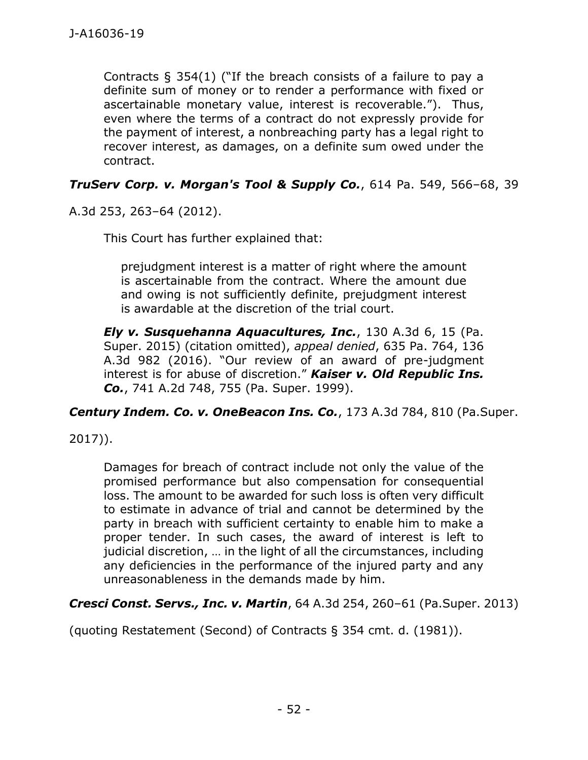> Contracts § 354(1) ("If the breach consists of a failure to pay a definite sum of money or to render a performance with fixed or ascertainable monetary value, interest is recoverable."). Thus, even where the terms of a contract do not expressly provide for the payment of interest, a nonbreaching party has a legal right to recover interest, as damages, on a definite sum owed under the contract.

***TruServ Corp. v. Morgan's Tool & Supply Co.***, 614 Pa. 549, 566–68, 39 A.3d 253, 263–64 (2012).

This Court has further explained that:

> prejudgment interest is a matter of right where the amount is ascertainable from the contract. Where the amount due and owing is not sufficiently definite, prejudgment interest is awardable at the discretion of the trial court.
>
> ***Ely v. Susquehanna Aquacultures, Inc.***, 130 A.3d 6, 15 (Pa. Super. 2015) (citation omitted), *appeal denied*, 635 Pa. 764, 136 A.3d 982 (2016). "Our review of an award of pre-judgment interest is for abuse of discretion." ***Kaiser v. Old Republic Ins. Co.***, 741 A.2d 748, 755 (Pa. Super. 1999).

***Century Indem. Co. v. OneBeacon Ins. Co.***, 173 A.3d 784, 810 (Pa.Super. 2017)).

> Damages for breach of contract include not only the value of the promised performance but also compensation for consequential loss. The amount to be awarded for such loss is often very difficult to estimate in advance of trial and cannot be determined by the party in breach with sufficient certainty to enable him to make a proper tender. In such cases, the award of interest is left to judicial discretion, … in the light of all the circumstances, including any deficiencies in the performance of the injured party and any unreasonableness in the demands made by him.

***Cresci Const. Servs., Inc. v. Martin***, 64 A.3d 254, 260–61 (Pa.Super. 2013) (quoting Restatement (Second) of Contracts § 354 cmt. d. (1981)).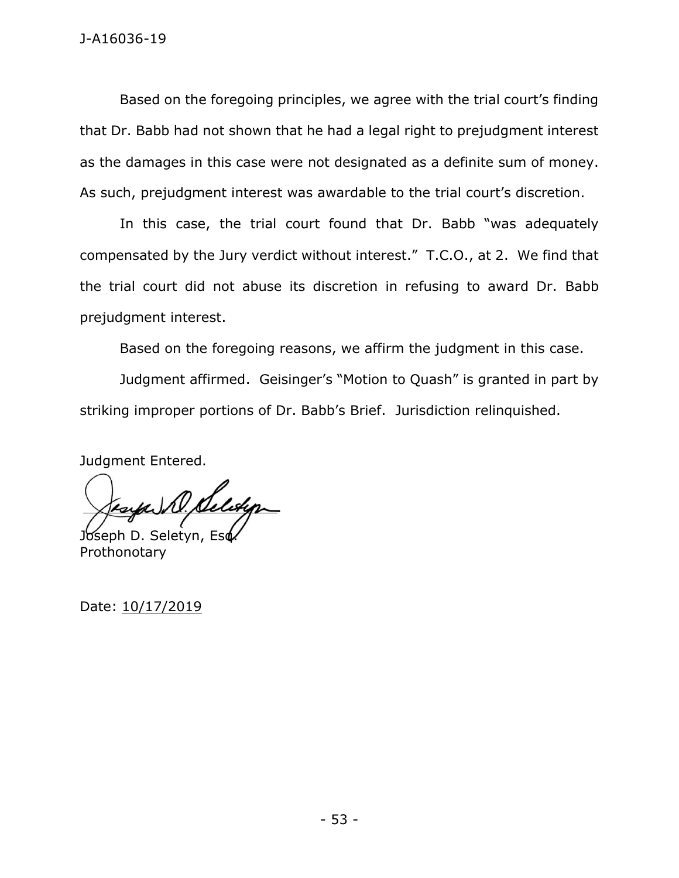Based on the foregoing principles, we agree with the trial court's finding that Dr. Babb had not shown that he had a legal right to prejudgment interest as the damages in this case were not designated as a definite sum of money. As such, prejudgment interest was awardable to the trial court's discretion.

In this case, the trial court found that Dr. Babb "was adequately compensated by the Jury verdict without interest." T.C.O., at 2. We find that the trial court did not abuse its discretion in refusing to award Dr. Babb prejudgment interest.

Based on the foregoing reasons, we affirm the judgment in this case.

Judgment affirmed. Geisinger's "Motion to Quash" is granted in part by striking improper portions of Dr. Babb's Brief. Jurisdiction relinquished.

Judgment Entered.

Joseph D. Seletyn, Esq.
Prothonotary

Date: 10/17/2019